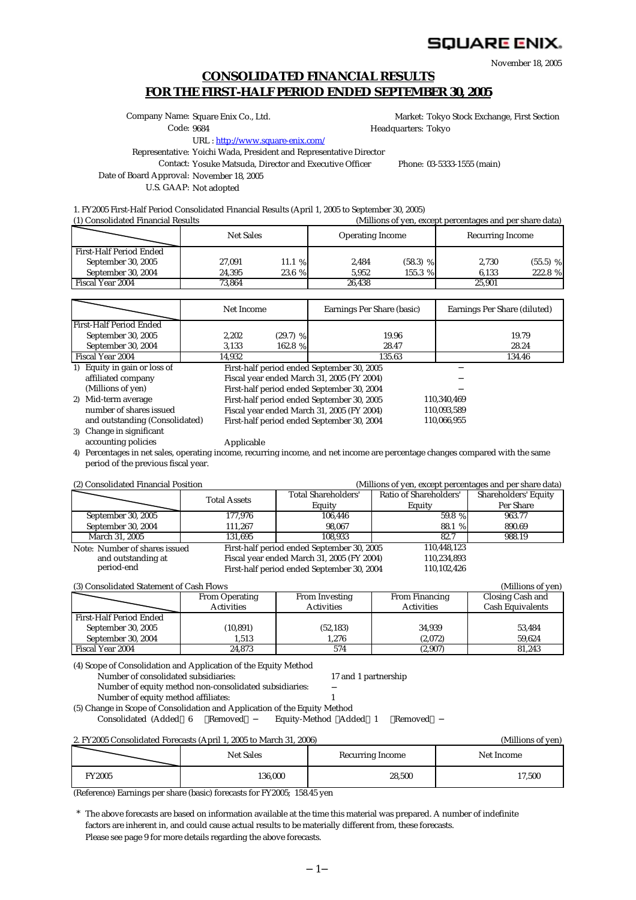SQUARE ENIX.

November 18, 2005

# CONSOLIDATED FINANCIAL RESULTS FOR THE FIRST-HALF PERIOD ENDED SEPTEMBER 30, 2005

Company Name: Square Enix Co., Ltd.　　Market: Tokyo Stock Exchange, First Section
Code: 9684　　Headquarters: Tokyo
URL : http://www.square-enix.com/
Representative: Yoichi Wada, President and Representative Director
Contact: Yosuke Matsuda, Director and Executive Officer　　Phone: 03-5333-1555 (main)
Date of Board Approval: November 18, 2005
U.S. GAAP: Not adopted

1. FY2005 First-Half Period Consolidated Financial Results (April 1, 2005 to September 30, 2005)

(1) Consolidated Financial Results　　(Millions of yen, except percentages and per share data)

| | Net Sales | | Operating Income | | Recurring Income | |
|---|---|---|---|---|---|---|
| First-Half Period Ended | | | | | | |
| September 30, 2005 | 27,091 | 11.1 % | 2,484 | (58.3) % | 2,730 | (55.5) % |
| September 30, 2004 | 24,395 | 23.6 % | 5,952 | 155.3 % | 6,133 | 222.8 % |
| Fiscal Year 2004 | 73,864 | | 26,438 | | 25,901 | |

| | Net Income | | Earnings Per Share (basic) | Earnings Per Share (diluted) |
|---|---|---|---|---|
| First-Half Period Ended | | | | |
| September 30, 2005 | 2,202 | (29.7) % | 19.96 | 19.79 |
| September 30, 2004 | 3,133 | 162.8 % | 28.47 | 28.24 |
| Fiscal Year 2004 | 14,932 | | 135.63 | 134.46 |

1) Equity in gain or loss of affiliated company (Millions of yen)
   - First-half period ended September 30, 2005: －
   - Fiscal year ended March 31, 2005 (FY 2004): －
   - First-half period ended September 30, 2004: －
2) Mid-term average number of shares issued and outstanding (Consolidated)
   - First-half period ended September 30, 2005: 110,340,469
   - Fiscal year ended March 31, 2005 (FY 2004): 110,093,589
   - First-half period ended September 30, 2004: 110,066,955
3) Change in significant accounting policies: Applicable
4) Percentages in net sales, operating income, recurring income, and net income are percentage changes compared with the same period of the previous fiscal year.

(2) Consolidated Financial Position　　(Millions of yen, except percentages and per share data)

| | Total Assets | Total Shareholders' Equity | Ratio of Shareholders' Equity | Shareholders' Equity Per Share |
|---|---|---|---|---|
| September 30, 2005 | 177,976 | 106,446 | 59.8 % | 963.77 |
| September 30, 2004 | 111,267 | 98,067 | 88.1 % | 890.69 |
| March 31, 2005 | 131,695 | 108,933 | 82.7 | 988.19 |

Note: Number of shares issued and outstanding at period-end
- First-half period ended September 30, 2005: 110,448,123
- Fiscal year ended March 31, 2005 (FY 2004): 110,234,893
- First-half period ended September 30, 2004: 110,102,426

(3) Consolidated Statement of Cash Flows　　(Millions of yen)

| | From Operating Activities | From Investing Activities | From Financing Activities | Closing Cash and Cash Equivalents |
|---|---|---|---|---|
| First-Half Period Ended | | | | |
| September 30, 2005 | (10,891) | (52,183) | 34,939 | 53,484 |
| September 30, 2004 | 1,513 | 1,276 | (2,072) | 59,624 |
| Fiscal Year 2004 | 24,873 | 574 | (2,907) | 81,243 |

(4) Scope of Consolidation and Application of the Equity Method
- Number of consolidated subsidiaries: 17 and 1 partnership
- Number of equity method non-consolidated subsidiaries: －
- Number of equity method affiliates: 1

(5) Change in Scope of Consolidation and Application of the Equity Method
Consolidated (Added 6　Removed －　Equity-Method Added 1　Removed －

2. FY2005 Consolidated Forecasts (April 1, 2005 to March 31, 2006)　　(Millions of yen)

| | Net Sales | Recurring Income | Net Income |
|---|---|---|---|
| FY2005 | 136,000 | 28,500 | 17,500 |

(Reference) Earnings per share (basic) forecasts for FY2005; 158.45 yen

\* The above forecasts are based on information available at the time this material was prepared. A number of indefinite factors are inherent in, and could cause actual results to be materially different from, these forecasts. Please see page 9 for more details regarding the above forecasts.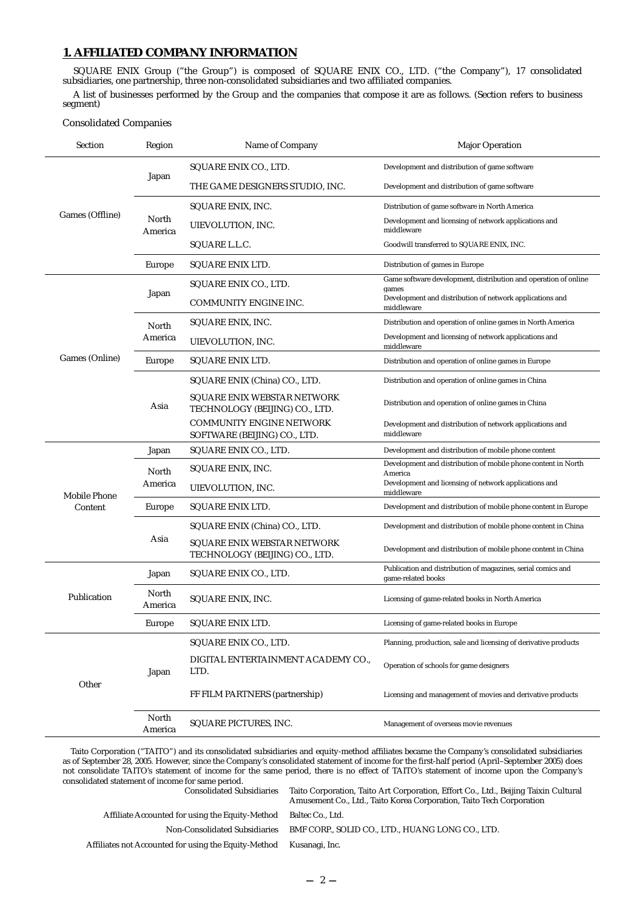## 1. AFFILIATED COMPANY INFORMATION

SQUARE ENIX Group ("the Group") is composed of SQUARE ENIX CO., LTD. ("the Company"), 17 consolidated subsidiaries, one partnership, three non-consolidated subsidiaries and two affiliated companies.

A list of businesses performed by the Group and the companies that compose it are as follows. (Section refers to business segment)

Consolidated Companies

| Section | Region | Name of Company | Major Operation |
|---|---|---|---|
| Games (Offline) | Japan | SQUARE ENIX CO., LTD. | Development and distribution of game software |
| | | THE GAME DESIGNERS STUDIO, INC. | Development and distribution of game software |
| | North America | SQUARE ENIX, INC. | Distribution of game software in North America |
| | | UIEVOLUTION, INC. | Development and licensing of network applications and middleware |
| | | SQUARE L.L.C. | Goodwill transferred to SQUARE ENIX, INC. |
| | Europe | SQUARE ENIX LTD. | Distribution of games in Europe |
| Games (Online) | Japan | SQUARE ENIX CO., LTD. | Game software development, distribution and operation of online games |
| | | COMMUNITY ENGINE INC. | Development and distribution of network applications and middleware |
| | North America | SQUARE ENIX, INC. | Distribution and operation of online games in North America |
| | | UIEVOLUTION, INC. | Development and licensing of network applications and middleware |
| | Europe | SQUARE ENIX LTD. | Distribution and operation of online games in Europe |
| | Asia | SQUARE ENIX (China) CO., LTD. | Distribution and operation of online games in China |
| | | SQUARE ENIX WEBSTAR NETWORK TECHNOLOGY (BEIJING) CO., LTD. | Distribution and operation of online games in China |
| | | COMMUNITY ENGINE NETWORK SOFTWARE (BEIJING) CO., LTD. | Development and distribution of network applications and middleware |
| Mobile Phone Content | Japan | SQUARE ENIX CO., LTD. | Development and distribution of mobile phone content |
| | North America | SQUARE ENIX, INC. | Development and distribution of mobile phone content in North America |
| | | UIEVOLUTION, INC. | Development and licensing of network applications and middleware |
| | Europe | SQUARE ENIX LTD. | Development and distribution of mobile phone content in Europe |
| | Asia | SQUARE ENIX (China) CO., LTD. | Development and distribution of mobile phone content in China |
| | | SQUARE ENIX WEBSTAR NETWORK TECHNOLOGY (BEIJING) CO., LTD. | Development and distribution of mobile phone content in China |
| Publication | Japan | SQUARE ENIX CO., LTD. | Publication and distribution of magazines, serial comics and game-related books |
| | North America | SQUARE ENIX, INC. | Licensing of game-related books in North America |
| | Europe | SQUARE ENIX LTD. | Licensing of game-related books in Europe |
| Other | Japan | SQUARE ENIX CO., LTD. | Planning, production, sale and licensing of derivative products |
| | | DIGITAL ENTERTAINMENT ACADEMY CO., LTD. | Operation of schools for game designers |
| | | FF FILM PARTNERS (partnership) | Licensing and management of movies and derivative products |
| | North America | SQUARE PICTURES, INC. | Management of overseas movie revenues |

Taito Corporation ("TAITO") and its consolidated subsidiaries and equity-method affiliates became the Company's consolidated subsidiaries as of September 28, 2005. However, since the Company's consolidated statement of income for the first-half period (April–September 2005) does not consolidate TAITO's statement of income for the same period, there is no effect of TAITO's statement of income upon the Company's consolidated statement of income for same period.

| | |
|---|---|
| Consolidated Subsidiaries | Taito Corporation, Taito Art Corporation, Effort Co., Ltd., Beijing Taixin Cultural Amusement Co., Ltd., Taito Korea Corporation, Taito Tech Corporation |
| Affiliate Accounted for using the Equity-Method | Baltec Co., Ltd. |
| Non-Consolidated Subsidiaries | BMF CORP., SOLID CO., LTD., HUANG LONG CO., LTD. |
| Affiliates not Accounted for using the Equity-Method | Kusanagi, Inc. |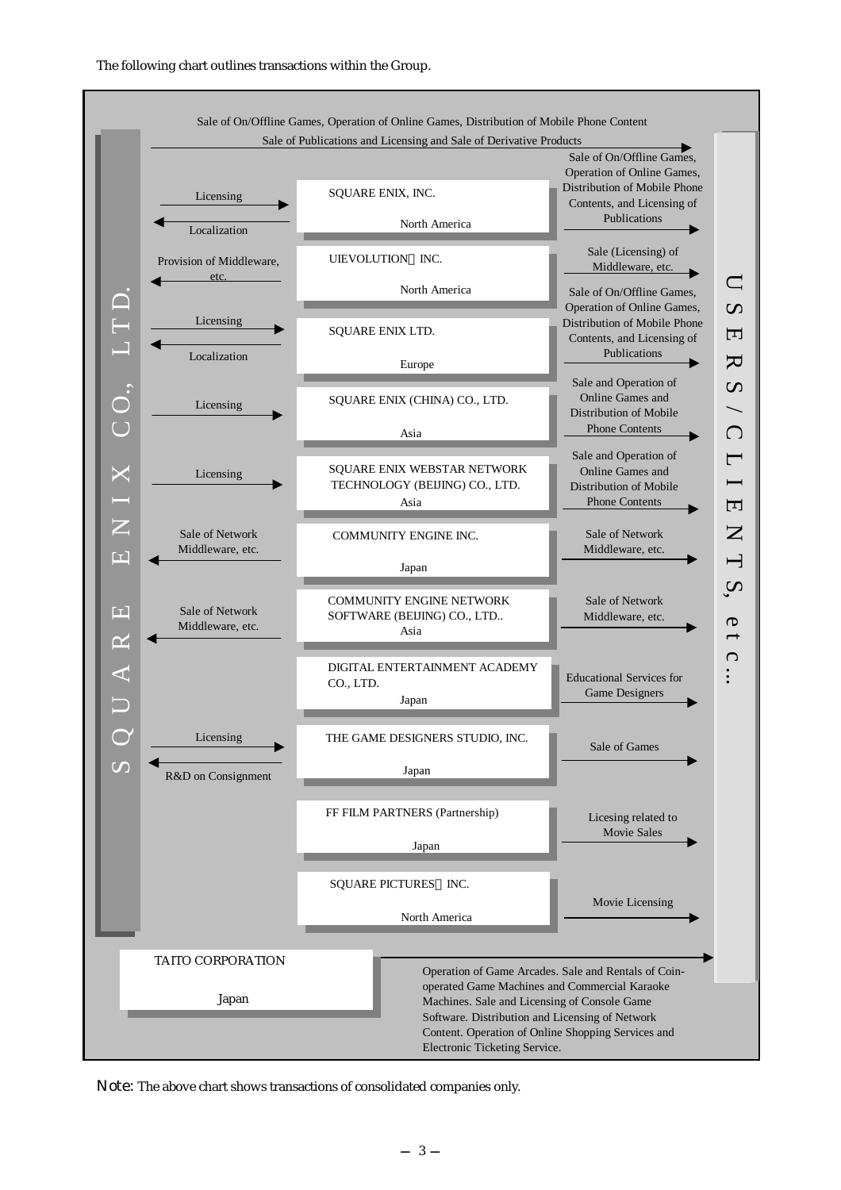The following chart outlines transactions within the Group.

**SQUARE ENIX CO., LTD.** → **USERS / CLIENTS, etc...**

Sale of On/Offline Games, Operation of Online Games, Distribution of Mobile Phone Content
Sale of Publications and Licensing and Sale of Derivative Products

| Transactions with SQUARE ENIX CO., LTD. | Company | Region | Transactions with Users / Clients, etc. |
|---|---|---|---|
| Licensing (→) / Localization (←) | SQUARE ENIX, INC. | North America | Sale of On/Offline Games, Operation of Online Games, Distribution of Mobile Phone Contents, and Licensing of Publications |
| Provision of Middleware, etc. (←) | UIEVOLUTION INC. | North America | Sale (Licensing) of Middleware, etc. |
| Licensing (→) / Localization (←) | SQUARE ENIX LTD. | Europe | Sale of On/Offline Games, Operation of Online Games, Distribution of Mobile Phone Contents, and Licensing of Publications |
| Licensing (→) | SQUARE ENIX (CHINA) CO., LTD. | Asia | Sale and Operation of Online Games and Distribution of Mobile Phone Contents |
| Licensing (→) | SQUARE ENIX WEBSTAR NETWORK TECHNOLOGY (BEIJING) CO., LTD. | Asia | Sale and Operation of Online Games and Distribution of Mobile Phone Contents |
| Sale of Network Middleware, etc. (←) | COMMUNITY ENGINE INC. | Japan | Sale of Network Middleware, etc. |
| Sale of Network Middleware, etc. (←) | COMMUNITY ENGINE NETWORK SOFTWARE (BEIJING) CO., LTD.. | Asia | Sale of Network Middleware, etc. |
| | DIGITAL ENTERTAINMENT ACADEMY CO., LTD. | Japan | Educational Services for Game Designers |
| Licensing (→) / R&D on Consignment (←) | THE GAME DESIGNERS STUDIO, INC. | Japan | Sale of Games |
| | FF FILM PARTNERS (Partnership) | Japan | Licesing related to Movie Sales |
| | SQUARE PICTURES INC. | North America | Movie Licensing |

TAITO CORPORATION (Japan) → Operation of Game Arcades. Sale and Rentals of Coin-operated Game Machines and Commercial Karaoke Machines. Sale and Licensing of Console Game Software. Distribution and Licensing of Network Content. Operation of Online Shopping Services and Electronic Ticketing Service.

Note: The above chart shows transactions of consolidated companies only.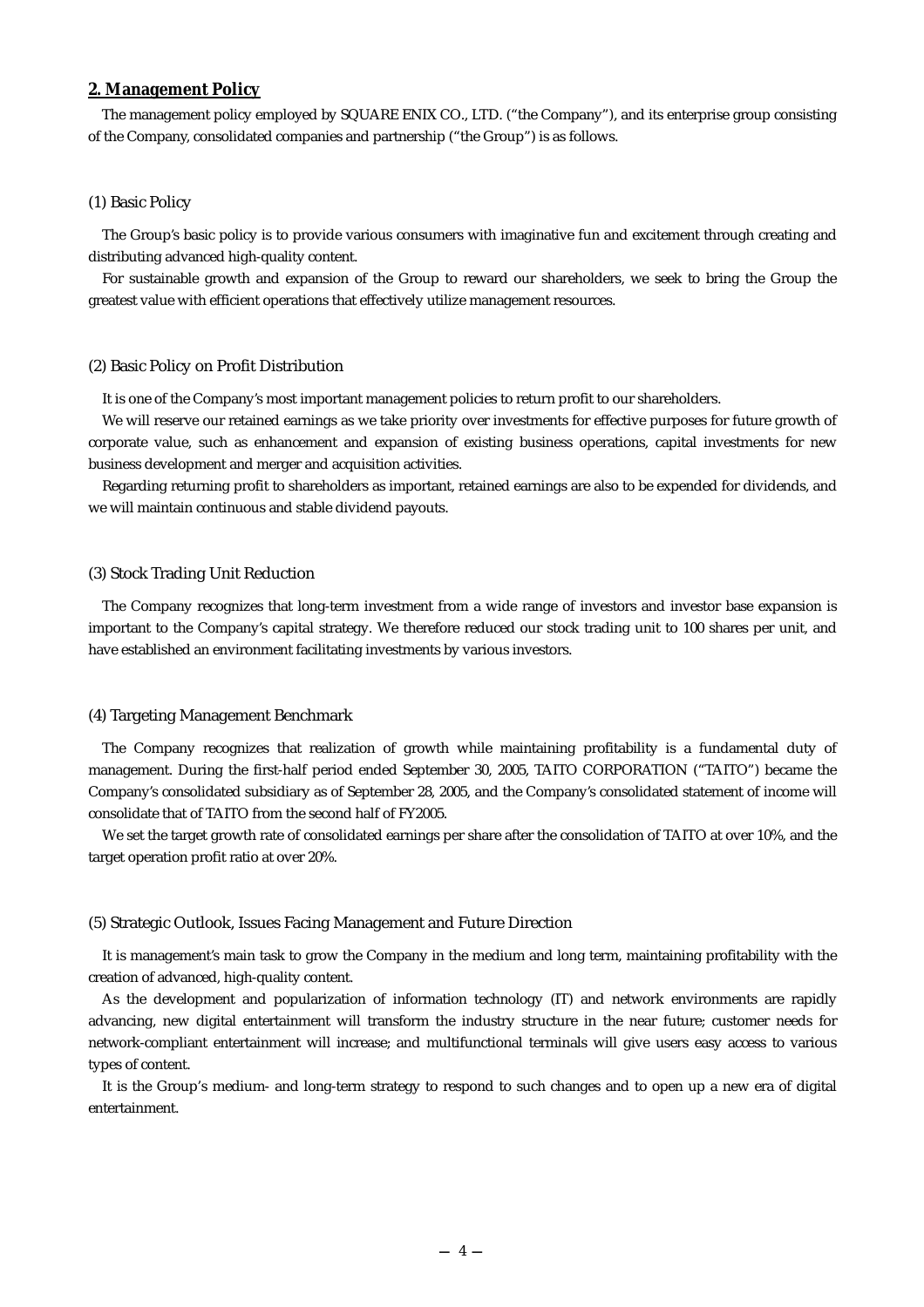## 2. Management Policy

The management policy employed by SQUARE ENIX CO., LTD. ("the Company"), and its enterprise group consisting of the Company, consolidated companies and partnership ("the Group") is as follows.

### (1) Basic Policy

The Group's basic policy is to provide various consumers with imaginative fun and excitement through creating and distributing advanced high-quality content.

For sustainable growth and expansion of the Group to reward our shareholders, we seek to bring the Group the greatest value with efficient operations that effectively utilize management resources.

### (2) Basic Policy on Profit Distribution

It is one of the Company's most important management policies to return profit to our shareholders.

We will reserve our retained earnings as we take priority over investments for effective purposes for future growth of corporate value, such as enhancement and expansion of existing business operations, capital investments for new business development and merger and acquisition activities.

Regarding returning profit to shareholders as important, retained earnings are also to be expended for dividends, and we will maintain continuous and stable dividend payouts.

### (3) Stock Trading Unit Reduction

The Company recognizes that long-term investment from a wide range of investors and investor base expansion is important to the Company's capital strategy. We therefore reduced our stock trading unit to 100 shares per unit, and have established an environment facilitating investments by various investors.

### (4) Targeting Management Benchmark

The Company recognizes that realization of growth while maintaining profitability is a fundamental duty of management. During the first-half period ended September 30, 2005, TAITO CORPORATION ("TAITO") became the Company's consolidated subsidiary as of September 28, 2005, and the Company's consolidated statement of income will consolidate that of TAITO from the second half of FY2005.

We set the target growth rate of consolidated earnings per share after the consolidation of TAITO at over 10%, and the target operation profit ratio at over 20%.

### (5) Strategic Outlook, Issues Facing Management and Future Direction

It is management's main task to grow the Company in the medium and long term, maintaining profitability with the creation of advanced, high-quality content.

As the development and popularization of information technology (IT) and network environments are rapidly advancing, new digital entertainment will transform the industry structure in the near future; customer needs for network-compliant entertainment will increase; and multifunctional terminals will give users easy access to various types of content.

It is the Group's medium- and long-term strategy to respond to such changes and to open up a new era of digital entertainment.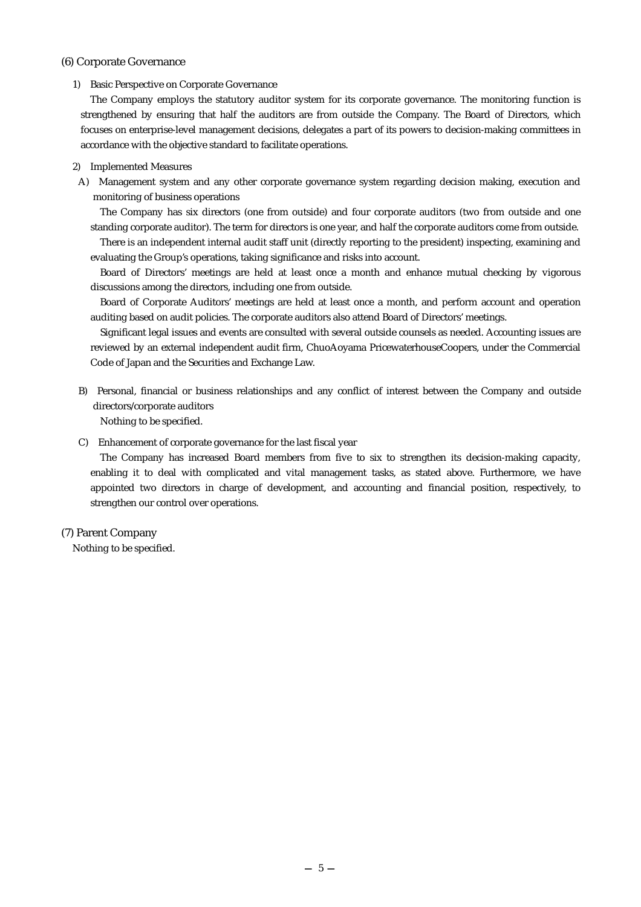## (6) Corporate Governance

1) Basic Perspective on Corporate Governance

The Company employs the statutory auditor system for its corporate governance. The monitoring function is strengthened by ensuring that half the auditors are from outside the Company. The Board of Directors, which focuses on enterprise-level management decisions, delegates a part of its powers to decision-making committees in accordance with the objective standard to facilitate operations.

2) Implemented Measures

A) Management system and any other corporate governance system regarding decision making, execution and monitoring of business operations

The Company has six directors (one from outside) and four corporate auditors (two from outside and one standing corporate auditor). The term for directors is one year, and half the corporate auditors come from outside.

There is an independent internal audit staff unit (directly reporting to the president) inspecting, examining and evaluating the Group's operations, taking significance and risks into account.

Board of Directors' meetings are held at least once a month and enhance mutual checking by vigorous discussions among the directors, including one from outside.

Board of Corporate Auditors' meetings are held at least once a month, and perform account and operation auditing based on audit policies. The corporate auditors also attend Board of Directors' meetings.

Significant legal issues and events are consulted with several outside counsels as needed. Accounting issues are reviewed by an external independent audit firm, ChuoAoyama PricewaterhouseCoopers, under the Commercial Code of Japan and the Securities and Exchange Law.

B) Personal, financial or business relationships and any conflict of interest between the Company and outside directors/corporate auditors

Nothing to be specified.

C) Enhancement of corporate governance for the last fiscal year

The Company has increased Board members from five to six to strengthen its decision-making capacity, enabling it to deal with complicated and vital management tasks, as stated above. Furthermore, we have appointed two directors in charge of development, and accounting and financial position, respectively, to strengthen our control over operations.

## (7) Parent Company

Nothing to be specified.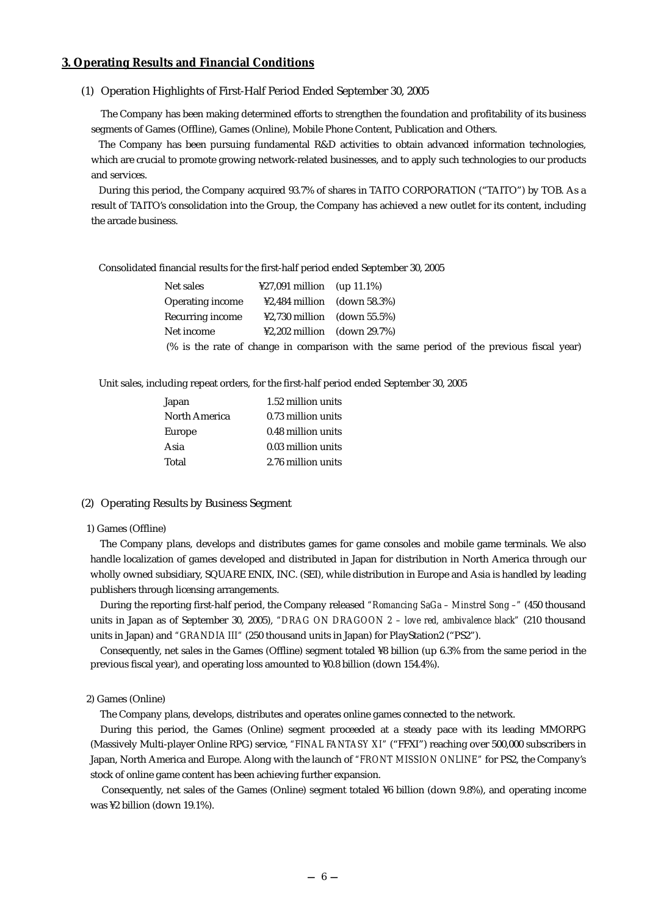## 3. Operating Results and Financial Conditions

### (1) Operation Highlights of First-Half Period Ended September 30, 2005

The Company has been making determined efforts to strengthen the foundation and profitability of its business segments of Games (Offline), Games (Online), Mobile Phone Content, Publication and Others.

The Company has been pursuing fundamental R&D activities to obtain advanced information technologies, which are crucial to promote growing network-related businesses, and to apply such technologies to our products and services.

During this period, the Company acquired 93.7% of shares in TAITO CORPORATION ("TAITO") by TOB. As a result of TAITO's consolidation into the Group, the Company has achieved a new outlet for its content, including the arcade business.

Consolidated financial results for the first-half period ended September 30, 2005

| | | |
|---|---|---|
| Net sales | ¥27,091 million | (up 11.1%) |
| Operating income | ¥2,484 million | (down 58.3%) |
| Recurring income | ¥2,730 million | (down 55.5%) |
| Net income | ¥2,202 million | (down 29.7%) |

(% is the rate of change in comparison with the same period of the previous fiscal year)

Unit sales, including repeat orders, for the first-half period ended September 30, 2005

| | |
|---|---|
| Japan | 1.52 million units |
| North America | 0.73 million units |
| Europe | 0.48 million units |
| Asia | 0.03 million units |
| Total | 2.76 million units |

### (2) Operating Results by Business Segment

1) Games (Offline)

The Company plans, develops and distributes games for game consoles and mobile game terminals. We also handle localization of games developed and distributed in Japan for distribution in North America through our wholly owned subsidiary, SQUARE ENIX, INC. (SEI), while distribution in Europe and Asia is handled by leading publishers through licensing arrangements.

During the reporting first-half period, the Company released *"Romancing SaGa – Minstrel Song –"* (450 thousand units in Japan as of September 30, 2005), *"DRAG ON DRAGOON 2 – love red, ambivalence black"* (210 thousand units in Japan) and *"GRANDIA III"* (250 thousand units in Japan) for PlayStation2 ("PS2").

Consequently, net sales in the Games (Offline) segment totaled ¥8 billion (up 6.3% from the same period in the previous fiscal year), and operating loss amounted to ¥0.8 billion (down 154.4%).

2) Games (Online)

The Company plans, develops, distributes and operates online games connected to the network.

During this period, the Games (Online) segment proceeded at a steady pace with its leading MMORPG (Massively Multi-player Online RPG) service, *"FINAL FANTASY XI"* ("FFXI") reaching over 500,000 subscribers in Japan, North America and Europe. Along with the launch of *"FRONT MISSION ONLINE"* for PS2, the Company's stock of online game content has been achieving further expansion.

Consequently, net sales of the Games (Online) segment totaled ¥6 billion (down 9.8%), and operating income was ¥2 billion (down 19.1%).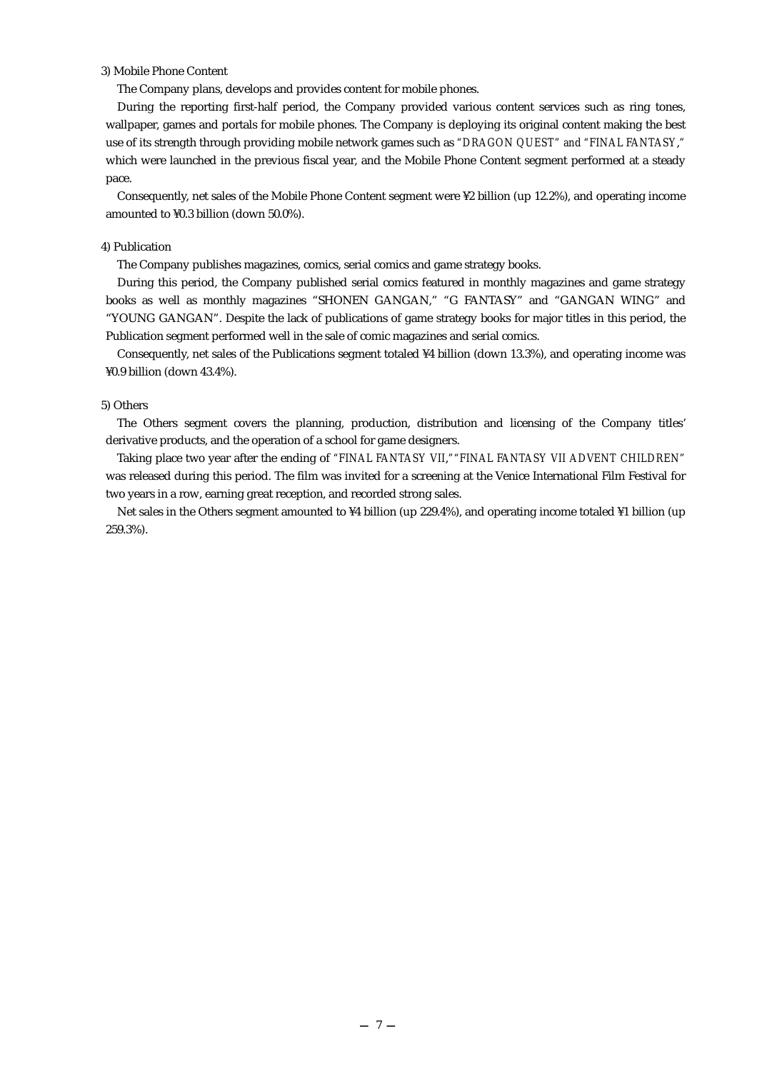3) Mobile Phone Content

The Company plans, develops and provides content for mobile phones.

During the reporting first-half period, the Company provided various content services such as ring tones, wallpaper, games and portals for mobile phones. The Company is deploying its original content making the best use of its strength through providing mobile network games such as *"DRAGON QUEST" and "FINAL FANTASY,"* which were launched in the previous fiscal year, and the Mobile Phone Content segment performed at a steady pace.

Consequently, net sales of the Mobile Phone Content segment were ¥2 billion (up 12.2%), and operating income amounted to ¥0.3 billion (down 50.0%).

4) Publication

The Company publishes magazines, comics, serial comics and game strategy books.

During this period, the Company published serial comics featured in monthly magazines and game strategy books as well as monthly magazines "SHONEN GANGAN," "G FANTASY" and "GANGAN WING" and "YOUNG GANGAN". Despite the lack of publications of game strategy books for major titles in this period, the Publication segment performed well in the sale of comic magazines and serial comics.

Consequently, net sales of the Publications segment totaled ¥4 billion (down 13.3%), and operating income was ¥0.9 billion (down 43.4%).

5) Others

The Others segment covers the planning, production, distribution and licensing of the Company titles' derivative products, and the operation of a school for game designers.

Taking place two year after the ending of *"FINAL FANTASY VII," "FINAL FANTASY VII ADVENT CHILDREN"* was released during this period. The film was invited for a screening at the Venice International Film Festival for two years in a row, earning great reception, and recorded strong sales.

Net sales in the Others segment amounted to ¥4 billion (up 229.4%), and operating income totaled ¥1 billion (up 259.3%).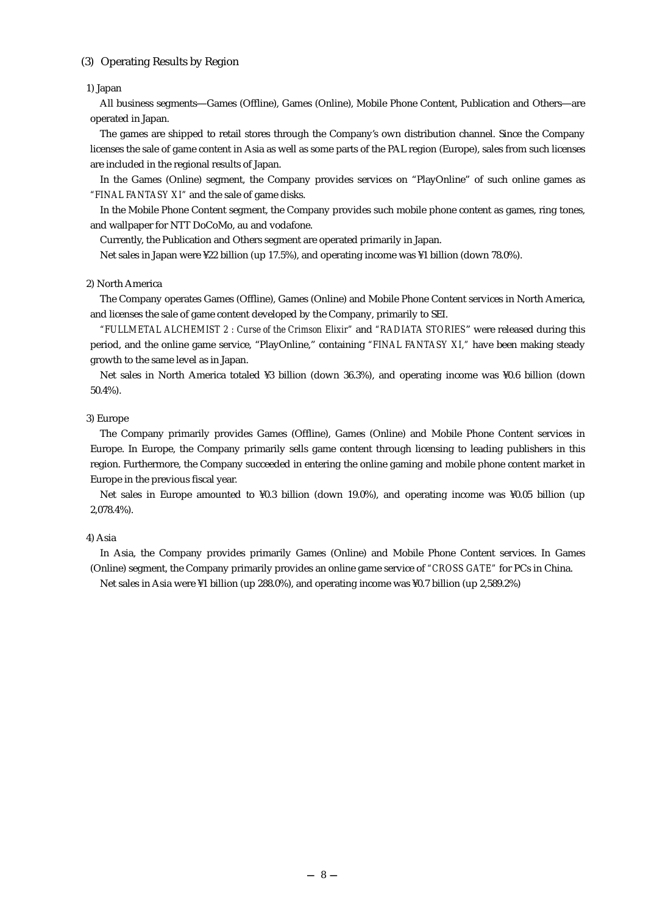### (3) Operating Results by Region

#### 1) Japan

All business segments—Games (Offline), Games (Online), Mobile Phone Content, Publication and Others—are operated in Japan.

The games are shipped to retail stores through the Company's own distribution channel. Since the Company licenses the sale of game content in Asia as well as some parts of the PAL region (Europe), sales from such licenses are included in the regional results of Japan.

In the Games (Online) segment, the Company provides services on "PlayOnline" of such online games as "*FINAL FANTASY XI*" and the sale of game disks.

In the Mobile Phone Content segment, the Company provides such mobile phone content as games, ring tones, and wallpaper for NTT DoCoMo, au and vodafone.

Currently, the Publication and Others segment are operated primarily in Japan.

Net sales in Japan were ¥22 billion (up 17.5%), and operating income was ¥1 billion (down 78.0%).

#### 2) North America

The Company operates Games (Offline), Games (Online) and Mobile Phone Content services in North America, and licenses the sale of game content developed by the Company, primarily to SEI.

"*FULLMETAL ALCHEMIST 2 : Curse of the Crimson Elixir*" and "*RADIATA STORIES*" were released during this period, and the online game service, "PlayOnline," containing "*FINAL FANTASY XI*," have been making steady growth to the same level as in Japan.

Net sales in North America totaled ¥3 billion (down 36.3%), and operating income was ¥0.6 billion (down 50.4%).

#### 3) Europe

The Company primarily provides Games (Offline), Games (Online) and Mobile Phone Content services in Europe. In Europe, the Company primarily sells game content through licensing to leading publishers in this region. Furthermore, the Company succeeded in entering the online gaming and mobile phone content market in Europe in the previous fiscal year.

Net sales in Europe amounted to ¥0.3 billion (down 19.0%), and operating income was ¥0.05 billion (up 2,078.4%).

#### 4) Asia

In Asia, the Company provides primarily Games (Online) and Mobile Phone Content services. In Games (Online) segment, the Company primarily provides an online game service of "*CROSS GATE*" for PCs in China.

Net sales in Asia were ¥1 billion (up 288.0%), and operating income was ¥0.7 billion (up 2,589.2%)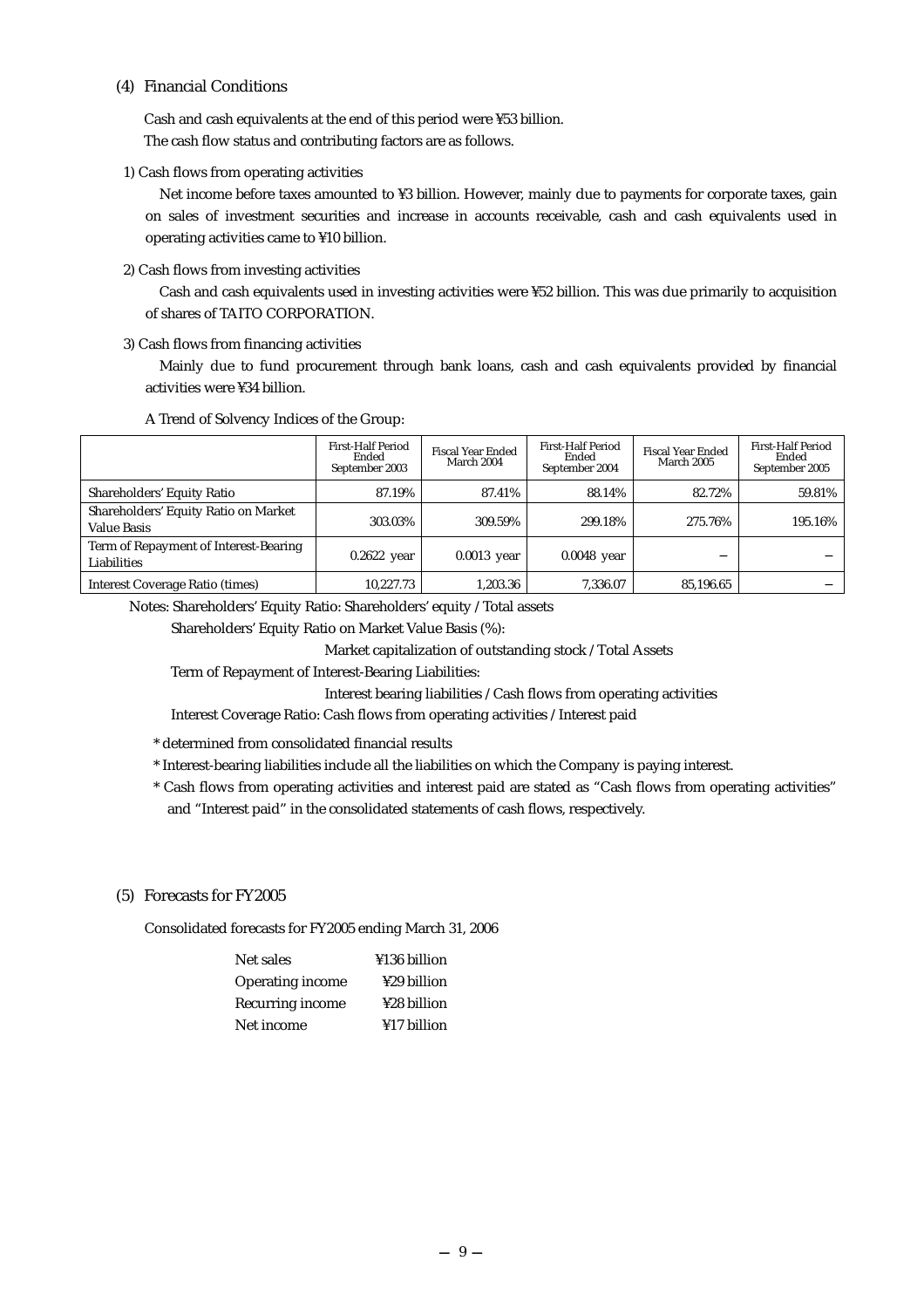## (4) Financial Conditions

Cash and cash equivalents at the end of this period were ¥53 billion.
The cash flow status and contributing factors are as follows.

1) Cash flows from operating activities

Net income before taxes amounted to ¥3 billion. However, mainly due to payments for corporate taxes, gain on sales of investment securities and increase in accounts receivable, cash and cash equivalents used in operating activities came to ¥10 billion.

2) Cash flows from investing activities

Cash and cash equivalents used in investing activities were ¥52 billion. This was due primarily to acquisition of shares of TAITO CORPORATION.

3) Cash flows from financing activities

Mainly due to fund procurement through bank loans, cash and cash equivalents provided by financial activities were ¥34 billion.

A Trend of Solvency Indices of the Group:

| | First-Half Period Ended September 2003 | Fiscal Year Ended March 2004 | First-Half Period Ended September 2004 | Fiscal Year Ended March 2005 | First-Half Period Ended September 2005 |
|---|---|---|---|---|---|
| Shareholders' Equity Ratio | 87.19% | 87.41% | 88.14% | 82.72% | 59.81% |
| Shareholders' Equity Ratio on Market Value Basis | 303.03% | 309.59% | 299.18% | 275.76% | 195.16% |
| Term of Repayment of Interest-Bearing Liabilities | 0.2622 year | 0.0013 year | 0.0048 year | – | – |
| Interest Coverage Ratio (times) | 10,227.73 | 1,203.36 | 7,336.07 | 85,196.65 | – |

Notes: Shareholders' Equity Ratio: Shareholders' equity / Total assets

Shareholders' Equity Ratio on Market Value Basis (%):

Market capitalization of outstanding stock / Total Assets

Term of Repayment of Interest-Bearing Liabilities:

Interest bearing liabilities / Cash flows from operating activities

Interest Coverage Ratio: Cash flows from operating activities / Interest paid

\* determined from consolidated financial results

\* Interest-bearing liabilities include all the liabilities on which the Company is paying interest.

\* Cash flows from operating activities and interest paid are stated as "Cash flows from operating activities" and "Interest paid" in the consolidated statements of cash flows, respectively.

## (5) Forecasts for FY2005

Consolidated forecasts for FY2005 ending March 31, 2006

| | |
|---|---|
| Net sales | ¥136 billion |
| Operating income | ¥29 billion |
| Recurring income | ¥28 billion |
| Net income | ¥17 billion |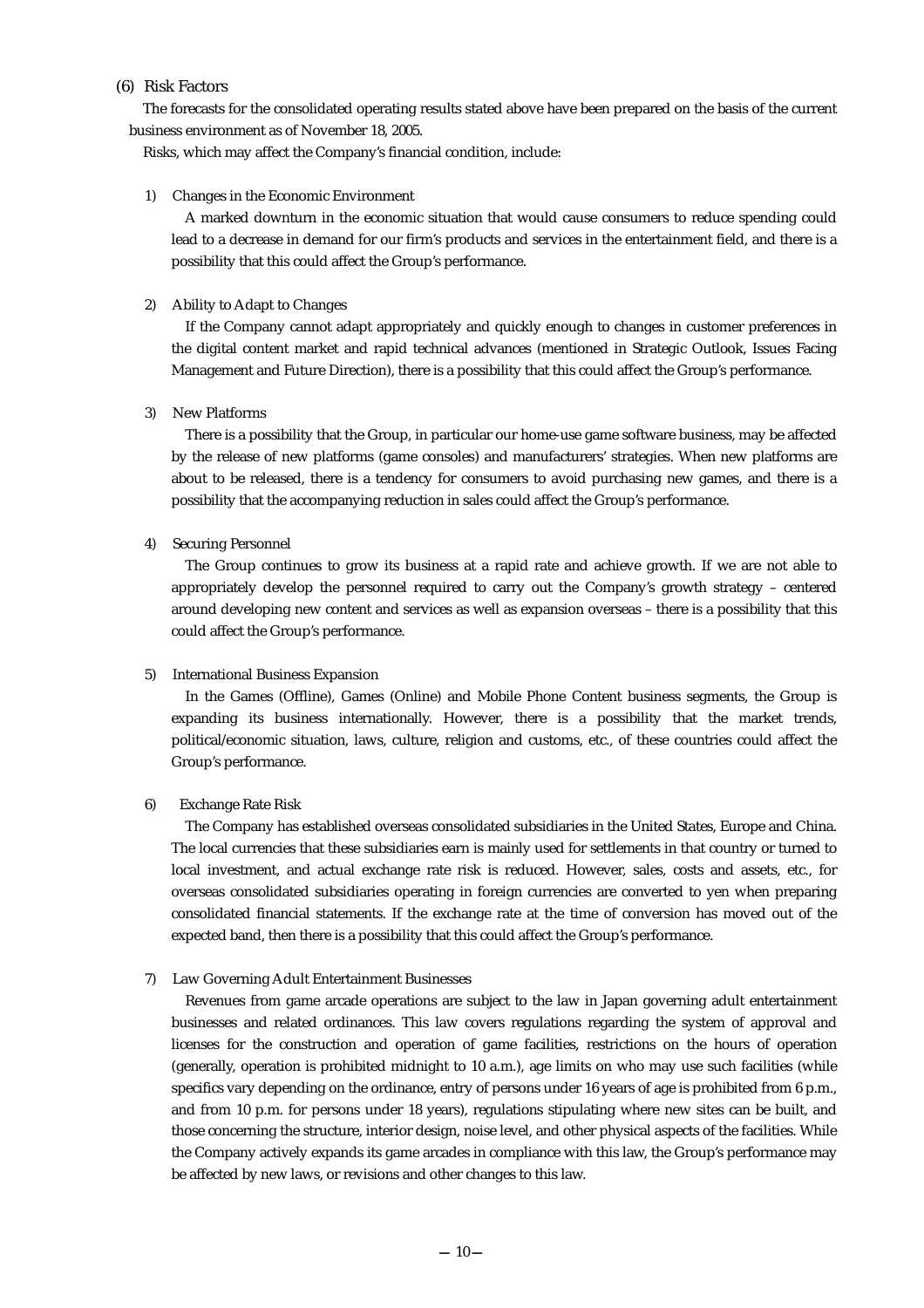## (6) Risk Factors

The forecasts for the consolidated operating results stated above have been prepared on the basis of the current business environment as of November 18, 2005.

Risks, which may affect the Company's financial condition, include:

### 1) Changes in the Economic Environment

A marked downturn in the economic situation that would cause consumers to reduce spending could lead to a decrease in demand for our firm's products and services in the entertainment field, and there is a possibility that this could affect the Group's performance.

### 2) Ability to Adapt to Changes

If the Company cannot adapt appropriately and quickly enough to changes in customer preferences in the digital content market and rapid technical advances (mentioned in Strategic Outlook, Issues Facing Management and Future Direction), there is a possibility that this could affect the Group's performance.

### 3) New Platforms

There is a possibility that the Group, in particular our home-use game software business, may be affected by the release of new platforms (game consoles) and manufacturers' strategies. When new platforms are about to be released, there is a tendency for consumers to avoid purchasing new games, and there is a possibility that the accompanying reduction in sales could affect the Group's performance.

### 4) Securing Personnel

The Group continues to grow its business at a rapid rate and achieve growth. If we are not able to appropriately develop the personnel required to carry out the Company's growth strategy – centered around developing new content and services as well as expansion overseas – there is a possibility that this could affect the Group's performance.

### 5) International Business Expansion

In the Games (Offline), Games (Online) and Mobile Phone Content business segments, the Group is expanding its business internationally. However, there is a possibility that the market trends, political/economic situation, laws, culture, religion and customs, etc., of these countries could affect the Group's performance.

### 6) Exchange Rate Risk

The Company has established overseas consolidated subsidiaries in the United States, Europe and China. The local currencies that these subsidiaries earn is mainly used for settlements in that country or turned to local investment, and actual exchange rate risk is reduced. However, sales, costs and assets, etc., for overseas consolidated subsidiaries operating in foreign currencies are converted to yen when preparing consolidated financial statements. If the exchange rate at the time of conversion has moved out of the expected band, then there is a possibility that this could affect the Group's performance.

### 7) Law Governing Adult Entertainment Businesses

Revenues from game arcade operations are subject to the law in Japan governing adult entertainment businesses and related ordinances. This law covers regulations regarding the system of approval and licenses for the construction and operation of game facilities, restrictions on the hours of operation (generally, operation is prohibited midnight to 10 a.m.), age limits on who may use such facilities (while specifics vary depending on the ordinance, entry of persons under 16 years of age is prohibited from 6 p.m., and from 10 p.m. for persons under 18 years), regulations stipulating where new sites can be built, and those concerning the structure, interior design, noise level, and other physical aspects of the facilities. While the Company actively expands its game arcades in compliance with this law, the Group's performance may be affected by new laws, or revisions and other changes to this law.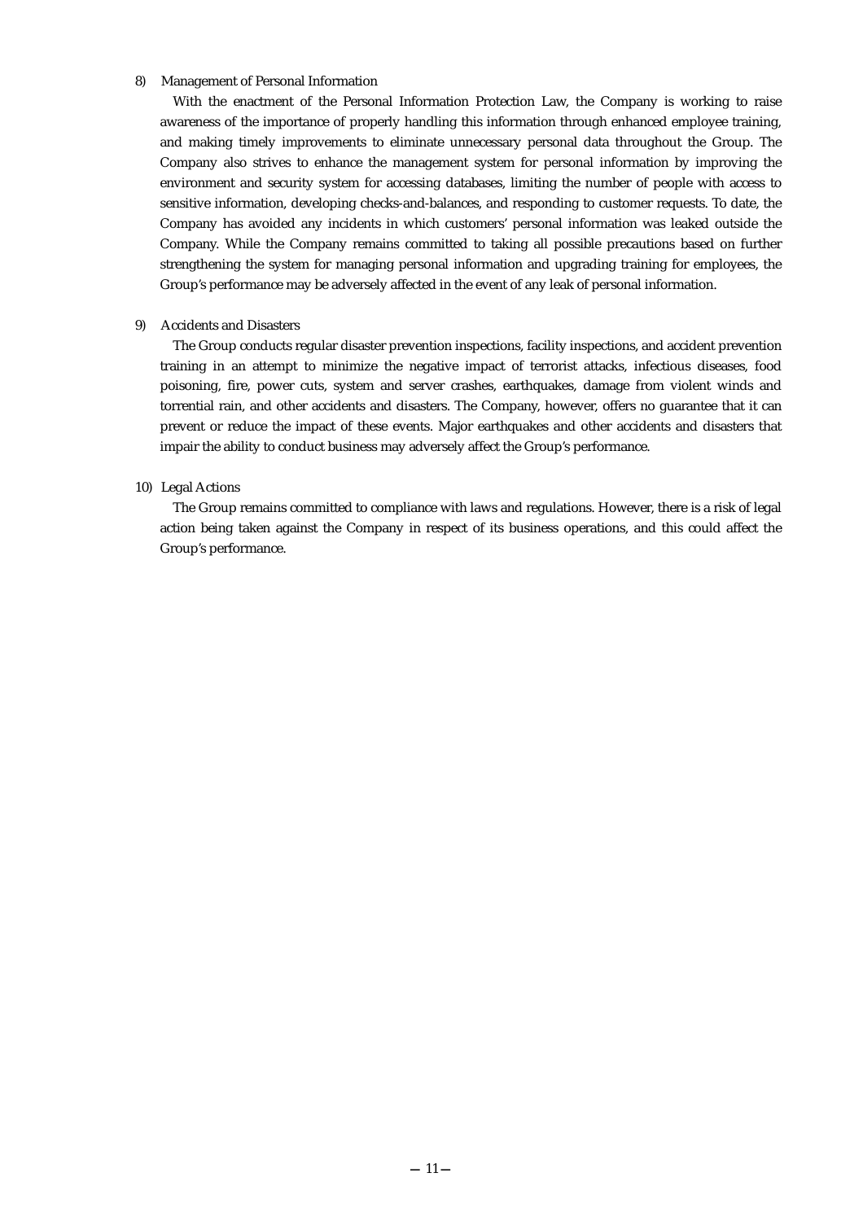8) Management of Personal Information

With the enactment of the Personal Information Protection Law, the Company is working to raise awareness of the importance of properly handling this information through enhanced employee training, and making timely improvements to eliminate unnecessary personal data throughout the Group. The Company also strives to enhance the management system for personal information by improving the environment and security system for accessing databases, limiting the number of people with access to sensitive information, developing checks-and-balances, and responding to customer requests. To date, the Company has avoided any incidents in which customers' personal information was leaked outside the Company. While the Company remains committed to taking all possible precautions based on further strengthening the system for managing personal information and upgrading training for employees, the Group's performance may be adversely affected in the event of any leak of personal information.

9) Accidents and Disasters

The Group conducts regular disaster prevention inspections, facility inspections, and accident prevention training in an attempt to minimize the negative impact of terrorist attacks, infectious diseases, food poisoning, fire, power cuts, system and server crashes, earthquakes, damage from violent winds and torrential rain, and other accidents and disasters. The Company, however, offers no guarantee that it can prevent or reduce the impact of these events. Major earthquakes and other accidents and disasters that impair the ability to conduct business may adversely affect the Group's performance.

10) Legal Actions

The Group remains committed to compliance with laws and regulations. However, there is a risk of legal action being taken against the Company in respect of its business operations, and this could affect the Group's performance.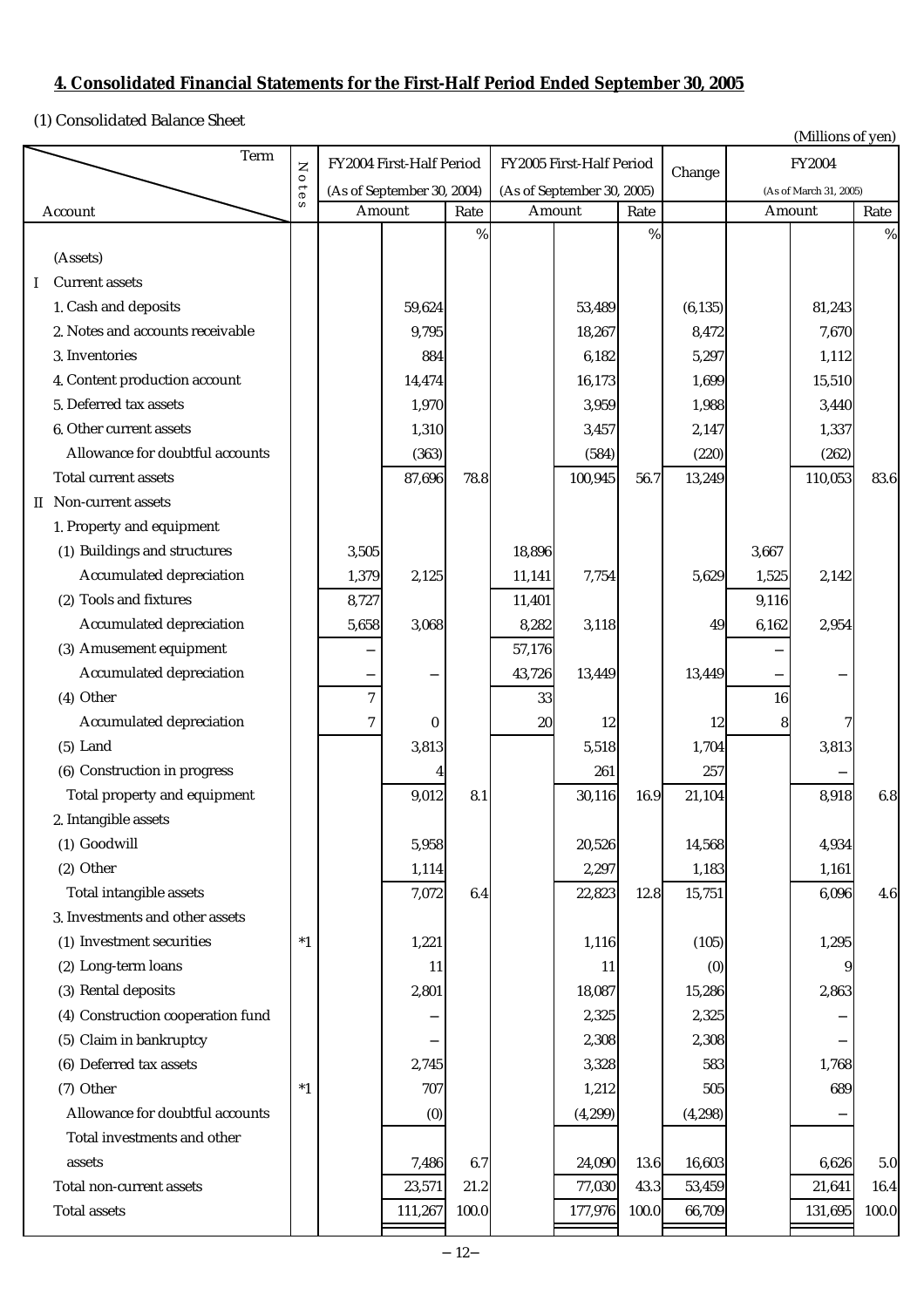## 4. Consolidated Financial Statements for the First-Half Period Ended September 30, 2005

(1) Consolidated Balance Sheet

(Millions of yen)

| Account \ Term | Notes | FY2004 First-Half Period (As of September 30, 2004) | | | FY2005 First-Half Period (As of September 30, 2005) | | | Change | FY2004 (As of March 31, 2005) | | |
|---|---|---|---|---|---|---|---|---|---|---|---|
| | | Amount | | Rate | Amount | | Rate | | Amount | | Rate |
| | | | | % | | | % | | | | % |
| (Assets) | | | | | | | | | | | |
| I Current assets | | | | | | | | | | | |
| 1. Cash and deposits | | | 59,624 | | | 53,489 | | (6,135) | | 81,243 | |
| 2. Notes and accounts receivable | | | 9,795 | | | 18,267 | | 8,472 | | 7,670 | |
| 3. Inventories | | | 884 | | | 6,182 | | 5,297 | | 1,112 | |
| 4. Content production account | | | 14,474 | | | 16,173 | | 1,699 | | 15,510 | |
| 5. Deferred tax assets | | | 1,970 | | | 3,959 | | 1,988 | | 3,440 | |
| 6. Other current assets | | | 1,310 | | | 3,457 | | 2,147 | | 1,337 | |
| Allowance for doubtful accounts | | | (363) | | | (584) | | (220) | | (262) | |
| Total current assets | | | 87,696 | 78.8 | | 100,945 | 56.7 | 13,249 | | 110,053 | 83.6 |
| II Non-current assets | | | | | | | | | | | |
| 1. Property and equipment | | | | | | | | | | | |
| (1) Buildings and structures | | 3,505 | | | 18,896 | | | | 3,667 | | |
| Accumulated depreciation | | 1,379 | 2,125 | | 11,141 | 7,754 | | 5,629 | 1,525 | 2,142 | |
| (2) Tools and fixtures | | 8,727 | | | 11,401 | | | | 9,116 | | |
| Accumulated depreciation | | 5,658 | 3,068 | | 8,282 | 3,118 | | 49 | 6,162 | 2,954 | |
| (3) Amusement equipment | | − | | | 57,176 | | | | − | | |
| Accumulated depreciation | | − | − | | 43,726 | 13,449 | | 13,449 | − | − | |
| (4) Other | | 7 | | | 33 | | | | 16 | | |
| Accumulated depreciation | | 7 | 0 | | 20 | 12 | | 12 | 8 | 7 | |
| (5) Land | | | 3,813 | | | 5,518 | | 1,704 | | 3,813 | |
| (6) Construction in progress | | | 4 | | | 261 | | 257 | | − | |
| Total property and equipment | | | 9,012 | 8.1 | | 30,116 | 16.9 | 21,104 | | 8,918 | 6.8 |
| 2. Intangible assets | | | | | | | | | | | |
| (1) Goodwill | | | 5,958 | | | 20,526 | | 14,568 | | 4,934 | |
| (2) Other | | | 1,114 | | | 2,297 | | 1,183 | | 1,161 | |
| Total intangible assets | | | 7,072 | 6.4 | | 22,823 | 12.8 | 15,751 | | 6,096 | 4.6 |
| 3. Investments and other assets | | | | | | | | | | | |
| (1) Investment securities | *1 | | 1,221 | | | 1,116 | | (105) | | 1,295 | |
| (2) Long-term loans | | | 11 | | | 11 | | (0) | | 9 | |
| (3) Rental deposits | | | 2,801 | | | 18,087 | | 15,286 | | 2,863 | |
| (4) Construction cooperation fund | | | − | | | 2,325 | | 2,325 | | − | |
| (5) Claim in bankruptcy | | | − | | | 2,308 | | 2,308 | | − | |
| (6) Deferred tax assets | | | 2,745 | | | 3,328 | | 583 | | 1,768 | |
| (7) Other | *1 | | 707 | | | 1,212 | | 505 | | 689 | |
| Allowance for doubtful accounts | | | (0) | | | (4,299) | | (4,298) | | − | |
| Total investments and other assets | | | 7,486 | 6.7 | | 24,090 | 13.6 | 16,603 | | 6,626 | 5.0 |
| Total non-current assets | | | 23,571 | 21.2 | | 77,030 | 43.3 | 53,459 | | 21,641 | 16.4 |
| Total assets | | | 111,267 | 100.0 | | 177,976 | 100.0 | 66,709 | | 131,695 | 100.0 |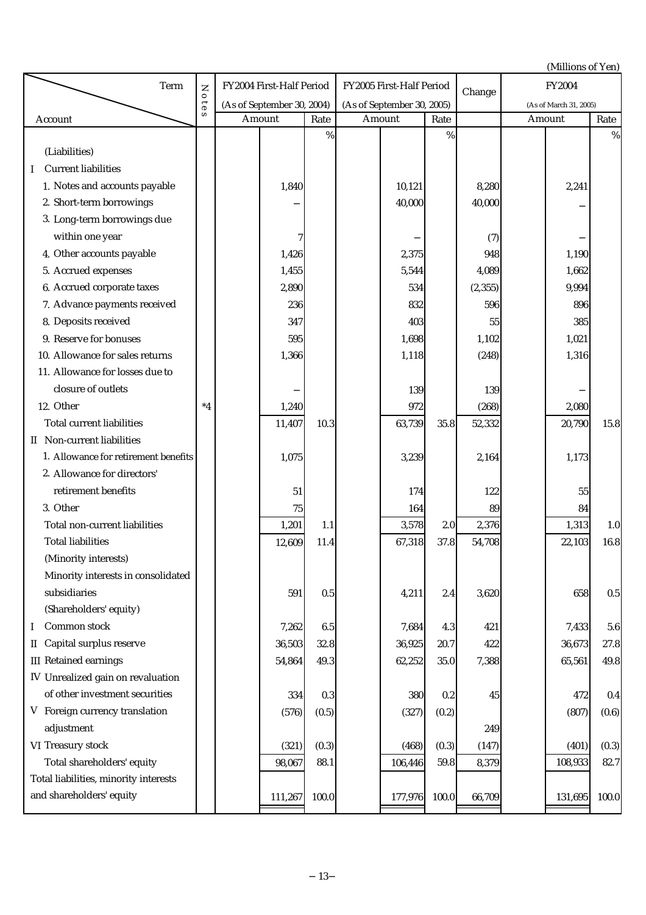(Millions of Yen)

| Account | Notes | FY2004 First-Half Period (As of September 30, 2004) Amount | Rate | FY2005 First-Half Period (As of September 30, 2005) Amount | Rate | Change | FY2004 (As of March 31, 2005) Amount | Rate |
|---|---|---|---|---|---|---|---|---|
| | | | % | | % | | | % |
| (Liabilities) | | | | | | | | |
| I Current liabilities | | | | | | | | |
| 1. Notes and accounts payable | | 1,840 | | 10,121 | | 8,280 | 2,241 | |
| 2. Short-term borrowings | | – | | 40,000 | | 40,000 | – | |
| 3. Long-term borrowings due within one year | | 7 | | – | | (7) | – | |
| 4. Other accounts payable | | 1,426 | | 2,375 | | 948 | 1,190 | |
| 5. Accrued expenses | | 1,455 | | 5,544 | | 4,089 | 1,662 | |
| 6. Accrued corporate taxes | | 2,890 | | 534 | | (2,355) | 9,994 | |
| 7. Advance payments received | | 236 | | 832 | | 596 | 896 | |
| 8. Deposits received | | 347 | | 403 | | 55 | 385 | |
| 9. Reserve for bonuses | | 595 | | 1,698 | | 1,102 | 1,021 | |
| 10. Allowance for sales returns | | 1,366 | | 1,118 | | (248) | 1,316 | |
| 11. Allowance for losses due to closure of outlets | | – | | 139 | | 139 | – | |
| 12. Other | *4 | 1,240 | | 972 | | (268) | 2,080 | |
| Total current liabilities | | 11,407 | 10.3 | 63,739 | 35.8 | 52,332 | 20,790 | 15.8 |
| II Non-current liabilities | | | | | | | | |
| 1. Allowance for retirement benefits | | 1,075 | | 3,239 | | 2,164 | 1,173 | |
| 2. Allowance for directors' retirement benefits | | 51 | | 174 | | 122 | 55 | |
| 3. Other | | 75 | | 164 | | 89 | 84 | |
| Total non-current liabilities | | 1,201 | 1.1 | 3,578 | 2.0 | 2,376 | 1,313 | 1.0 |
| Total liabilities | | 12,609 | 11.4 | 67,318 | 37.8 | 54,708 | 22,103 | 16.8 |
| (Minority interests) | | | | | | | | |
| Minority interests in consolidated subsidiaries | | 591 | 0.5 | 4,211 | 2.4 | 3,620 | 658 | 0.5 |
| (Shareholders' equity) | | | | | | | | |
| I Common stock | | 7,262 | 6.5 | 7,684 | 4.3 | 421 | 7,433 | 5.6 |
| II Capital surplus reserve | | 36,503 | 32.8 | 36,925 | 20.7 | 422 | 36,673 | 27.8 |
| III Retained earnings | | 54,864 | 49.3 | 62,252 | 35.0 | 7,388 | 65,561 | 49.8 |
| IV Unrealized gain on revaluation of other investment securities | | 334 | 0.3 | 380 | 0.2 | 45 | 472 | 0.4 |
| V Foreign currency translation adjustment | | (576) | (0.5) | (327) | (0.2) | 249 | (807) | (0.6) |
| VI Treasury stock | | (321) | (0.3) | (468) | (0.3) | (147) | (401) | (0.3) |
| Total shareholders' equity | | 98,067 | 88.1 | 106,446 | 59.8 | 8,379 | 108,933 | 82.7 |
| Total liabilities, minority interests and shareholders' equity | | 111,267 | 100.0 | 177,976 | 100.0 | 66,709 | 131,695 | 100.0 |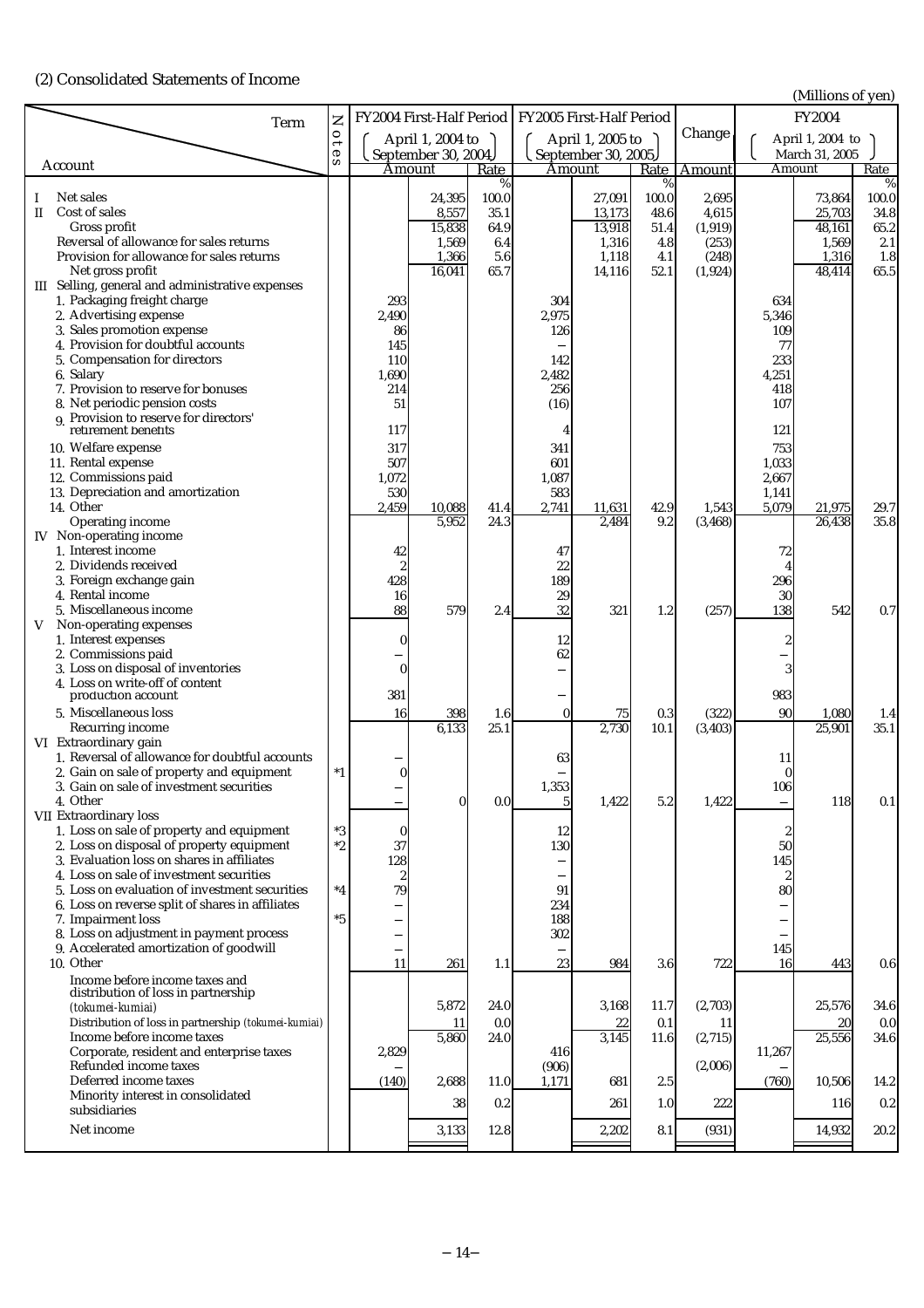## (2) Consolidated Statements of Income

(Millions of yen)

| Account | Notes | FY2004 First-Half Period (April 1, 2004 to September 30, 2004) Amount | | Rate | FY2005 First-Half Period (April 1, 2005 to September 30, 2005) Amount | | Rate | Change Amount | FY2004 (April 1, 2004 to March 31, 2005) Amount | | Rate |
|---|---|---|---|---|---|---|---|---|---|---|---|
| | | | | % | | | % | | | | % |
| I Net sales | | | 24,395 | 100.0 | | 27,091 | 100.0 | 2,695 | | 73,864 | 100.0 |
| II Cost of sales | | | 8,557 | 35.1 | | 13,173 | 48.6 | 4,615 | | 25,703 | 34.8 |
| Gross profit | | | 15,838 | 64.9 | | 13,918 | 51.4 | (1,919) | | 48,161 | 65.2 |
| Reversal of allowance for sales returns | | | 1,569 | 6.4 | | 1,316 | 4.8 | (253) | | 1,569 | 2.1 |
| Provision for allowance for sales returns | | | 1,366 | 5.6 | | 1,118 | 4.1 | (248) | | 1,316 | 1.8 |
| Net gross profit | | | 16,041 | 65.7 | | 14,116 | 52.1 | (1,924) | | 48,414 | 65.5 |
| III Selling, general and administrative expenses | | | | | | | | | | | |
| 1. Packaging freight charge | | 293 | | | 304 | | | | 634 | | |
| 2. Advertising expense | | 2,490 | | | 2,975 | | | | 5,346 | | |
| 3. Sales promotion expense | | 86 | | | 126 | | | | 109 | | |
| 4. Provision for doubtful accounts | | 145 | | | – | | | | 77 | | |
| 5. Compensation for directors | | 110 | | | 142 | | | | 233 | | |
| 6. Salary | | 1,690 | | | 2,482 | | | | 4,251 | | |
| 7. Provision to reserve for bonuses | | 214 | | | 256 | | | | 418 | | |
| 8. Net periodic pension costs | | 51 | | | (16) | | | | 107 | | |
| 9. Provision to reserve for directors' retirement benefits | | 117 | | | 4 | | | | 121 | | |
| 10. Welfare expense | | 317 | | | 341 | | | | 753 | | |
| 11. Rental expense | | 507 | | | 601 | | | | 1,033 | | |
| 12. Commissions paid | | 1,072 | | | 1,087 | | | | 2,667 | | |
| 13. Depreciation and amortization | | 530 | | | 583 | | | | 1,141 | | |
| 14. Other | | 2,459 | 10,088 | 41.4 | 2,741 | 11,631 | 42.9 | 1,543 | 5,079 | 21,975 | 29.7 |
| Operating income | | | 5,952 | 24.3 | | 2,484 | 9.2 | (3,468) | | 26,438 | 35.8 |
| IV Non-operating income | | | | | | | | | | | |
| 1. Interest income | | 42 | | | 47 | | | | 72 | | |
| 2. Dividends received | | 2 | | | 22 | | | | 4 | | |
| 3. Foreign exchange gain | | 428 | | | 189 | | | | 296 | | |
| 4. Rental income | | 16 | | | 29 | | | | 30 | | |
| 5. Miscellaneous income | | 88 | 579 | 2.4 | 32 | 321 | 1.2 | (257) | 138 | 542 | 0.7 |
| V Non-operating expenses | | | | | | | | | | | |
| 1. Interest expenses | | 0 | | | 12 | | | | 2 | | |
| 2. Commissions paid | | – | | | 62 | | | | – | | |
| 3. Loss on disposal of inventories | | 0 | | | – | | | | 3 | | |
| 4. Loss on write-off of content production account | | 381 | | | – | | | | 983 | | |
| 5. Miscellaneous loss | | 16 | 398 | 1.6 | 0 | 75 | 0.3 | (322) | 90 | 1,080 | 1.4 |
| Recurring income | | | 6,133 | 25.1 | | 2,730 | 10.1 | (3,403) | | 25,901 | 35.1 |
| VI Extraordinary gain | | | | | | | | | | | |
| 1. Reversal of allowance for doubtful accounts | | – | | | 63 | | | | 11 | | |
| 2. Gain on sale of property and equipment | *1 | 0 | | | – | | | | 0 | | |
| 3. Gain on sale of investment securities | | – | | | 1,353 | | | | 106 | | |
| 4. Other | | – | 0 | 0.0 | 5 | 1,422 | 5.2 | 1,422 | – | 118 | 0.1 |
| VII Extraordinary loss | | | | | | | | | | | |
| 1. Loss on sale of property and equipment | *3 | 0 | | | 12 | | | | 2 | | |
| 2. Loss on disposal of property equipment | *2 | 37 | | | 130 | | | | 50 | | |
| 3. Evaluation loss on shares in affiliates | | 128 | | | – | | | | 145 | | |
| 4. Loss on sale of investment securities | | 2 | | | – | | | | 2 | | |
| 5. Loss on evaluation of investment securities | *4 | 79 | | | 91 | | | | 80 | | |
| 6. Loss on reverse split of shares in affiliates | | – | | | 234 | | | | – | | |
| 7. Impairment loss | *5 | – | | | 188 | | | | – | | |
| 8. Loss on adjustment in payment process | | – | | | 302 | | | | – | | |
| 9. Accelerated amortization of goodwill | | – | | | – | | | | 145 | | |
| 10. Other | | 11 | 261 | 1.1 | 23 | 984 | 3.6 | 722 | 16 | 443 | 0.6 |
| Income before income taxes and distribution of loss in partnership (*tokumei-kumiai*) | | | 5,872 | 24.0 | | 3,168 | 11.7 | (2,703) | | 25,576 | 34.6 |
| Distribution of loss in partnership (*tokumei-kumiai*) | | | 11 | 0.0 | | 22 | 0.1 | 11 | | 20 | 0.0 |
| Income before income taxes | | | 5,860 | 24.0 | | 3,145 | 11.6 | (2,715) | | 25,556 | 34.6 |
| Corporate, resident and enterprise taxes | | 2,829 | | | 416 | | | | 11,267 | | |
| Refunded income taxes | | – | | | (906) | | | (2,006) | – | | |
| Deferred income taxes | | (140) | 2,688 | 11.0 | 1,171 | 681 | 2.5 | | (760) | 10,506 | 14.2 |
| Minority interest in consolidated subsidiaries | | | 38 | 0.2 | | 261 | 1.0 | 222 | | 116 | 0.2 |
| Net income | | | 3,133 | 12.8 | | 2,202 | 8.1 | (931) | | 14,932 | 20.2 |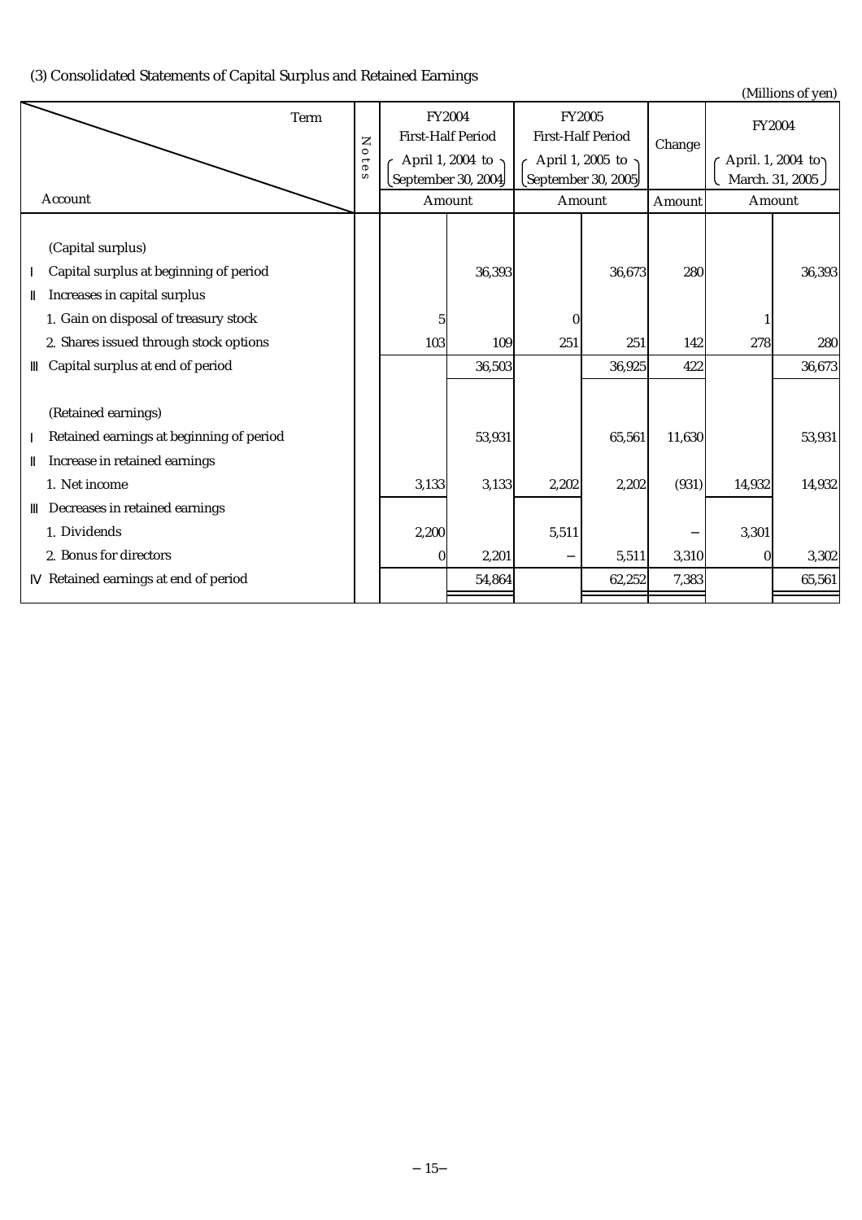### (3) Consolidated Statements of Capital Surplus and Retained Earnings

(Millions of yen)

| Account \ Term | Notes | FY2004 First-Half Period (April 1, 2004 to September 30, 2004) Amount | | FY2005 First-Half Period (April 1, 2005 to September 30, 2005) Amount | | Change Amount | FY2004 (April. 1, 2004 to March. 31, 2005) Amount | |
|---|---|---|---|---|---|---|---|---|
| (Capital surplus) | | | | | | | | |
| Ⅰ Capital surplus at beginning of period | | | 36,393 | | 36,673 | 280 | | 36,393 |
| Ⅱ Increases in capital surplus | | | | | | | | |
| 1. Gain on disposal of treasury stock | | 5 | | 0 | | | 1 | |
| 2. Shares issued through stock options | | 103 | 109 | 251 | 251 | 142 | 278 | 280 |
| Ⅲ Capital surplus at end of period | | | 36,503 | | 36,925 | 422 | | 36,673 |
| (Retained earnings) | | | | | | | | |
| Ⅰ Retained earnings at beginning of period | | | 53,931 | | 65,561 | 11,630 | | 53,931 |
| Ⅱ Increase in retained earnings | | | | | | | | |
| 1. Net income | | 3,133 | 3,133 | 2,202 | 2,202 | (931) | 14,932 | 14,932 |
| Ⅲ Decreases in retained earnings | | | | | | | | |
| 1. Dividends | | 2,200 | | 5,511 | | − | 3,301 | |
| 2. Bonus for directors | | 0 | 2,201 | − | 5,511 | 3,310 | 0 | 3,302 |
| Ⅳ Retained earnings at end of period | | | 54,864 | | 62,252 | 7,383 | | 65,561 |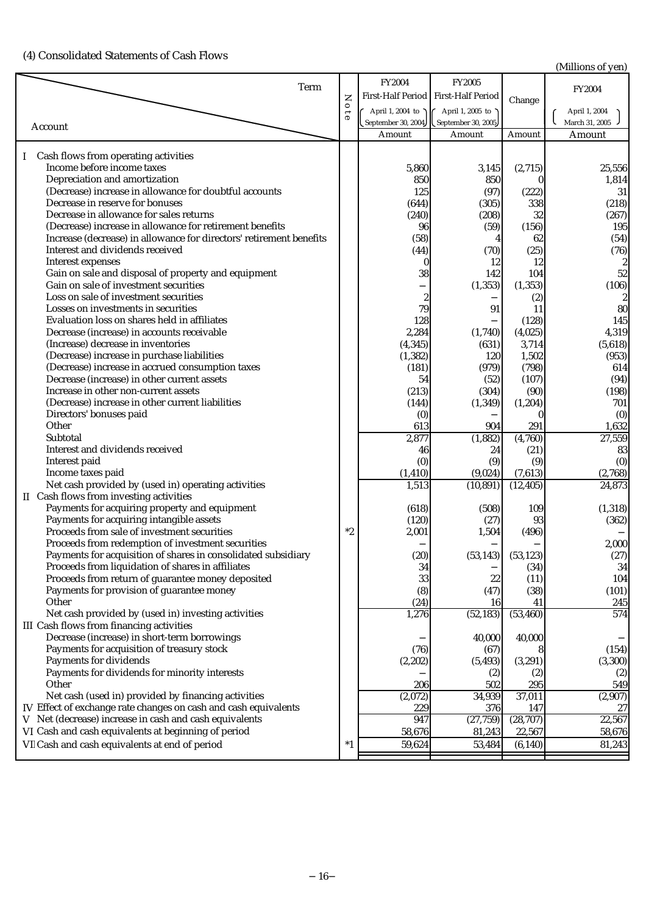## (4) Consolidated Statements of Cash Flows

(Millions of yen)

| Account | Note | FY2004 First-Half Period (April 1, 2004 to September 30, 2004) Amount | FY2005 First-Half Period (April 1, 2005 to September 30, 2005) Amount | Change Amount | FY2004 (April 1, 2004 March 31, 2005) Amount |
|---|---|---|---|---|---|
| I Cash flows from operating activities | | | | | |
| Income before income taxes | | 5,860 | 3,145 | (2,715) | 25,556 |
| Depreciation and amortization | | 850 | 850 | 0 | 1,814 |
| (Decrease) increase in allowance for doubtful accounts | | 125 | (97) | (222) | 31 |
| Decrease in reserve for bonuses | | (644) | (305) | 338 | (218) |
| Decrease in allowance for sales returns | | (240) | (208) | 32 | (267) |
| (Decrease) increase in allowance for retirement benefits | | 96 | (59) | (156) | 195 |
| Increase (decrease) in allowance for directors' retirement benefits | | (58) | 4 | 62 | (54) |
| Interest and dividends received | | (44) | (70) | (25) | (76) |
| Interest expenses | | 0 | 12 | 12 | 2 |
| Gain on sale and disposal of property and equipment | | 38 | 142 | 104 | 52 |
| Gain on sale of investment securities | | − | (1,353) | (1,353) | (106) |
| Loss on sale of investment securities | | 2 | − | (2) | 2 |
| Losses on investments in securities | | 79 | 91 | 11 | 80 |
| Evaluation loss on shares held in affiliates | | 128 | − | (128) | 145 |
| Decrease (increase) in accounts receivable | | 2,284 | (1,740) | (4,025) | 4,319 |
| (Increase) decrease in inventories | | (4,345) | (631) | 3,714 | (5,618) |
| (Decrease) increase in purchase liabilities | | (1,382) | 120 | 1,502 | (953) |
| (Decrease) increase in accrued consumption taxes | | (181) | (979) | (798) | 614 |
| Decrease (increase) in other current assets | | 54 | (52) | (107) | (94) |
| Increase in other non-current assets | | (213) | (304) | (90) | (198) |
| (Decrease) increase in other current liabilities | | (144) | (1,349) | (1,204) | 701 |
| Directors' bonuses paid | | (0) | − | 0 | (0) |
| Other | | 613 | 904 | 291 | 1,632 |
| Subtotal | | 2,877 | (1,882) | (4,760) | 27,559 |
| Interest and dividends received | | 46 | 24 | (21) | 83 |
| Interest paid | | (0) | (9) | (9) | (0) |
| Income taxes paid | | (1,410) | (9,024) | (7,613) | (2,768) |
| Net cash provided by (used in) operating activities | | 1,513 | (10,891) | (12,405) | 24,873 |
| II Cash flows from investing activities | | | | | |
| Payments for acquiring property and equipment | | (618) | (508) | 109 | (1,318) |
| Payments for acquiring intangible assets | | (120) | (27) | 93 | (362) |
| Proceeds from sale of investment securities | *2 | 2,001 | 1,504 | (496) | − |
| Proceeds from redemption of investment securities | | − | − | − | 2,000 |
| Payments for acquisition of shares in consolidated subsidiary | | (20) | (53,143) | (53,123) | (27) |
| Proceeds from liquidation of shares in affiliates | | 34 | − | (34) | 34 |
| Proceeds from return of guarantee money deposited | | 33 | 22 | (11) | 104 |
| Payments for provision of guarantee money | | (8) | (47) | (38) | (101) |
| Other | | (24) | 16 | 41 | 245 |
| Net cash provided by (used in) investing activities | | 1,276 | (52,183) | (53,460) | 574 |
| III Cash flows from financing activities | | | | | |
| Decrease (increase) in short-term borrowings | | − | 40,000 | 40,000 | − |
| Payments for acquisition of treasury stock | | (76) | (67) | 8 | (154) |
| Payments for dividends | | (2,202) | (5,493) | (3,291) | (3,300) |
| Payments for dividends for minority interests | | − | (2) | (2) | (2) |
| Other | | 206 | 502 | 295 | 549 |
| Net cash (used in) provided by financing activities | | (2,072) | 34,939 | 37,011 | (2,907) |
| IV Effect of exchange rate changes on cash and cash equivalents | | 229 | 376 | 147 | 27 |
| V Net (decrease) increase in cash and cash equivalents | | 947 | (27,759) | (28,707) | 22,567 |
| VI Cash and cash equivalents at beginning of period | | 58,676 | 81,243 | 22,567 | 58,676 |
| VII Cash and cash equivalents at end of period | *1 | 59,624 | 53,484 | (6,140) | 81,243 |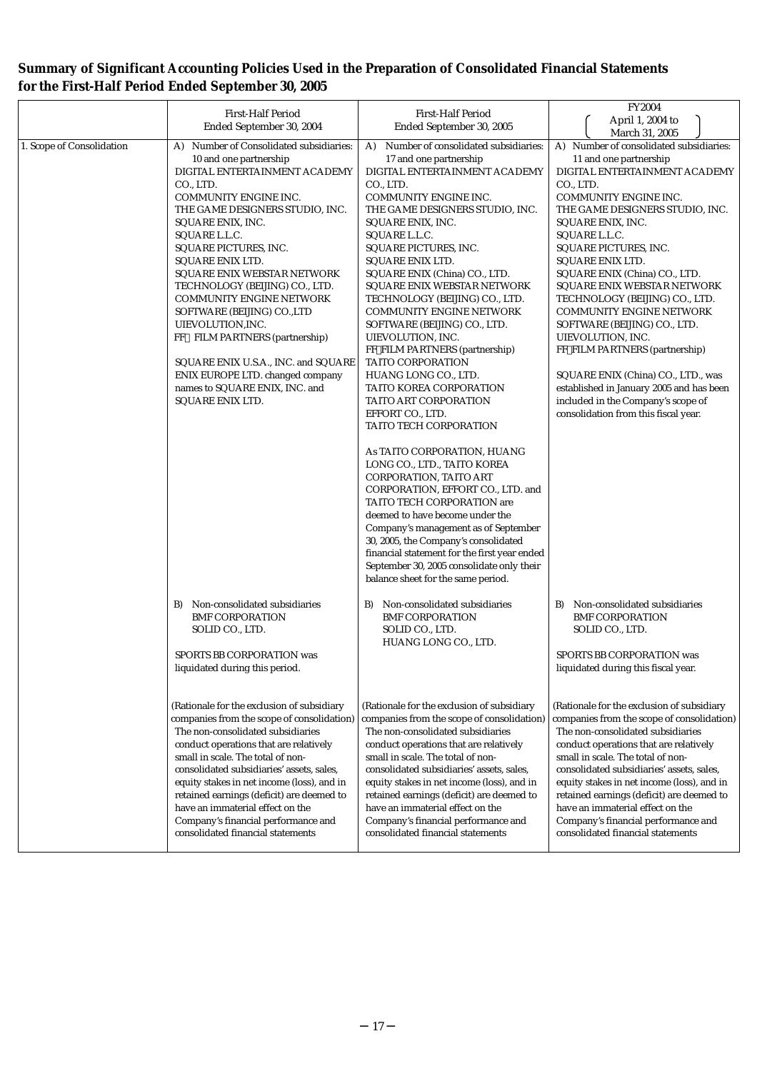## Summary of Significant Accounting Policies Used in the Preparation of Consolidated Financial Statements for the First-Half Period Ended September 30, 2005

| | First-Half Period Ended September 30, 2004 | First-Half Period Ended September 30, 2005 | FY2004 (April 1, 2004 to March 31, 2005) |
|---|---|---|---|
| 1. Scope of Consolidation | A) Number of Consolidated subsidiaries: 10 and one partnership<br>DIGITAL ENTERTAINMENT ACADEMY CO., LTD.<br>COMMUNITY ENGINE INC.<br>THE GAME DESIGNERS STUDIO, INC.<br>SQUARE ENIX, INC.<br>SQUARE L.L.C.<br>SQUARE PICTURES, INC.<br>SQUARE ENIX LTD.<br>SQUARE ENIX WEBSTAR NETWORK TECHNOLOGY (BEIJING) CO., LTD.<br>COMMUNITY ENGINE NETWORK SOFTWARE (BEIJING) CO.,LTD<br>UIEVOLUTION,INC.<br>FF FILM PARTNERS (partnership)<br><br>SQUARE ENIX U.S.A., INC. and SQUARE ENIX EUROPE LTD. changed company names to SQUARE ENIX, INC. and SQUARE ENIX LTD. | A) Number of consolidated subsidiaries: 17 and one partnership<br>DIGITAL ENTERTAINMENT ACADEMY CO., LTD.<br>COMMUNITY ENGINE INC.<br>THE GAME DESIGNERS STUDIO, INC.<br>SQUARE ENIX, INC.<br>SQUARE L.L.C.<br>SQUARE PICTURES, INC.<br>SQUARE ENIX LTD.<br>SQUARE ENIX (China) CO., LTD.<br>SQUARE ENIX WEBSTAR NETWORK TECHNOLOGY (BEIJING) CO., LTD.<br>COMMUNITY ENGINE NETWORK SOFTWARE (BEIJING) CO., LTD.<br>UIEVOLUTION, INC.<br>FF FILM PARTNERS (partnership)<br>TAITO CORPORATION<br>HUANG LONG CO., LTD.<br>TAITO KOREA CORPORATION<br>TAITO ART CORPORATION<br>EFFORT CO., LTD.<br>TAITO TECH CORPORATION<br><br>As TAITO CORPORATION, HUANG LONG CO., LTD., TAITO KOREA CORPORATION, TAITO ART CORPORATION, EFFORT CO., LTD. and TAITO TECH CORPORATION are deemed to have become under the Company's management as of September 30, 2005, the Company's consolidated financial statement for the first year ended September 30, 2005 consolidate only their balance sheet for the same period. | A) Number of consolidated subsidiaries: 11 and one partnership<br>DIGITAL ENTERTAINMENT ACADEMY CO., LTD.<br>COMMUNITY ENGINE INC.<br>THE GAME DESIGNERS STUDIO, INC.<br>SQUARE ENIX, INC.<br>SQUARE L.L.C.<br>SQUARE PICTURES, INC.<br>SQUARE ENIX LTD.<br>SQUARE ENIX (China) CO., LTD.<br>SQUARE ENIX WEBSTAR NETWORK TECHNOLOGY (BEIJING) CO., LTD.<br>COMMUNITY ENGINE NETWORK SOFTWARE (BEIJING) CO., LTD.<br>UIEVOLUTION, INC.<br>FF FILM PARTNERS (partnership)<br><br>SQUARE ENIX (China) CO., LTD., was established in January 2005 and has been included in the Company's scope of consolidation from this fiscal year. |
| | B) Non-consolidated subsidiaries<br>BMF CORPORATION<br>SOLID CO., LTD.<br><br>SPORTS BB CORPORATION was liquidated during this period. | B) Non-consolidated subsidiaries<br>BMF CORPORATION<br>SOLID CO., LTD.<br>HUANG LONG CO., LTD. | B) Non-consolidated subsidiaries<br>BMF CORPORATION<br>SOLID CO., LTD.<br><br>SPORTS BB CORPORATION was liquidated during this fiscal year. |
| | (Rationale for the exclusion of subsidiary companies from the scope of consolidation)<br>The non-consolidated subsidiaries conduct operations that are relatively small in scale. The total of non-consolidated subsidiaries' assets, sales, equity stakes in net income (loss), and in retained earnings (deficit) are deemed to have an immaterial effect on the Company's financial performance and consolidated financial statements | (Rationale for the exclusion of subsidiary companies from the scope of consolidation)<br>The non-consolidated subsidiaries conduct operations that are relatively small in scale. The total of non-consolidated subsidiaries' assets, sales, equity stakes in net income (loss), and in retained earnings (deficit) are deemed to have an immaterial effect on the Company's financial performance and consolidated financial statements | (Rationale for the exclusion of subsidiary companies from the scope of consolidation)<br>The non-consolidated subsidiaries conduct operations that are relatively small in scale. The total of non-consolidated subsidiaries' assets, sales, equity stakes in net income (loss), and in retained earnings (deficit) are deemed to have an immaterial effect on the Company's financial performance and consolidated financial statements |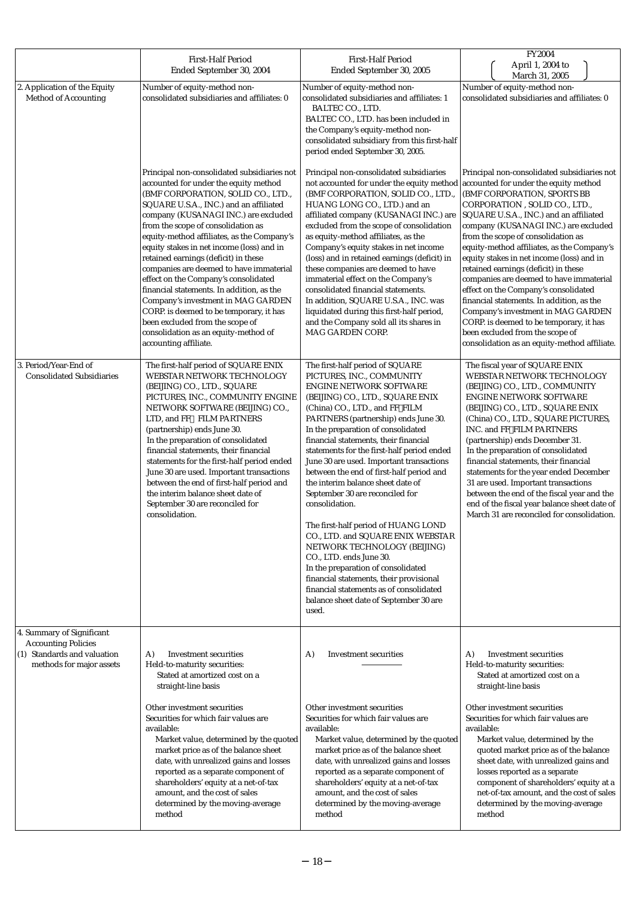| | First-Half Period Ended September 30, 2004 | First-Half Period Ended September 30, 2005 | FY2004 (April 1, 2004 to March 31, 2005) |
|---|---|---|---|
| 2. Application of the Equity Method of Accounting | Number of equity-method non-consolidated subsidiaries and affiliates: 0<br><br>Principal non-consolidated subsidiaries not accounted for under the equity method (BMF CORPORATION, SOLID CO., LTD., SQUARE U.S.A., INC.) and an affiliated company (KUSANAGI INC.) are excluded from the scope of consolidation as equity-method affiliates, as the Company's equity stakes in net income (loss) and in retained earnings (deficit) in these companies are deemed to have immaterial effect on the Company's consolidated financial statements. In addition, as the Company's investment in MAG GARDEN CORP. is deemed to be temporary, it has been excluded from the scope of consolidation as an equity-method of accounting affiliate. | Number of equity-method non-consolidated subsidiaries and affiliates: 1<br>BALTEC CO., LTD.<br>BALTEC CO., LTD. has been included in the Company's equity-method non-consolidated subsidiary from this first-half period ended September 30, 2005.<br><br>Principal non-consolidated subsidiaries not accounted for under the equity method (BMF CORPORATION, SOLID CO., LTD., HUANG LONG CO., LTD.) and an affiliated company (KUSANAGI INC.) are excluded from the scope of consolidation as equity-method affiliates, as the Company's equity stakes in net income (loss) and in retained earnings (deficit) in these companies are deemed to have immaterial effect on the Company's consolidated financial statements.<br>In addition, SQUARE U.S.A., INC. was liquidated during this first-half period, and the Company sold all its shares in MAG GARDEN CORP. | Number of equity-method non-consolidated subsidiaries and affiliates: 0<br><br>Principal non-consolidated subsidiaries not accounted for under the equity method (BMF CORPORATION, SPORTS BB CORPORATION , SOLID CO., LTD., SQUARE U.S.A., INC.) and an affiliated company (KUSANAGI INC.) are excluded from the scope of consolidation as equity-method affiliates, as the Company's equity stakes in net income (loss) and in retained earnings (deficit) in these companies are deemed to have immaterial effect on the Company's consolidated financial statements. In addition, as the Company's investment in MAG GARDEN CORP. is deemed to be temporary, it has been excluded from the scope of consolidation as an equity-method affiliate. |
| 3. Period/Year-End of Consolidated Subsidiaries | The first-half period of SQUARE ENIX WEBSTAR NETWORK TECHNOLOGY (BEIJING) CO., LTD., SQUARE PICTURES, INC., COMMUNITY ENGINE NETWORK SOFTWARE (BEIJING) CO., LTD, and FF FILM PARTNERS (partnership) ends June 30.<br>In the preparation of consolidated financial statements, their financial statements for the first-half period ended June 30 are used. Important transactions between the end of first-half period and the interim balance sheet date of September 30 are reconciled for consolidation. | The first-half period of SQUARE PICTURES, INC., COMMUNITY ENGINE NETWORK SOFTWARE (BEIJING) CO., LTD., SQUARE ENIX (China) CO., LTD., and FF FILM PARTNERS (partnership) ends June 30.<br>In the preparation of consolidated financial statements, their financial statements for the first-half period ended June 30 are used. Important transactions between the end of first-half period and the interim balance sheet date of September 30 are reconciled for consolidation.<br><br>The first-half period of HUANG LOND CO., LTD. and SQUARE ENIX WEBSTAR NETWORK TECHNOLOGY (BEIJING) CO., LTD. ends June 30.<br>In the preparation of consolidated financial statements, their provisional financial statements as of consolidated balance sheet date of September 30 are used. | The fiscal year of SQUARE ENIX WEBSTAR NETWORK TECHNOLOGY (BEIJING) CO., LTD., COMMUNITY ENGINE NETWORK SOFTWARE (BEIJING) CO., LTD., SQUARE ENIX (China) CO., LTD., SQUARE PICTURES, INC. and FF FILM PARTNERS (partnership) ends December 31.<br>In the preparation of consolidated financial statements, their financial statements for the year ended December 31 are used. Important transactions between the end of the fiscal year and the end of the fiscal year balance sheet date of March 31 are reconciled for consolidation. |
| 4. Summary of Significant Accounting Policies<br>(1) Standards and valuation methods for major assets | A) Investment securities<br>Held-to-maturity securities:<br>Stated at amortized cost on a straight-line basis<br><br>Other investment securities<br>Securities for which fair values are available:<br>Market value, determined by the quoted market price as of the balance sheet date, with unrealized gains and losses reported as a separate component of shareholders' equity at a net-of-tax amount, and the cost of sales determined by the moving-average method | A) Investment securities<br>――――<br><br>Other investment securities<br>Securities for which fair values are available:<br>Market value, determined by the quoted market price as of the balance sheet date, with unrealized gains and losses reported as a separate component of shareholders' equity at a net-of-tax amount, and the cost of sales determined by the moving-average method | A) Investment securities<br>Held-to-maturity securities:<br>Stated at amortized cost on a straight-line basis<br><br>Other investment securities<br>Securities for which fair values are available:<br>Market value, determined by the quoted market price as of the balance sheet date, with unrealized gains and losses reported as a separate component of shareholders' equity at a net-of-tax amount, and the cost of sales determined by the moving-average method |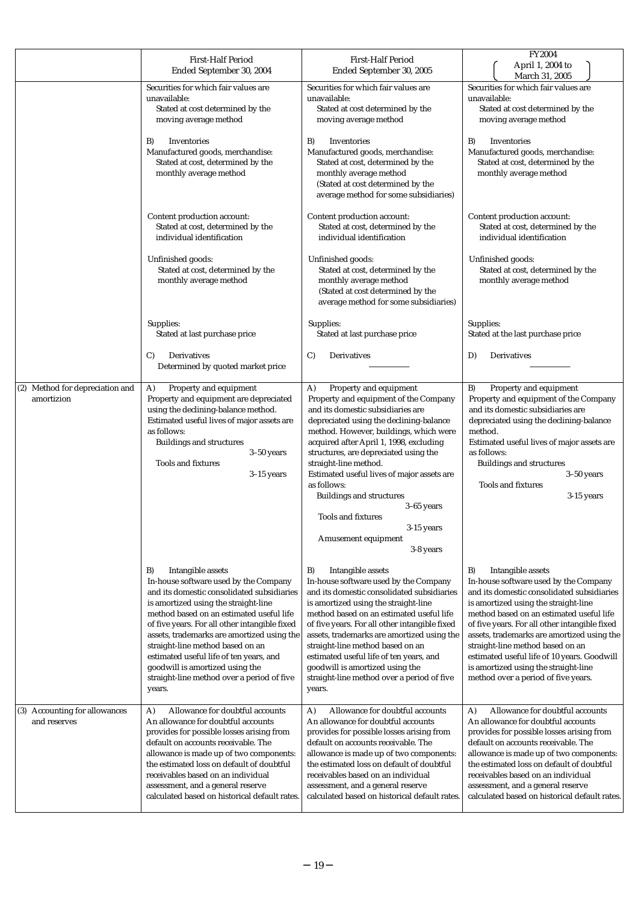| | First-Half Period Ended September 30, 2004 | First-Half Period Ended September 30, 2005 | FY2004 (April 1, 2004 to March 31, 2005) |
|---|---|---|---|
| | Securities for which fair values are unavailable:<br>Stated at cost determined by the moving average method<br><br>B) Inventories<br>Manufactured goods, merchandise:<br>Stated at cost, determined by the monthly average method<br><br>Content production account:<br>Stated at cost, determined by the individual identification<br><br>Unfinished goods:<br>Stated at cost, determined by the monthly average method<br><br>Supplies:<br>Stated at last purchase price<br><br>C) Derivatives<br>Determined by quoted market price | Securities for which fair values are unavailable:<br>Stated at cost determined by the moving average method<br><br>B) Inventories<br>Manufactured goods, merchandise:<br>Stated at cost, determined by the monthly average method<br>(Stated at cost determined by the average method for some subsidiaries)<br><br>Content production account:<br>Stated at cost, determined by the individual identification<br><br>Unfinished goods:<br>Stated at cost, determined by the monthly average method<br>(Stated at cost determined by the average method for some subsidiaries)<br><br>Supplies:<br>Stated at last purchase price<br><br>C) Derivatives<br>―――― | Securities for which fair values are unavailable:<br>Stated at cost determined by the moving average method<br><br>B) Inventories<br>Manufactured goods, merchandise:<br>Stated at cost, determined by the monthly average method<br><br>Content production account:<br>Stated at cost, determined by the individual identification<br><br>Unfinished goods:<br>Stated at cost, determined by the monthly average method<br><br>Supplies:<br>Stated at the last purchase price<br><br>D) Derivatives<br>―――― |
| (2) Method for depreciation and amortization | A) Property and equipment<br>Property and equipment are depreciated using the declining-balance method.<br>Estimated useful lives of major assets are as follows:<br>Buildings and structures 3–50 years<br>Tools and fixtures 3–15 years<br><br>B) Intangible assets<br>In-house software used by the Company and its domestic consolidated subsidiaries is amortized using the straight-line method based on an estimated useful life of five years. For all other intangible fixed assets, trademarks are amortized using the straight-line method based on an estimated useful life of ten years, and goodwill is amortized using the straight-line method over a period of five years. | A) Property and equipment<br>Property and equipment of the Company and its domestic subsidiaries are depreciated using the declining-balance method. However, buildings, which were acquired after April 1, 1998, excluding structures, are depreciated using the straight-line method.<br>Estimated useful lives of major assets are as follows:<br>Buildings and structures 3–65 years<br>Tools and fixtures 3-15 years<br>Amusement equipment 3-8 years<br><br>B) Intangible assets<br>In-house software used by the Company and its domestic consolidated subsidiaries is amortized using the straight-line method based on an estimated useful life of five years. For all other intangible fixed assets, trademarks are amortized using the straight-line method based on an estimated useful life of ten years, and goodwill is amortized using the straight-line method over a period of five years. | B) Property and equipment<br>Property and equipment of the Company and its domestic subsidiaries are depreciated using the declining-balance method.<br>Estimated useful lives of major assets are as follows:<br>Buildings and structures 3–50 years<br>Tools and fixtures 3-15 years<br><br>B) Intangible assets<br>In-house software used by the Company and its domestic consolidated subsidiaries is amortized using the straight-line method based on an estimated useful life of five years. For all other intangible fixed assets, trademarks are amortized using the straight-line method based on an estimated useful life of 10 years. Goodwill is amortized using the straight-line method over a period of five years. |
| (3) Accounting for allowances and reserves | A) Allowance for doubtful accounts<br>An allowance for doubtful accounts provides for possible losses arising from default on accounts receivable. The allowance is made up of two components: the estimated loss on default of doubtful receivables based on an individual assessment, and a general reserve calculated based on historical default rates. | A) Allowance for doubtful accounts<br>An allowance for doubtful accounts provides for possible losses arising from default on accounts receivable. The allowance is made up of two components: the estimated loss on default of doubtful receivables based on an individual assessment, and a general reserve calculated based on historical default rates. | A) Allowance for doubtful accounts<br>An allowance for doubtful accounts provides for possible losses arising from default on accounts receivable. The allowance is made up of two components: the estimated loss on default of doubtful receivables based on an individual assessment, and a general reserve calculated based on historical default rates. |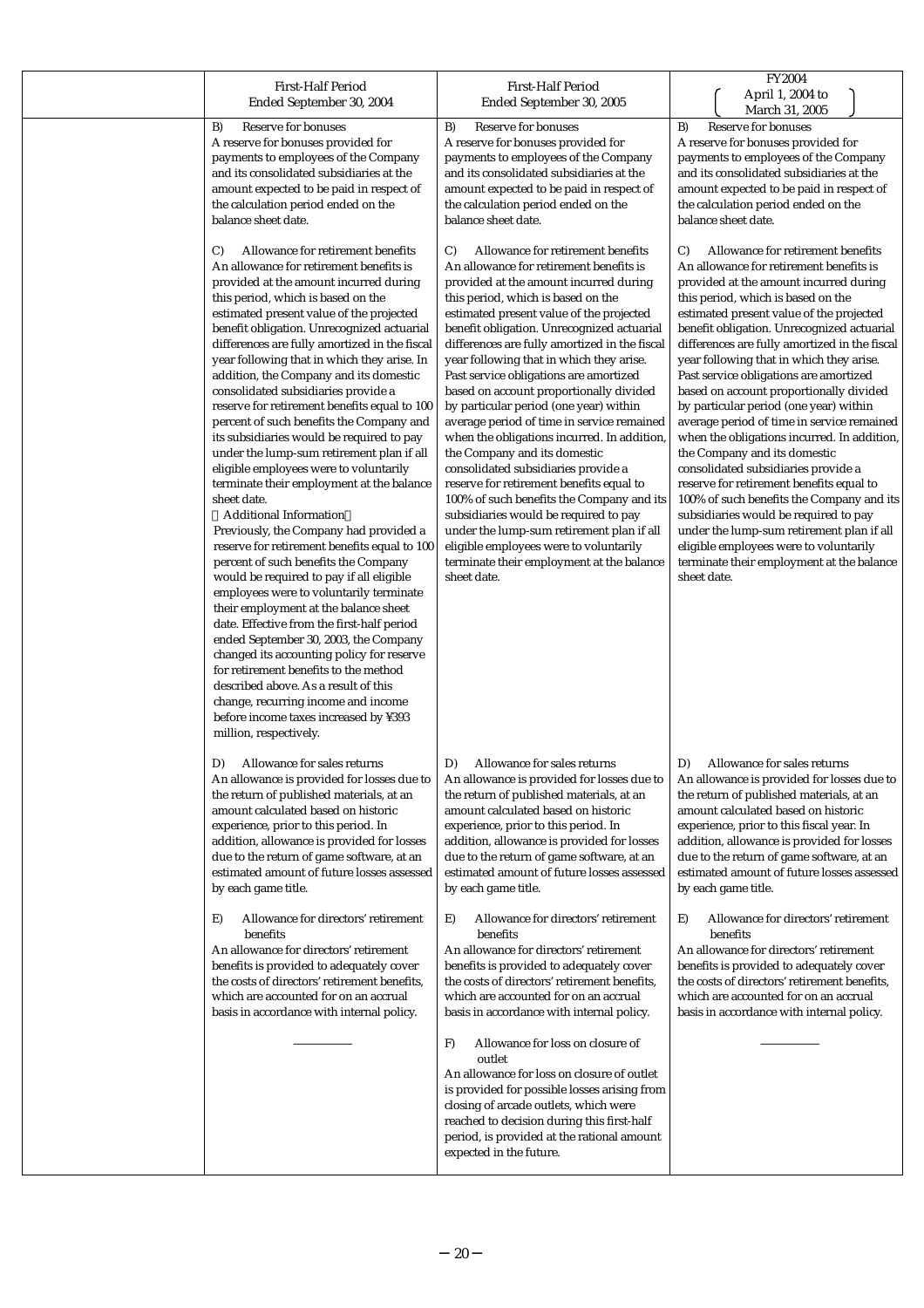| | First-Half Period Ended September 30, 2004 | First-Half Period Ended September 30, 2005 | FY2004 (April 1, 2004 to March 31, 2005) |
|---|---|---|---|
| | B) Reserve for bonuses<br>A reserve for bonuses provided for payments to employees of the Company and its consolidated subsidiaries at the amount expected to be paid in respect of the calculation period ended on the balance sheet date.<br><br>C) Allowance for retirement benefits<br>An allowance for retirement benefits is provided at the amount incurred during this period, which is based on the estimated present value of the projected benefit obligation. Unrecognized actuarial differences are fully amortized in the fiscal year following that in which they arise. In addition, the Company and its domestic consolidated subsidiaries provide a reserve for retirement benefits equal to 100 percent of such benefits the Company and its subsidiaries would be required to pay under the lump-sum retirement plan if all eligible employees were to voluntarily terminate their employment at the balance sheet date.<br>(Additional Information)<br>Previously, the Company had provided a reserve for retirement benefits equal to 100 percent of such benefits the Company would be required to pay if all eligible employees were to voluntarily terminate their employment at the balance sheet date. Effective from the first-half period ended September 30, 2003, the Company changed its accounting policy for reserve for retirement benefits to the method described above. As a result of this change, recurring income and income before income taxes increased by ¥393 million, respectively.<br><br>D) Allowance for sales returns<br>An allowance is provided for losses due to the return of published materials, at an amount calculated based on historic experience, prior to this period. In addition, allowance is provided for losses due to the return of game software, at an estimated amount of future losses assessed by each game title.<br><br>E) Allowance for directors' retirement benefits<br>An allowance for directors' retirement benefits is provided to adequately cover the costs of directors' retirement benefits, which are accounted for on an accrual basis in accordance with internal policy.<br><br>—————— | B) Reserve for bonuses<br>A reserve for bonuses provided for payments to employees of the Company and its consolidated subsidiaries at the amount expected to be paid in respect of the calculation period ended on the balance sheet date.<br><br>C) Allowance for retirement benefits<br>An allowance for retirement benefits is provided at the amount incurred during this period, which is based on the estimated present value of the projected benefit obligation. Unrecognized actuarial differences are fully amortized in the fiscal year following that in which they arise. Past service obligations are amortized based on account proportionally divided by particular period (one year) within average period of time in service remained when the obligations incurred. In addition, the Company and its domestic consolidated subsidiaries provide a reserve for retirement benefits equal to 100% of such benefits the Company and its subsidiaries would be required to pay under the lump-sum retirement plan if all eligible employees were to voluntarily terminate their employment at the balance sheet date.<br><br>D) Allowance for sales returns<br>An allowance is provided for losses due to the return of published materials, at an amount calculated based on historic experience, prior to this period. In addition, allowance is provided for losses due to the return of game software, at an estimated amount of future losses assessed by each game title.<br><br>E) Allowance for directors' retirement benefits<br>An allowance for directors' retirement benefits is provided to adequately cover the costs of directors' retirement benefits, which are accounted for on an accrual basis in accordance with internal policy.<br><br>F) Allowance for loss on closure of outlet<br>An allowance for loss on closure of outlet is provided for possible losses arising from closing of arcade outlets, which were reached to decision during this first-half period, is provided at the rational amount expected in the future. | B) Reserve for bonuses<br>A reserve for bonuses provided for payments to employees of the Company and its consolidated subsidiaries at the amount expected to be paid in respect of the calculation period ended on the balance sheet date.<br><br>C) Allowance for retirement benefits<br>An allowance for retirement benefits is provided at the amount incurred during this period, which is based on the estimated present value of the projected benefit obligation. Unrecognized actuarial differences are fully amortized in the fiscal year following that in which they arise. Past service obligations are amortized based on account proportionally divided by particular period (one year) within average period of time in service remained when the obligations incurred. In addition, the Company and its domestic consolidated subsidiaries provide a reserve for retirement benefits equal to 100% of such benefits the Company and its subsidiaries would be required to pay under the lump-sum retirement plan if all eligible employees were to voluntarily terminate their employment at the balance sheet date.<br><br>D) Allowance for sales returns<br>An allowance is provided for losses due to the return of published materials, at an amount calculated based on historic experience, prior to this fiscal year. In addition, allowance is provided for losses due to the return of game software, at an estimated amount of future losses assessed by each game title.<br><br>E) Allowance for directors' retirement benefits<br>An allowance for directors' retirement benefits is provided to adequately cover the costs of directors' retirement benefits, which are accounted for on an accrual basis in accordance with internal policy.<br><br>—————— |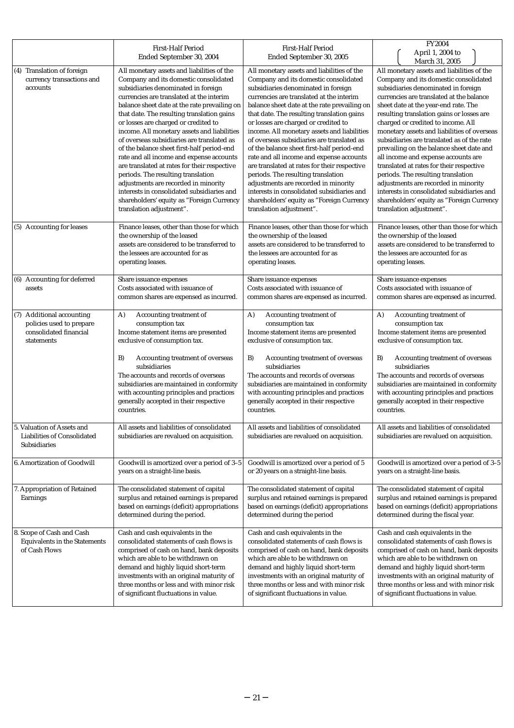| | First-Half Period Ended September 30, 2004 | First-Half Period Ended September 30, 2005 | FY2004 (April 1, 2004 to March 31, 2005) |
|---|---|---|---|
| (4) Translation of foreign currency transactions and accounts | All monetary assets and liabilities of the Company and its domestic consolidated subsidiaries denominated in foreign currencies are translated at the interim balance sheet date at the rate prevailing on that date. The resulting translation gains or losses are charged or credited to income. All monetary assets and liabilities of overseas subsidiaries are translated as of the balance sheet first-half period-end rate and all income and expense accounts are translated at rates for their respective periods. The resulting translation adjustments are recorded in minority interests in consolidated subsidiaries and shareholders' equity as "Foreign Currency translation adjustment". | All monetary assets and liabilities of the Company and its domestic consolidated subsidiaries denominated in foreign currencies are translated at the interim balance sheet date at the rate prevailing on that date. The resulting translation gains or losses are charged or credited to income. All monetary assets and liabilities of overseas subsidiaries are translated as of the balance sheet first-half period-end rate and all income and expense accounts are translated at rates for their respective periods. The resulting translation adjustments are recorded in minority interests in consolidated subsidiaries and shareholders' equity as "Foreign Currency translation adjustment". | All monetary assets and liabilities of the Company and its domestic consolidated subsidiaries denominated in foreign currencies are translated at the balance sheet date at the year-end rate. The resulting translation gains or losses are charged or credited to income. All monetary assets and liabilities of overseas subsidiaries are translated as of the rate prevailing on the balance sheet date and all income and expense accounts are translated at rates for their respective periods. The resulting translation adjustments are recorded in minority interests in consolidated subsidiaries and shareholders' equity as "Foreign Currency translation adjustment". |
| (5) Accounting for leases | Finance leases, other than those for which the ownership of the leased assets are considered to be transferred to the lessees are accounted for as operating leases. | Finance leases, other than those for which the ownership of the leased assets are considered to be transferred to the lessees are accounted for as operating leases. | Finance leases, other than those for which the ownership of the leased assets are considered to be transferred to the lessees are accounted for as operating leases. |
| (6) Accounting for deferred assets | Share issuance expenses<br>Costs associated with issuance of common shares are expensed as incurred. | Share issuance expenses<br>Costs associated with issuance of common shares are expensed as incurred. | Share issuance expenses<br>Costs associated with issuance of common shares are expensed as incurred. |
| (7) Additional accounting policies used to prepare consolidated financial statements | A) Accounting treatment of consumption tax<br>Income statement items are presented exclusive of consumption tax.<br><br>B) Accounting treatment of overseas subsidiaries<br>The accounts and records of overseas subsidiaries are maintained in conformity with accounting principles and practices generally accepted in their respective countries. | A) Accounting treatment of consumption tax<br>Income statement items are presented exclusive of consumption tax.<br><br>B) Accounting treatment of overseas subsidiaries<br>The accounts and records of overseas subsidiaries are maintained in conformity with accounting principles and practices generally accepted in their respective countries. | A) Accounting treatment of consumption tax<br>Income statement items are presented exclusive of consumption tax.<br><br>B) Accounting treatment of overseas subsidiaries<br>The accounts and records of overseas subsidiaries are maintained in conformity with accounting principles and practices generally accepted in their respective countries. |
| 5. Valuation of Assets and Liabilities of Consolidated Subsidiaries | All assets and liabilities of consolidated subsidiaries are revalued on acquisition. | All assets and liabilities of consolidated subsidiaries are revalued on acquisition. | All assets and liabilities of consolidated subsidiaries are revalued on acquisition. |
| 6. Amortization of Goodwill | Goodwill is amortized over a period of 3–5 years on a straight-line basis. | Goodwill is amortized over a period of 5 or 20 years on a straight-line basis. | Goodwill is amortized over a period of 3–5 years on a straight-line basis. |
| 7. Appropriation of Retained Earnings | The consolidated statement of capital surplus and retained earnings is prepared based on earnings (deficit) appropriations determined during the period. | The consolidated statement of capital surplus and retained earnings is prepared based on earnings (deficit) appropriations determined during the period | The consolidated statement of capital surplus and retained earnings is prepared based on earnings (deficit) appropriations determined during the fiscal year. |
| 8. Scope of Cash and Cash Equivalents in the Statements of Cash Flows | Cash and cash equivalents in the consolidated statements of cash flows is comprised of cash on hand, bank deposits which are able to be withdrawn on demand and highly liquid short-term investments with an original maturity of three months or less and with minor risk of significant fluctuations in value. | Cash and cash equivalents in the consolidated statements of cash flows is comprised of cash on hand, bank deposits which are able to be withdrawn on demand and highly liquid short-term investments with an original maturity of three months or less and with minor risk of significant fluctuations in value. | Cash and cash equivalents in the consolidated statements of cash flows is comprised of cash on hand, bank deposits which are able to be withdrawn on demand and highly liquid short-term investments with an original maturity of three months or less and with minor risk of significant fluctuations in value. |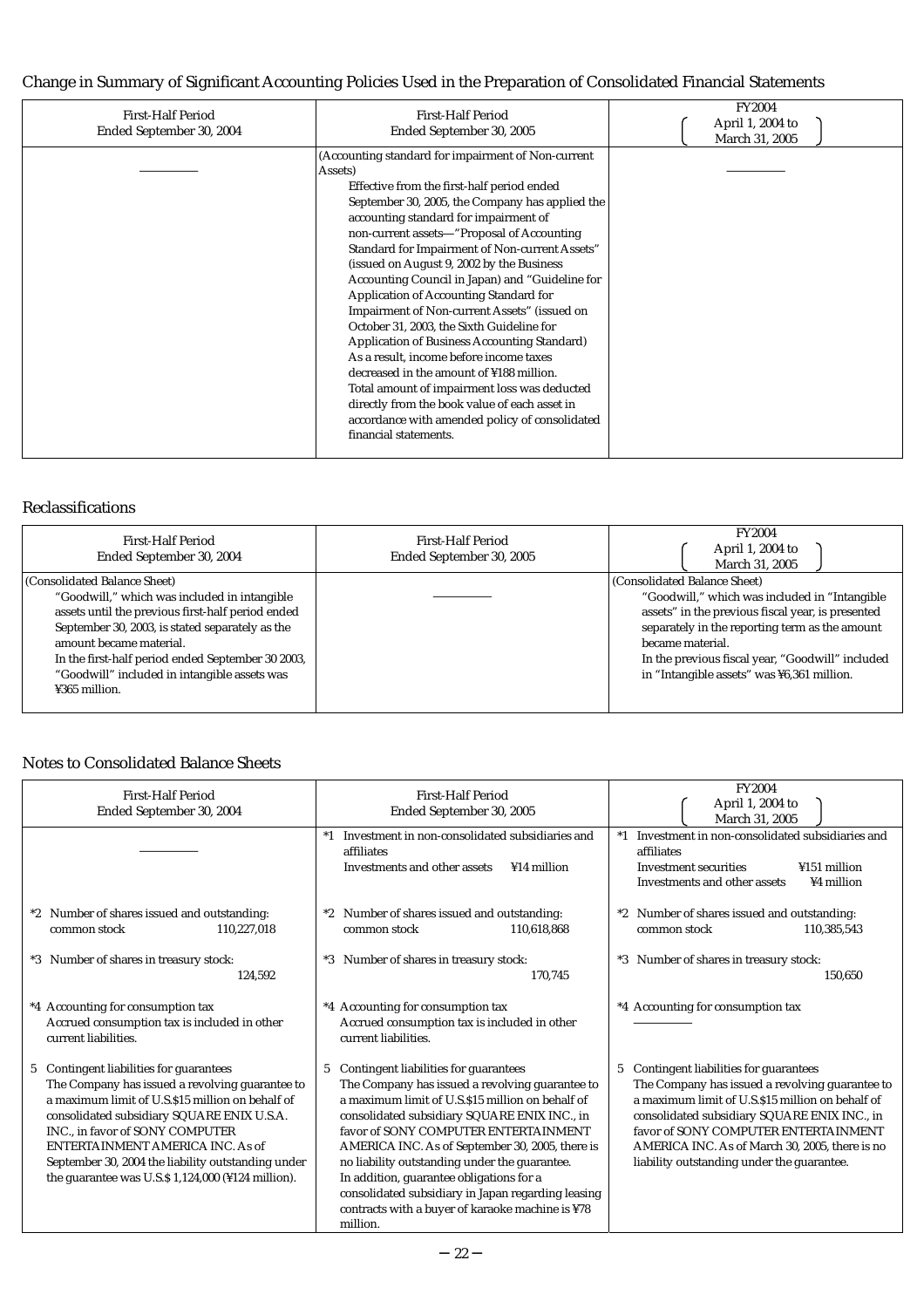## Change in Summary of Significant Accounting Policies Used in the Preparation of Consolidated Financial Statements

| First-Half Period Ended September 30, 2004 | First-Half Period Ended September 30, 2005 | FY2004 (April 1, 2004 to March 31, 2005) |
|---|---|---|
| ――――― | (Accounting standard for impairment of Non-current Assets)<br>Effective from the first-half period ended September 30, 2005, the Company has applied the accounting standard for impairment of non-current assets—"Proposal of Accounting Standard for Impairment of Non-current Assets" (issued on August 9, 2002 by the Business Accounting Council in Japan) and "Guideline for Application of Accounting Standard for Impairment of Non-current Assets" (issued on October 31, 2003, the Sixth Guideline for Application of Business Accounting Standard)<br>As a result, income before income taxes decreased in the amount of ¥188 million.<br>Total amount of impairment loss was deducted directly from the book value of each asset in accordance with amended policy of consolidated financial statements. | ――――― |

## Reclassifications

| First-Half Period Ended September 30, 2004 | First-Half Period Ended September 30, 2005 | FY2004 (April 1, 2004 to March 31, 2005) |
|---|---|---|
| (Consolidated Balance Sheet)<br>"Goodwill," which was included in intangible assets until the previous first-half period ended September 30, 2003, is stated separately as the amount became material.<br>In the first-half period ended September 30 2003, "Goodwill" included in intangible assets was ¥365 million. | ――――― | (Consolidated Balance Sheet)<br>"Goodwill," which was included in "Intangible assets" in the previous fiscal year, is presented separately in the reporting term as the amount became material.<br>In the previous fiscal year, "Goodwill" included in "Intangible assets" was ¥6,361 million. |

## Notes to Consolidated Balance Sheets

| First-Half Period Ended September 30, 2004 | First-Half Period Ended September 30, 2005 | FY2004 (April 1, 2004 to March 31, 2005) |
|---|---|---|
| ――――― | *1 Investment in non-consolidated subsidiaries and affiliates<br>Investments and other assets ¥14 million | *1 Investment in non-consolidated subsidiaries and affiliates<br>Investment securities ¥151 million<br>Investments and other assets ¥4 million |
| *2 Number of shares issued and outstanding:<br>common stock 110,227,018 | *2 Number of shares issued and outstanding:<br>common stock 110,618,868 | *2 Number of shares issued and outstanding:<br>common stock 110,385,543 |
| *3 Number of shares in treasury stock:<br>124,592 | *3 Number of shares in treasury stock:<br>170,745 | *3 Number of shares in treasury stock:<br>150,650 |
| *4 Accounting for consumption tax<br>Accrued consumption tax is included in other current liabilities. | *4 Accounting for consumption tax<br>Accrued consumption tax is included in other current liabilities. | *4 Accounting for consumption tax<br>――――― |
| 5 Contingent liabilities for guarantees<br>The Company has issued a revolving guarantee to a maximum limit of U.S.$15 million on behalf of consolidated subsidiary SQUARE ENIX U.S.A. INC., in favor of SONY COMPUTER ENTERTAINMENT AMERICA INC. As of September 30, 2004 the liability outstanding under the guarantee was U.S.$ 1,124,000 (¥124 million). | 5 Contingent liabilities for guarantees<br>The Company has issued a revolving guarantee to a maximum limit of U.S.$15 million on behalf of consolidated subsidiary SQUARE ENIX INC., in favor of SONY COMPUTER ENTERTAINMENT AMERICA INC. As of September 30, 2005, there is no liability outstanding under the guarantee.<br>In addition, guarantee obligations for a consolidated subsidiary in Japan regarding leasing contracts with a buyer of karaoke machine is ¥78 million. | 5 Contingent liabilities for guarantees<br>The Company has issued a revolving guarantee to a maximum limit of U.S.$15 million on behalf of consolidated subsidiary SQUARE ENIX INC., in favor of SONY COMPUTER ENTERTAINMENT AMERICA INC. As of March 30, 2005, there is no liability outstanding under the guarantee. |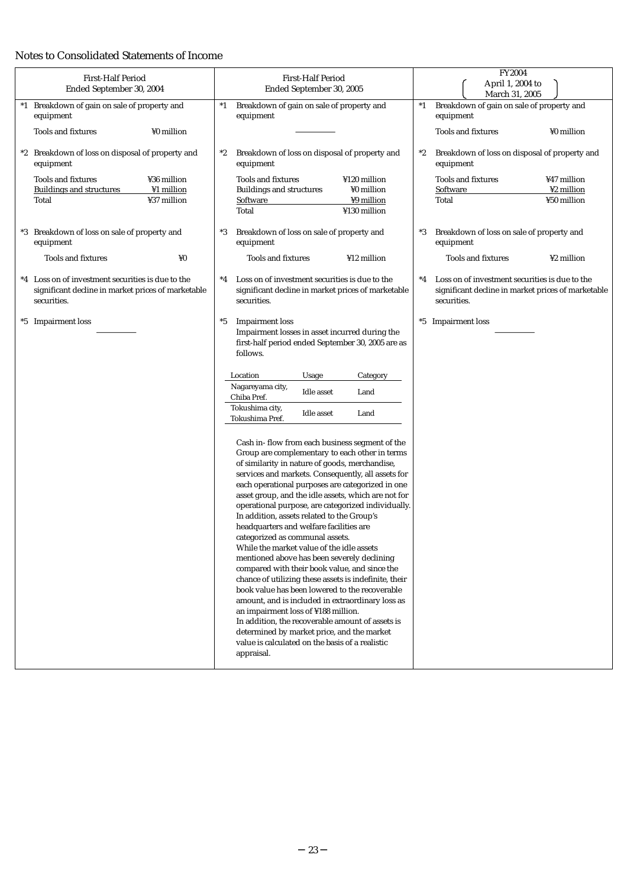## Notes to Consolidated Statements of Income

| First-Half Period Ended September 30, 2004 | First-Half Period Ended September 30, 2005 | FY2004 (April 1, 2004 to March 31, 2005) |
|---|---|---|
| *1 Breakdown of gain on sale of property and equipment<br>Tools and fixtures ¥0 million | *1 Breakdown of gain on sale of property and equipment<br>――――― | *1 Breakdown of gain on sale of property and equipment<br>Tools and fixtures ¥0 million |
| *2 Breakdown of loss on disposal of property and equipment<br>Tools and fixtures ¥36 million<br>Buildings and structures ¥1 million<br>Total ¥37 million | *2 Breakdown of loss on disposal of property and equipment<br>Tools and fixtures ¥120 million<br>Buildings and structures ¥0 million<br>Software ¥9 million<br>Total ¥130 million | *2 Breakdown of loss on disposal of property and equipment<br>Tools and fixtures ¥47 million<br>Software ¥2 million<br>Total ¥50 million |
| *3 Breakdown of loss on sale of property and equipment<br>Tools and fixtures ¥0 | *3 Breakdown of loss on sale of property and equipment<br>Tools and fixtures ¥12 million | *3 Breakdown of loss on sale of property and equipment<br>Tools and fixtures ¥2 million |
| *4 Loss on of investment securities is due to the significant decline in market prices of marketable securities. | *4 Loss on of investment securities is due to the significant decline in market prices of marketable securities. | *4 Loss on of investment securities is due to the significant decline in market prices of marketable securities. |
| *5 Impairment loss<br>――――― | *5 Impairment loss<br>Impairment losses in asset incurred during the first-half period ended September 30, 2005 are as follows.<br>(see table below) | *5 Impairment loss<br>――――― |

Impairment loss detail (First-Half Period Ended September 30, 2005):

| Location | Usage | Category |
|---|---|---|
| Nagareyama city, Chiba Pref. | Idle asset | Land |
| Tokushima city, Tokushima Pref. | Idle asset | Land |

Cash in- flow from each business segment of the Group are complementary to each other in terms of similarity in nature of goods, merchandise, services and markets. Consequently, all assets for each operational purposes are categorized in one asset group, and the idle assets, which are not for operational purpose, are categorized individually. In addition, assets related to the Group's headquarters and welfare facilities are categorized as communal assets.

While the market value of the idle assets mentioned above has been severely declining compared with their book value, and since the chance of utilizing these assets is indefinite, their book value has been lowered to the recoverable amount, and is included in extraordinary loss as an impairment loss of ¥188 million.

In addition, the recoverable amount of assets is determined by market price, and the market value is calculated on the basis of a realistic appraisal.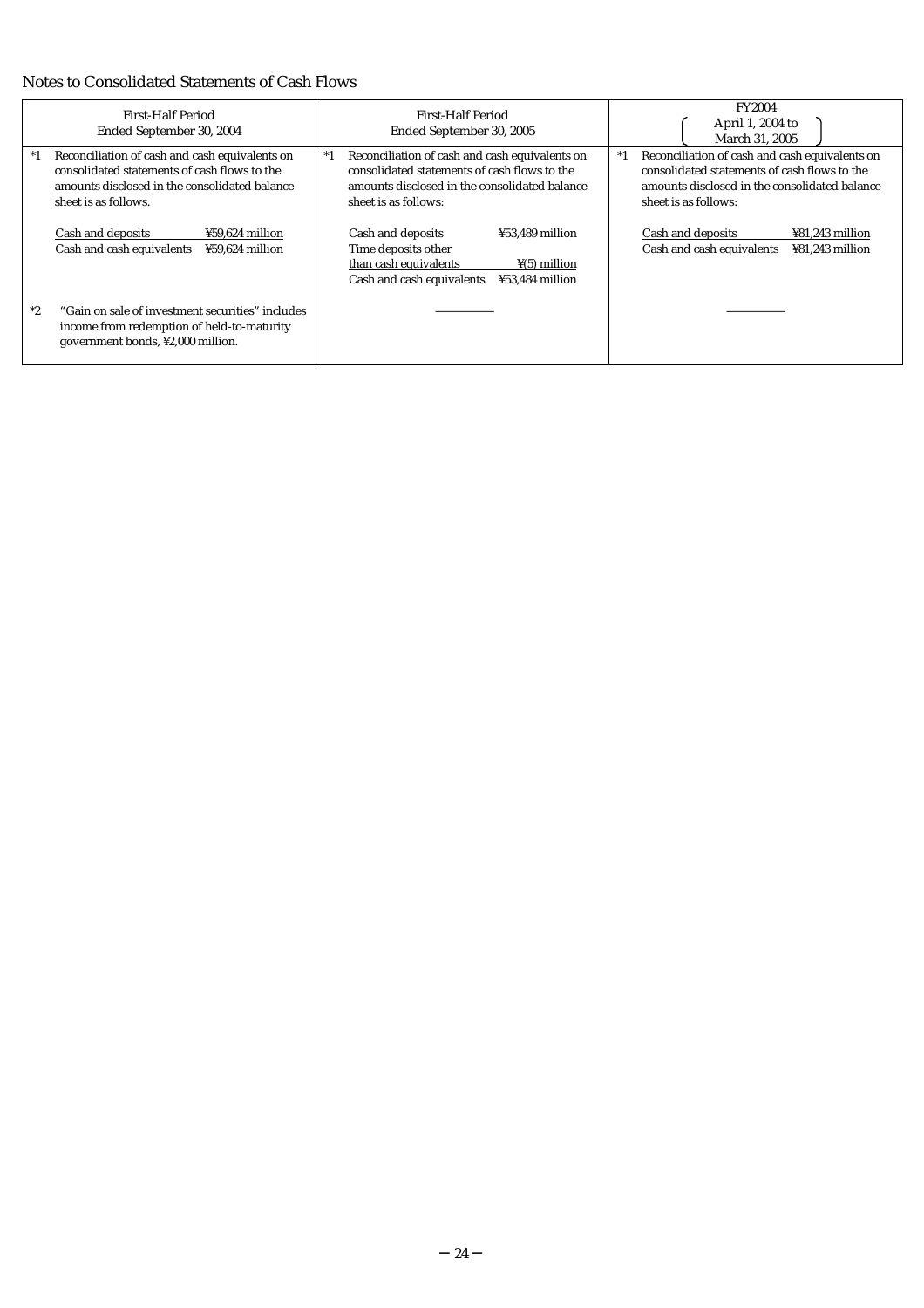## Notes to Consolidated Statements of Cash Flows

| First-Half Period Ended September 30, 2004 | First-Half Period Ended September 30, 2005 | FY2004 (April 1, 2004 to March 31, 2005) |
|---|---|---|
| *1 Reconciliation of cash and cash equivalents on consolidated statements of cash flows to the amounts disclosed in the consolidated balance sheet is as follows.<br><br>Cash and deposits ¥59,624 million<br>Cash and cash equivalents ¥59,624 million | *1 Reconciliation of cash and cash equivalents on consolidated statements of cash flows to the amounts disclosed in the consolidated balance sheet is as follows:<br><br>Cash and deposits ¥53,489 million<br>Time deposits other than cash equivalents ¥(5) million<br>Cash and cash equivalents ¥53,484 million | *1 Reconciliation of cash and cash equivalents on consolidated statements of cash flows to the amounts disclosed in the consolidated balance sheet is as follows:<br><br>Cash and deposits ¥81,243 million<br>Cash and cash equivalents ¥81,243 million |
| *2 "Gain on sale of investment securities" includes income from redemption of held-to-maturity government bonds, ¥2,000 million. | ――――― | ――――― |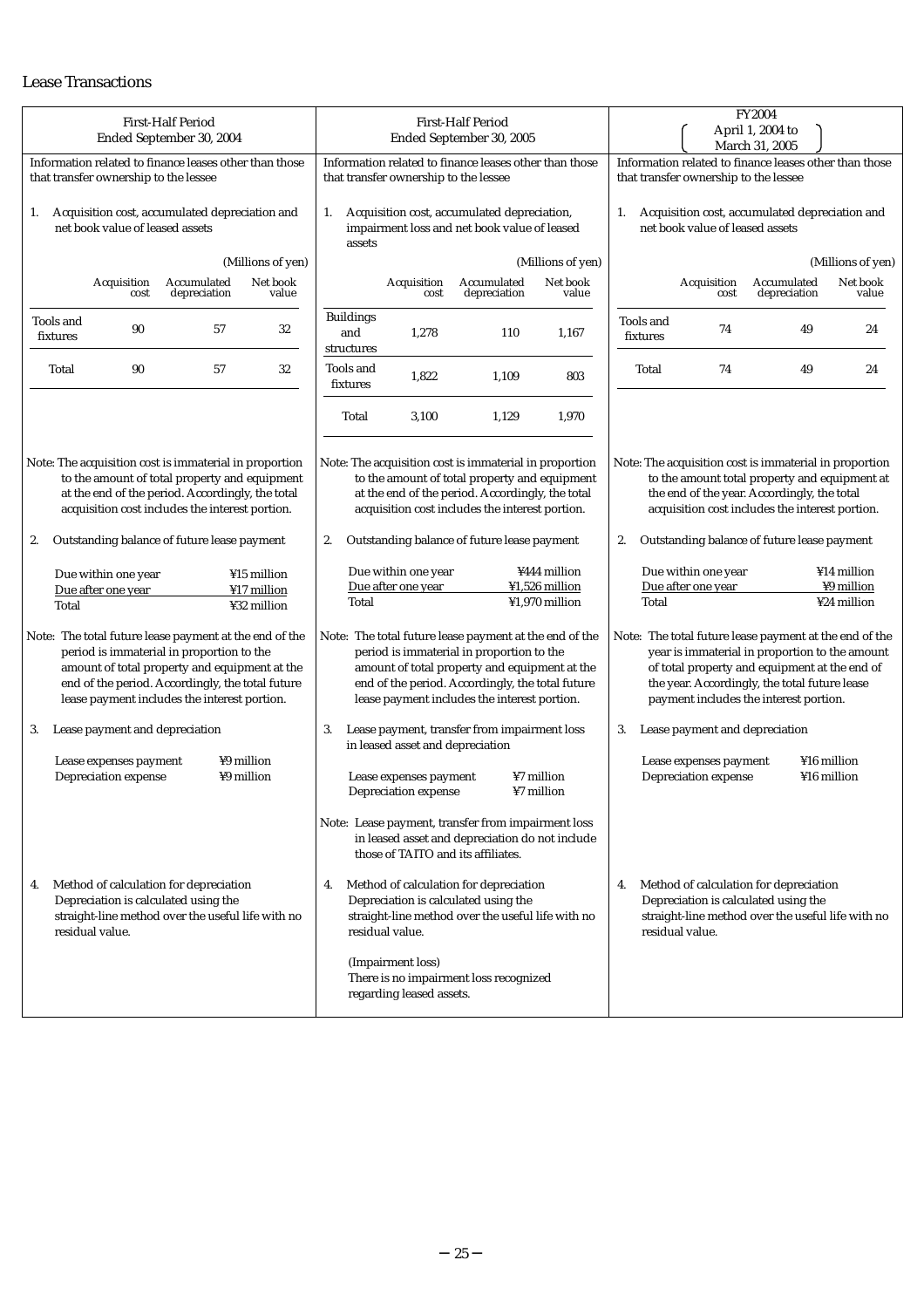## Lease Transactions

### First-Half Period Ended September 30, 2004

Information related to finance leases other than those that transfer ownership to the lessee

1. Acquisition cost, accumulated depreciation and net book value of leased assets

(Millions of yen)

| | Acquisition cost | Accumulated depreciation | Net book value |
|---|---|---|---|
| Tools and fixtures | 90 | 57 | 32 |
| Total | 90 | 57 | 32 |

Note: The acquisition cost is immaterial in proportion to the amount of total property and equipment at the end of the period. Accordingly, the total acquisition cost includes the interest portion.

2. Outstanding balance of future lease payment

| | |
|---|---|
| Due within one year | ¥15 million |
| Due after one year | ¥17 million |
| Total | ¥32 million |

Note: The total future lease payment at the end of the period is immaterial in proportion to the amount of total property and equipment at the end of the period. Accordingly, the total future lease payment includes the interest portion.

3. Lease payment and depreciation

| | |
|---|---|
| Lease expenses payment | ¥9 million |
| Depreciation expense | ¥9 million |

4. Method of calculation for depreciation
Depreciation is calculated using the straight-line method over the useful life with no residual value.

### First-Half Period Ended September 30, 2005

Information related to finance leases other than those that transfer ownership to the lessee

1. Acquisition cost, accumulated depreciation, impairment loss and net book value of leased assets

(Millions of yen)

| | Acquisition cost | Accumulated depreciation | Net book value |
|---|---|---|---|
| Buildings and structures | 1,278 | 110 | 1,167 |
| Tools and fixtures | 1,822 | 1,109 | 803 |
| Total | 3,100 | 1,129 | 1,970 |

Note: The acquisition cost is immaterial in proportion to the amount of total property and equipment at the end of the period. Accordingly, the total acquisition cost includes the interest portion.

2. Outstanding balance of future lease payment

| | |
|---|---|
| Due within one year | ¥444 million |
| Due after one year | ¥1,526 million |
| Total | ¥1,970 million |

Note: The total future lease payment at the end of the period is immaterial in proportion to the amount of total property and equipment at the end of the period. Accordingly, the total future lease payment includes the interest portion.

3. Lease payment, transfer from impairment loss in leased asset and depreciation

| | |
|---|---|
| Lease expenses payment | ¥7 million |
| Depreciation expense | ¥7 million |

Note: Lease payment, transfer from impairment loss in leased asset and depreciation do not include those of TAITO and its affiliates.

4. Method of calculation for depreciation
Depreciation is calculated using the straight-line method over the useful life with no residual value.

(Impairment loss)
There is no impairment loss recognized regarding leased assets.

### FY2004 (April 1, 2004 to March 31, 2005)

Information related to finance leases other than those that transfer ownership to the lessee

1. Acquisition cost, accumulated depreciation and net book value of leased assets

(Millions of yen)

| | Acquisition cost | Accumulated depreciation | Net book value |
|---|---|---|---|
| Tools and fixtures | 74 | 49 | 24 |
| Total | 74 | 49 | 24 |

Note: The acquisition cost is immaterial in proportion to the amount total property and equipment at the end of the year. Accordingly, the total acquisition cost includes the interest portion.

2. Outstanding balance of future lease payment

| | |
|---|---|
| Due within one year | ¥14 million |
| Due after one year | ¥9 million |
| Total | ¥24 million |

Note: The total future lease payment at the end of the year is immaterial in proportion to the amount of total property and equipment at the end of the year. Accordingly, the total future lease payment includes the interest portion.

3. Lease payment and depreciation

| | |
|---|---|
| Lease expenses payment | ¥16 million |
| Depreciation expense | ¥16 million |

4. Method of calculation for depreciation
Depreciation is calculated using the straight-line method over the useful life with no residual value.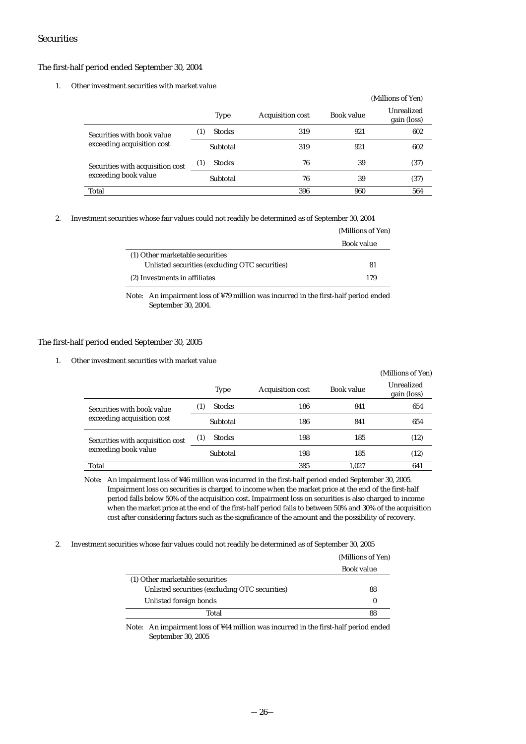## Securities

### The first-half period ended September 30, 2004

1. Other investment securities with market value

(Millions of Yen)

| | Type | Acquisition cost | Book value | Unrealized gain (loss) |
|---|---|---|---|---|
| Securities with book value exceeding acquisition cost | (1) Stocks | 319 | 921 | 602 |
| | Subtotal | 319 | 921 | 602 |
| Securities with acquisition cost exceeding book value | (1) Stocks | 76 | 39 | (37) |
| | Subtotal | 76 | 39 | (37) |
| Total | | 396 | 960 | 564 |

2. Investment securities whose fair values could not readily be determined as of September 30, 2004

(Millions of Yen)

| | Book value |
|---|---|
| (1) Other marketable securities | |
| Unlisted securities (excluding OTC securities) | 81 |
| (2) Investments in affiliates | 179 |

Note: An impairment loss of ¥79 million was incurred in the first-half period ended September 30, 2004.

### The first-half period ended September 30, 2005

1. Other investment securities with market value

(Millions of Yen)

| | Type | Acquisition cost | Book value | Unrealized gain (loss) |
|---|---|---|---|---|
| Securities with book value exceeding acquisition cost | (1) Stocks | 186 | 841 | 654 |
| | Subtotal | 186 | 841 | 654 |
| Securities with acquisition cost exceeding book value | (1) Stocks | 198 | 185 | (12) |
| | Subtotal | 198 | 185 | (12) |
| Total | | 385 | 1,027 | 641 |

Note: An impairment loss of ¥46 million was incurred in the first-half period ended September 30, 2005. Impairment loss on securities is charged to income when the market price at the end of the first-half period falls below 50% of the acquisition cost. Impairment loss on securities is also charged to income when the market price at the end of the first-half period falls to between 50% and 30% of the acquisition cost after considering factors such as the significance of the amount and the possibility of recovery.

2. Investment securities whose fair values could not readily be determined as of September 30, 2005

(Millions of Yen)

| | Book value |
|---|---|
| (1) Other marketable securities | |
| Unlisted securities (excluding OTC securities) | 88 |
| Unlisted foreign bonds | 0 |
| Total | 88 |

Note: An impairment loss of ¥44 million was incurred in the first-half period ended September 30, 2005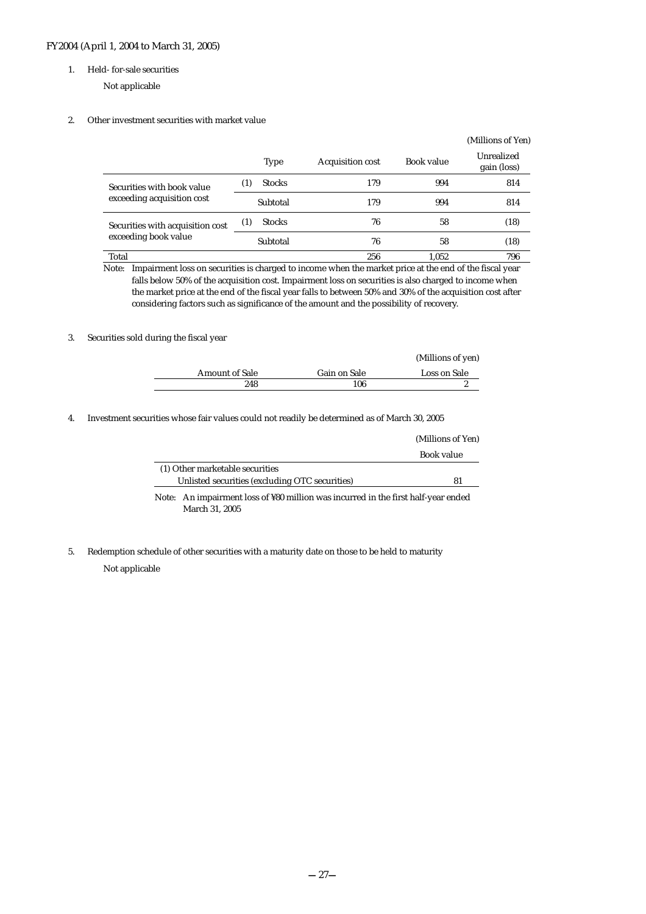FY2004 (April 1, 2004 to March 31, 2005)

1. Held- for-sale securities

   Not applicable

2. Other investment securities with market value

(Millions of Yen)

| | Type | Acquisition cost | Book value | Unrealized gain (loss) |
|---|---|---|---|---|
| Securities with book value exceeding acquisition cost | (1) Stocks | 179 | 994 | 814 |
| | Subtotal | 179 | 994 | 814 |
| Securities with acquisition cost exceeding book value | (1) Stocks | 76 | 58 | (18) |
| | Subtotal | 76 | 58 | (18) |
| Total | | 256 | 1,052 | 796 |

Note: Impairment loss on securities is charged to income when the market price at the end of the fiscal year falls below 50% of the acquisition cost. Impairment loss on securities is also charged to income when the market price at the end of the fiscal year falls to between 50% and 30% of the acquisition cost after considering factors such as significance of the amount and the possibility of recovery.

3. Securities sold during the fiscal year

(Millions of yen)

| Amount of Sale | Gain on Sale | Loss on Sale |
|---|---|---|
| 248 | 106 | 2 |

4. Investment securities whose fair values could not readily be determined as of March 30, 2005

(Millions of Yen)

| | Book value |
|---|---|
| (1) Other marketable securities | |
| Unlisted securities (excluding OTC securities) | 81 |

Note: An impairment loss of ¥80 million was incurred in the first half-year ended March 31, 2005

5. Redemption schedule of other securities with a maturity date on those to be held to maturity

   Not applicable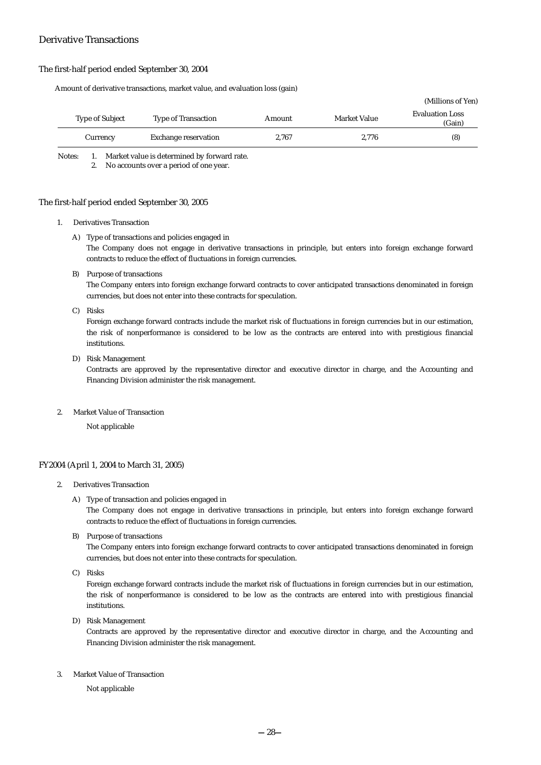## Derivative Transactions

### The first-half period ended September 30, 2004

Amount of derivative transactions, market value, and evaluation loss (gain)

(Millions of Yen)

| Type of Subject | Type of Transaction | Amount | Market Value | Evaluation Loss (Gain) |
|---|---|---|---|---|
| Currency | Exchange reservation | 2,767 | 2,776 | (8) |

Notes: 1. Market value is determined by forward rate.
2. No accounts over a period of one year.

### The first-half period ended September 30, 2005

1. Derivatives Transaction

   A) Type of transactions and policies engaged in
   The Company does not engage in derivative transactions in principle, but enters into foreign exchange forward contracts to reduce the effect of fluctuations in foreign currencies.

   B) Purpose of transactions
   The Company enters into foreign exchange forward contracts to cover anticipated transactions denominated in foreign currencies, but does not enter into these contracts for speculation.

   C) Risks
   Foreign exchange forward contracts include the market risk of fluctuations in foreign currencies but in our estimation, the risk of nonperformance is considered to be low as the contracts are entered into with prestigious financial institutions.

   D) Risk Management
   Contracts are approved by the representative director and executive director in charge, and the Accounting and Financing Division administer the risk management.

2. Market Value of Transaction

   Not applicable

### FY2004 (April 1, 2004 to March 31, 2005)

2. Derivatives Transaction

   A) Type of transaction and policies engaged in
   The Company does not engage in derivative transactions in principle, but enters into foreign exchange forward contracts to reduce the effect of fluctuations in foreign currencies.

   B) Purpose of transactions
   The Company enters into foreign exchange forward contracts to cover anticipated transactions denominated in foreign currencies, but does not enter into these contracts for speculation.

   C) Risks
   Foreign exchange forward contracts include the market risk of fluctuations in foreign currencies but in our estimation, the risk of nonperformance is considered to be low as the contracts are entered into with prestigious financial institutions.

   D) Risk Management
   Contracts are approved by the representative director and executive director in charge, and the Accounting and Financing Division administer the risk management.

3. Market Value of Transaction

   Not applicable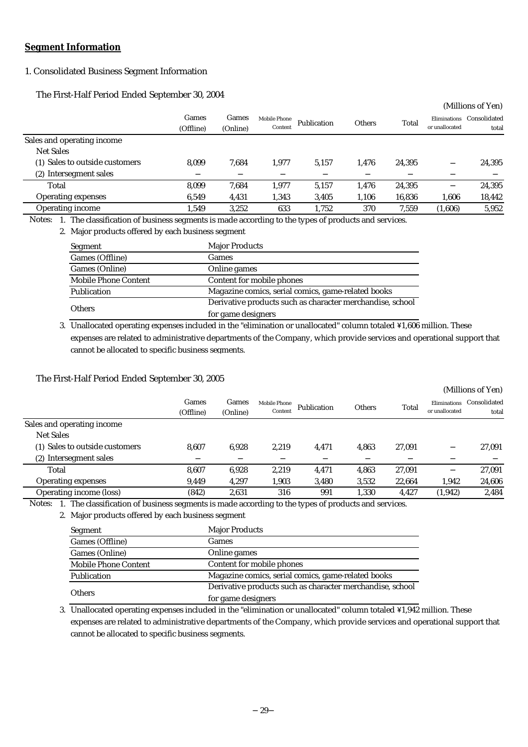## Segment Information

1. Consolidated Business Segment Information

The First-Half Period Ended September 30, 2004

(Millions of Yen)

| | Games (Offline) | Games (Online) | Mobile Phone Content | Publication | Others | Total | Eliminations or unallocated | Consolidated total |
|---|---|---|---|---|---|---|---|---|
| Sales and operating income | | | | | | | | |
| Net Sales | | | | | | | | |
| (1) Sales to outside customers | 8,099 | 7,684 | 1,977 | 5,157 | 1,476 | 24,395 | − | 24,395 |
| (2) Intersegment sales | − | − | − | − | − | − | − | − |
| Total | 8,099 | 7,684 | 1,977 | 5,157 | 1,476 | 24,395 | − | 24,395 |
| Operating expenses | 6,549 | 4,431 | 1,343 | 3,405 | 1,106 | 16,836 | 1,606 | 18,442 |
| Operating income | 1,549 | 3,252 | 633 | 1,752 | 370 | 7,559 | (1,606) | 5,952 |

Notes:
1. The classification of business segments is made according to the types of products and services.
2. Major products offered by each business segment

| Segment | Major Products |
|---|---|
| Games (Offline) | Games |
| Games (Online) | Online games |
| Mobile Phone Content | Content for mobile phones |
| Publication | Magazine comics, serial comics, game-related books |
| Others | Derivative products such as character merchandise, school for game designers |

3. Unallocated operating expenses included in the "elimination or unallocated" column totaled ¥1,606 million. These expenses are related to administrative departments of the Company, which provide services and operational support that cannot be allocated to specific business segments.

The First-Half Period Ended September 30, 2005

(Millions of Yen)

| | Games (Offline) | Games (Online) | Mobile Phone Content | Publication | Others | Total | Eliminations or unallocated | Consolidated total |
|---|---|---|---|---|---|---|---|---|
| Sales and operating income | | | | | | | | |
| Net Sales | | | | | | | | |
| (1) Sales to outside customers | 8,607 | 6,928 | 2,219 | 4,471 | 4,863 | 27,091 | − | 27,091 |
| (2) Intersegment sales | − | − | − | − | − | − | − | − |
| Total | 8,607 | 6,928 | 2,219 | 4,471 | 4,863 | 27,091 | − | 27,091 |
| Operating expenses | 9,449 | 4,297 | 1,903 | 3,480 | 3,532 | 22,664 | 1,942 | 24,606 |
| Operating income (loss) | (842) | 2,631 | 316 | 991 | 1,330 | 4,427 | (1,942) | 2,484 |

Notes:
1. The classification of business segments is made according to the types of products and services.
2. Major products offered by each business segment

| Segment | Major Products |
|---|---|
| Games (Offline) | Games |
| Games (Online) | Online games |
| Mobile Phone Content | Content for mobile phones |
| Publication | Magazine comics, serial comics, game-related books |
| Others | Derivative products such as character merchandise, school for game designers |

3. Unallocated operating expenses included in the "elimination or unallocated" column totaled ¥1,942 million. These expenses are related to administrative departments of the Company, which provide services and operational support that cannot be allocated to specific business segments.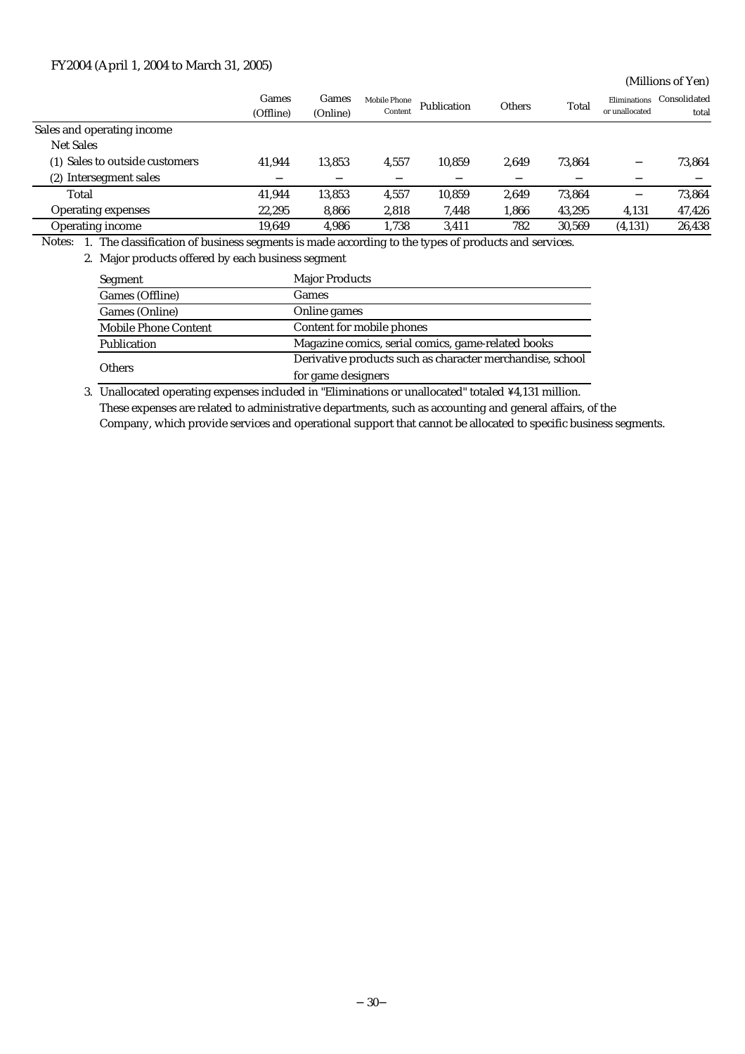FY2004 (April 1, 2004 to March 31, 2005)

(Millions of Yen)

| | Games (Offline) | Games (Online) | Mobile Phone Content | Publication | Others | Total | Eliminations or unallocated | Consolidated total |
|---|---|---|---|---|---|---|---|---|
| Sales and operating income | | | | | | | | |
| Net Sales | | | | | | | | |
| (1) Sales to outside customers | 41,944 | 13,853 | 4,557 | 10,859 | 2,649 | 73,864 | − | 73,864 |
| (2) Intersegment sales | − | − | − | − | − | − | − | − |
| Total | 41,944 | 13,853 | 4,557 | 10,859 | 2,649 | 73,864 | − | 73,864 |
| Operating expenses | 22,295 | 8,866 | 2,818 | 7,448 | 1,866 | 43,295 | 4,131 | 47,426 |
| Operating income | 19,649 | 4,986 | 1,738 | 3,411 | 782 | 30,569 | (4,131) | 26,438 |

Notes:
1. The classification of business segments is made according to the types of products and services.
2. Major products offered by each business segment

| Segment | Major Products |
|---|---|
| Games (Offline) | Games |
| Games (Online) | Online games |
| Mobile Phone Content | Content for mobile phones |
| Publication | Magazine comics, serial comics, game-related books |
| Others | Derivative products such as character merchandise, school for game designers |

3. Unallocated operating expenses included in "Eliminations or unallocated" totaled ¥4,131 million. These expenses are related to administrative departments, such as accounting and general affairs, of the Company, which provide services and operational support that cannot be allocated to specific business segments.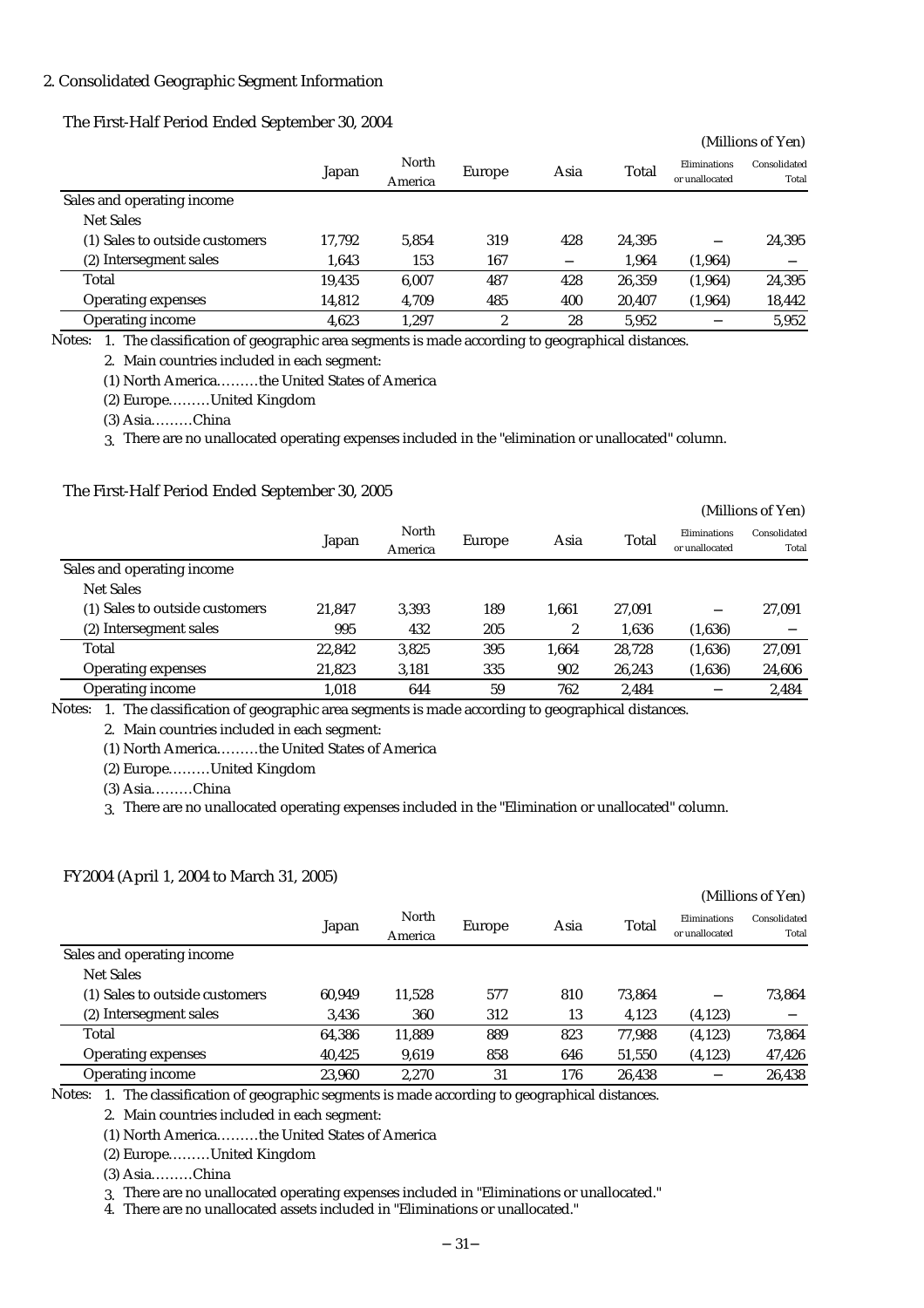## 2. Consolidated Geographic Segment Information

### The First-Half Period Ended September 30, 2004

(Millions of Yen)

| | Japan | North America | Europe | Asia | Total | Eliminations or unallocated | Consolidated Total |
|---|---|---|---|---|---|---|---|
| Sales and operating income | | | | | | | |
| Net Sales | | | | | | | |
| (1) Sales to outside customers | 17,792 | 5,854 | 319 | 428 | 24,395 | − | 24,395 |
| (2) Intersegment sales | 1,643 | 153 | 167 | − | 1,964 | (1,964) | − |
| Total | 19,435 | 6,007 | 487 | 428 | 26,359 | (1,964) | 24,395 |
| Operating expenses | 14,812 | 4,709 | 485 | 400 | 20,407 | (1,964) | 18,442 |
| Operating income | 4,623 | 1,297 | 2 | 28 | 5,952 | − | 5,952 |

Notes: 1. The classification of geographic area segments is made according to geographical distances.

2. Main countries included in each segment:

(1) North America………the United States of America

(2) Europe………United Kingdom

(3) Asia………China

3. There are no unallocated operating expenses included in the "elimination or unallocated" column.

### The First-Half Period Ended September 30, 2005

(Millions of Yen)

| | Japan | North America | Europe | Asia | Total | Eliminations or unallocated | Consolidated Total |
|---|---|---|---|---|---|---|---|
| Sales and operating income | | | | | | | |
| Net Sales | | | | | | | |
| (1) Sales to outside customers | 21,847 | 3,393 | 189 | 1,661 | 27,091 | − | 27,091 |
| (2) Intersegment sales | 995 | 432 | 205 | 2 | 1,636 | (1,636) | − |
| Total | 22,842 | 3,825 | 395 | 1,664 | 28,728 | (1,636) | 27,091 |
| Operating expenses | 21,823 | 3,181 | 335 | 902 | 26,243 | (1,636) | 24,606 |
| Operating income | 1,018 | 644 | 59 | 762 | 2,484 | − | 2,484 |

Notes: 1. The classification of geographic area segments is made according to geographical distances.

2. Main countries included in each segment:

(1) North America………the United States of America

(2) Europe………United Kingdom

(3) Asia………China

3. There are no unallocated operating expenses included in the "Elimination or unallocated" column.

### FY2004 (April 1, 2004 to March 31, 2005)

(Millions of Yen)

| | Japan | North America | Europe | Asia | Total | Eliminations or unallocated | Consolidated Total |
|---|---|---|---|---|---|---|---|
| Sales and operating income | | | | | | | |
| Net Sales | | | | | | | |
| (1) Sales to outside customers | 60,949 | 11,528 | 577 | 810 | 73,864 | − | 73,864 |
| (2) Intersegment sales | 3,436 | 360 | 312 | 13 | 4,123 | (4,123) | − |
| Total | 64,386 | 11,889 | 889 | 823 | 77,988 | (4,123) | 73,864 |
| Operating expenses | 40,425 | 9,619 | 858 | 646 | 51,550 | (4,123) | 47,426 |
| Operating income | 23,960 | 2,270 | 31 | 176 | 26,438 | − | 26,438 |

Notes: 1. The classification of geographic segments is made according to geographical distances.

2. Main countries included in each segment:

(1) North America………the United States of America

(2) Europe………United Kingdom

(3) Asia………China

3. There are no unallocated operating expenses included in "Eliminations or unallocated."

4. There are no unallocated assets included in "Eliminations or unallocated."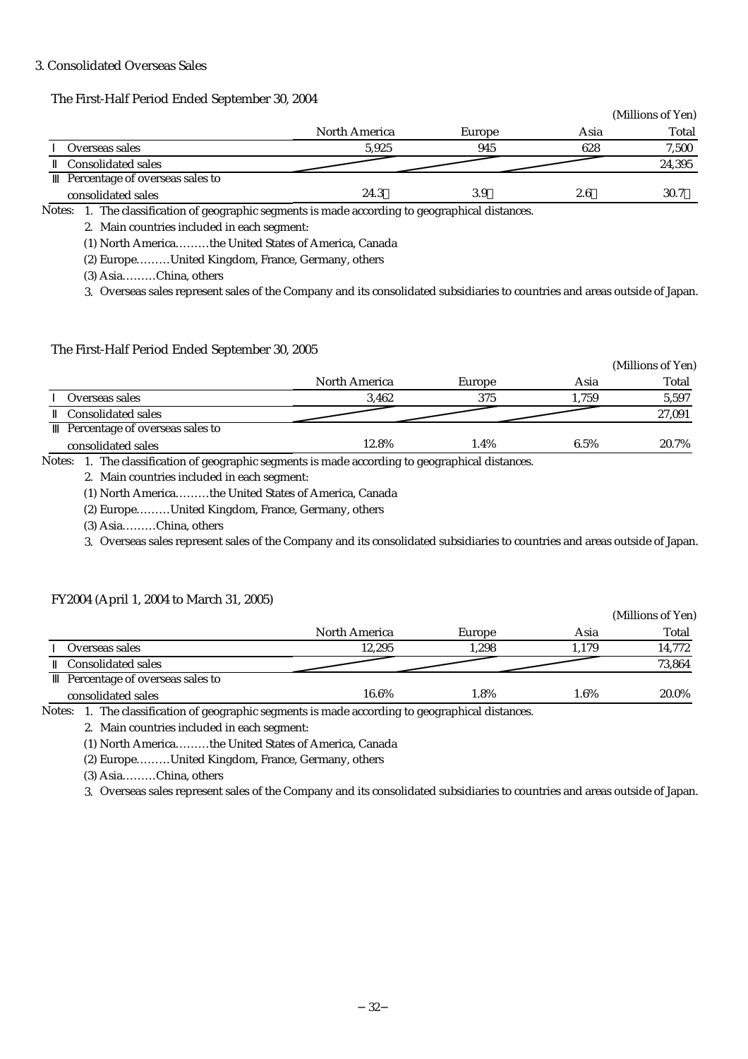## 3. Consolidated Overseas Sales

### The First-Half Period Ended September 30, 2004

(Millions of Yen)

| | North America | Europe | Asia | Total |
|---|---|---|---|---|
| Ⅰ Overseas sales | 5,925 | 945 | 628 | 7,500 |
| Ⅱ Consolidated sales | | | | 24,395 |
| Ⅲ Percentage of overseas sales to consolidated sales | 24.3% | 3.9% | 2.6% | 30.7% |

Notes: 1. The classification of geographic segments is made according to geographical distances.

2. Main countries included in each segment:

(1) North America………the United States of America, Canada

(2) Europe………United Kingdom, France, Germany, others

(3) Asia………China, others

3. Overseas sales represent sales of the Company and its consolidated subsidiaries to countries and areas outside of Japan.

### The First-Half Period Ended September 30, 2005

(Millions of Yen)

| | North America | Europe | Asia | Total |
|---|---|---|---|---|
| Ⅰ Overseas sales | 3,462 | 375 | 1,759 | 5,597 |
| Ⅱ Consolidated sales | | | | 27,091 |
| Ⅲ Percentage of overseas sales to consolidated sales | 12.8% | 1.4% | 6.5% | 20.7% |

Notes: 1. The classification of geographic segments is made according to geographical distances.

2. Main countries included in each segment:

(1) North America………the United States of America, Canada

(2) Europe………United Kingdom, France, Germany, others

(3) Asia………China, others

3. Overseas sales represent sales of the Company and its consolidated subsidiaries to countries and areas outside of Japan.

### FY2004 (April 1, 2004 to March 31, 2005)

(Millions of Yen)

| | North America | Europe | Asia | Total |
|---|---|---|---|---|
| Ⅰ Overseas sales | 12,295 | 1,298 | 1,179 | 14,772 |
| Ⅱ Consolidated sales | | | | 73,864 |
| Ⅲ Percentage of overseas sales to consolidated sales | 16.6% | 1.8% | 1.6% | 20.0% |

Notes: 1. The classification of geographic segments is made according to geographical distances.

2. Main countries included in each segment:

(1) North America………the United States of America, Canada

(2) Europe………United Kingdom, France, Germany, others

(3) Asia………China, others

3. Overseas sales represent sales of the Company and its consolidated subsidiaries to countries and areas outside of Japan.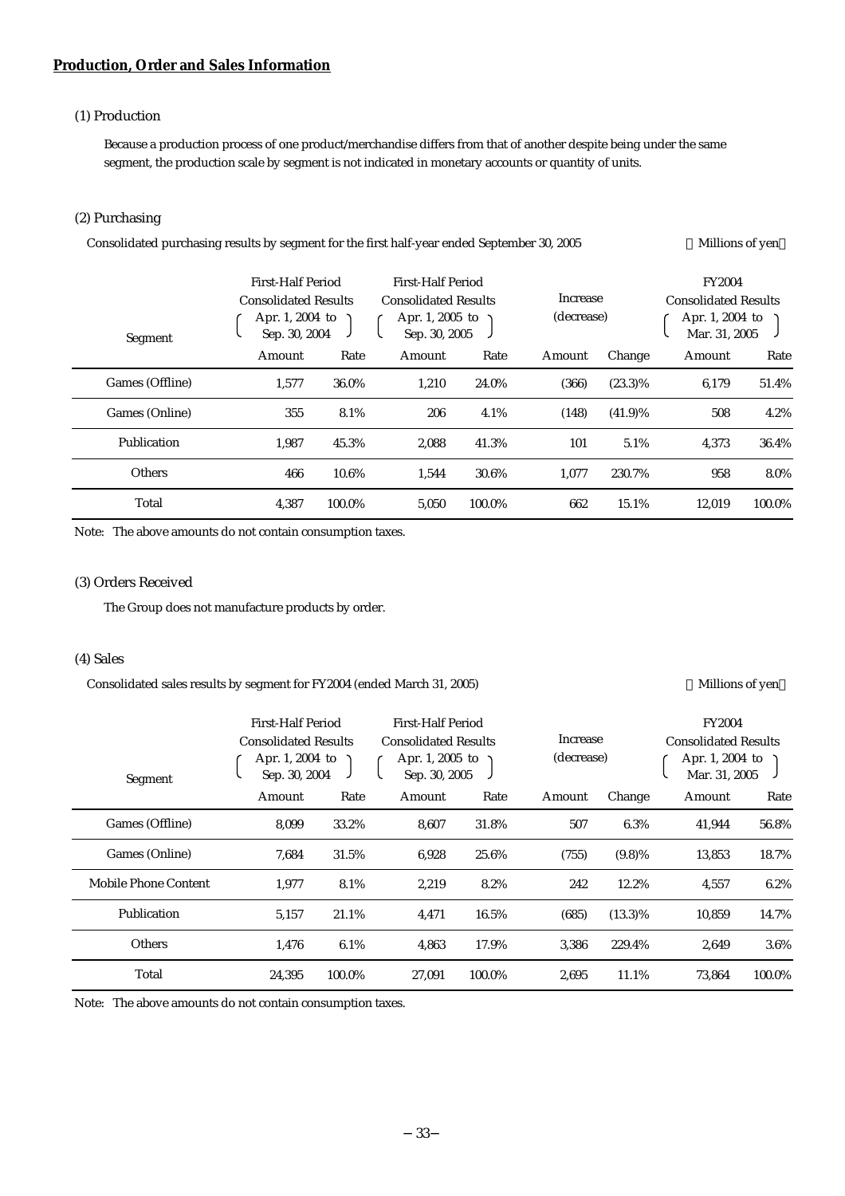**Production, Order and Sales Information**

(1) Production

Because a production process of one product/merchandise differs from that of another despite being under the same segment, the production scale by segment is not indicated in monetary accounts or quantity of units.

(2) Purchasing

Consolidated purchasing results by segment for the first half-year ended September 30, 2005 （Millions of yen）

| Segment | First-Half Period Consolidated Results (Apr. 1, 2004 to Sep. 30, 2004) | | First-Half Period Consolidated Results (Apr. 1, 2005 to Sep. 30, 2005) | | Increase (decrease) | | FY2004 Consolidated Results (Apr. 1, 2004 to Mar. 31, 2005) | |
|---|---|---|---|---|---|---|---|---|
| | Amount | Rate | Amount | Rate | Amount | Change | Amount | Rate |
| Games (Offline) | 1,577 | 36.0% | 1,210 | 24.0% | (366) | (23.3)% | 6,179 | 51.4% |
| Games (Online) | 355 | 8.1% | 206 | 4.1% | (148) | (41.9)% | 508 | 4.2% |
| Publication | 1,987 | 45.3% | 2,088 | 41.3% | 101 | 5.1% | 4,373 | 36.4% |
| Others | 466 | 10.6% | 1,544 | 30.6% | 1,077 | 230.7% | 958 | 8.0% |
| Total | 4,387 | 100.0% | 5,050 | 100.0% | 662 | 15.1% | 12,019 | 100.0% |

Note: The above amounts do not contain consumption taxes.

(3) Orders Received

The Group does not manufacture products by order.

(4) Sales

Consolidated sales results by segment for FY2004 (ended March 31, 2005) （Millions of yen）

| Segment | First-Half Period Consolidated Results (Apr. 1, 2004 to Sep. 30, 2004) | | First-Half Period Consolidated Results (Apr. 1, 2005 to Sep. 30, 2005) | | Increase (decrease) | | FY2004 Consolidated Results (Apr. 1, 2004 to Mar. 31, 2005) | |
|---|---|---|---|---|---|---|---|---|
| | Amount | Rate | Amount | Rate | Amount | Change | Amount | Rate |
| Games (Offline) | 8,099 | 33.2% | 8,607 | 31.8% | 507 | 6.3% | 41,944 | 56.8% |
| Games (Online) | 7,684 | 31.5% | 6,928 | 25.6% | (755) | (9.8)% | 13,853 | 18.7% |
| Mobile Phone Content | 1,977 | 8.1% | 2,219 | 8.2% | 242 | 12.2% | 4,557 | 6.2% |
| Publication | 5,157 | 21.1% | 4,471 | 16.5% | (685) | (13.3)% | 10,859 | 14.7% |
| Others | 1,476 | 6.1% | 4,863 | 17.9% | 3,386 | 229.4% | 2,649 | 3.6% |
| Total | 24,395 | 100.0% | 27,091 | 100.0% | 2,695 | 11.1% | 73,864 | 100.0% |

Note: The above amounts do not contain consumption taxes.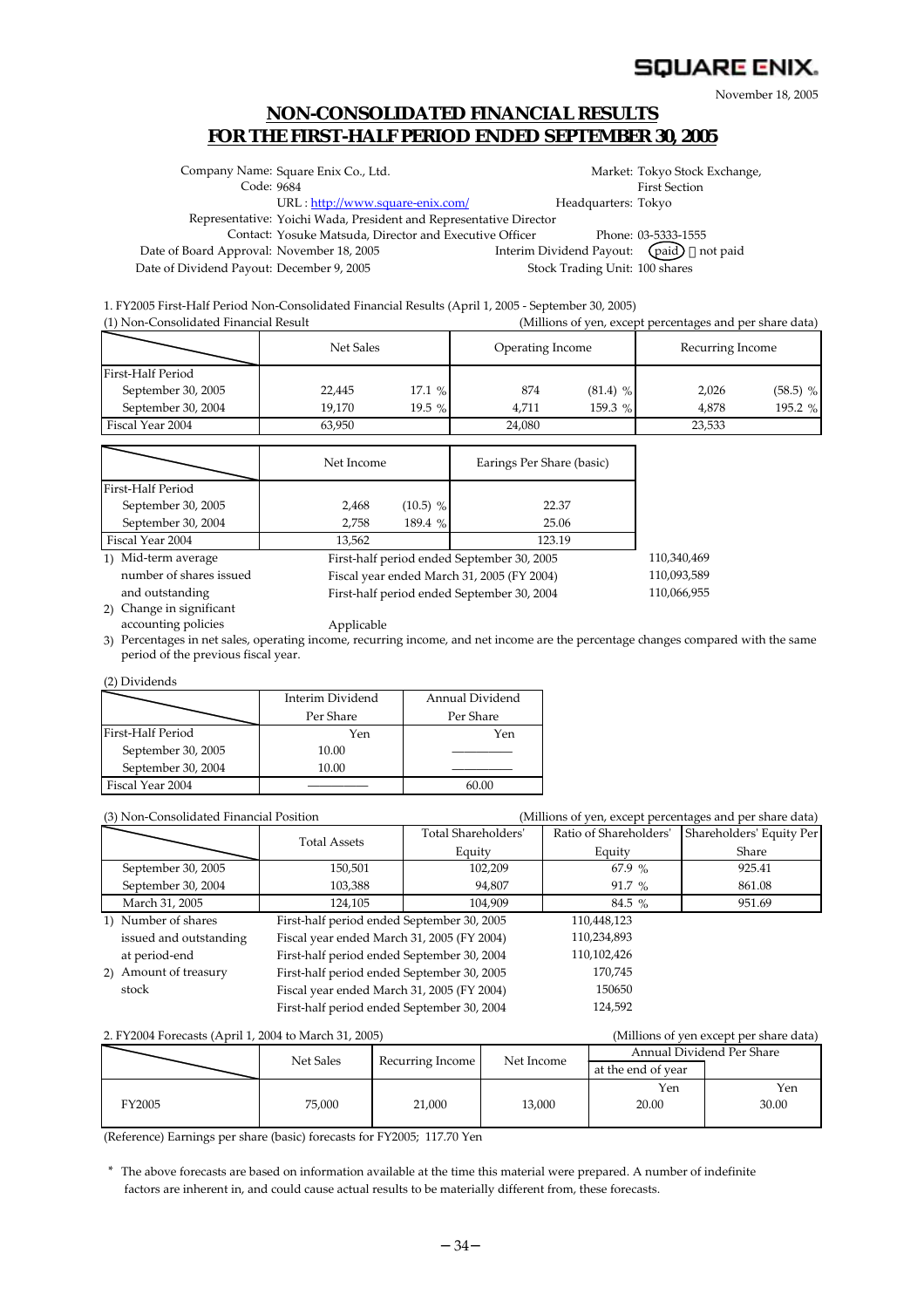SQUARE ENIX

November 18, 2005

# NON-CONSOLIDATED FINANCIAL RESULTS FOR THE FIRST-HALF PERIOD ENDED SEPTEMBER 30, 2005

Company Name: Square Enix Co., Ltd.
Market: Tokyo Stock Exchange, First Section
Code: 9684
URL : http://www.square-enix.com/
Headquarters: Tokyo
Representative: Yoichi Wada, President and Representative Director
Contact: Yosuke Matsuda, Director and Executive Officer
Phone: 03-5333-1555
Date of Board Approval: November 18, 2005
Interim Dividend Payout: (paid) ・ not paid
Date of Dividend Payout: December 9, 2005
Stock Trading Unit: 100 shares

1. FY2005 First-Half Period Non-Consolidated Financial Results (April 1, 2005 - September 30, 2005)

(1) Non-Consolidated Financial Result (Millions of yen, except percentages and per share data)

| | Net Sales | | Operating Income | | Recurring Income | |
|---|---|---|---|---|---|---|
| First-Half Period | | | | | | |
| September 30, 2005 | 22,445 | 17.1 % | 874 | (81.4) % | 2,026 | (58.5) % |
| September 30, 2004 | 19,170 | 19.5 % | 4,711 | 159.3 % | 4,878 | 195.2 % |
| Fiscal Year 2004 | 63,950 | | 24,080 | | 23,533 | |

| | Net Income | | Earings Per Share (basic) |
|---|---|---|---|
| First-Half Period | | | |
| September 30, 2005 | 2,468 | (10.5) % | 22.37 |
| September 30, 2004 | 2,758 | 189.4 % | 25.06 |
| Fiscal Year 2004 | 13,562 | | 123.19 |

1) Mid-term average number of shares issued and outstanding
   - First-half period ended September 30, 2005: 110,340,469
   - Fiscal year ended March 31, 2005 (FY 2004): 110,093,589
   - First-half period ended September 30, 2004: 110,066,955
2) Change in significant accounting policies: Applicable
3) Percentages in net sales, operating income, recurring income, and net income are the percentage changes compared with the same period of the previous fiscal year.

(2) Dividends

| | Interim Dividend Per Share | Annual Dividend Per Share |
|---|---|---|
| First-Half Period | Yen | Yen |
| September 30, 2005 | 10.00 | ――――― |
| September 30, 2004 | 10.00 | ――――― |
| Fiscal Year 2004 | ――――― | 60.00 |

(3) Non-Consolidated Financial Position (Millions of yen, except percentages and per share data)

| | Total Assets | Total Shareholders' Equity | Ratio of Shareholders' Equity | Shareholders' Equity Per Share |
|---|---|---|---|---|
| September 30, 2005 | 150,501 | 102,209 | 67.9 % | 925.41 |
| September 30, 2004 | 103,388 | 94,807 | 91.7 % | 861.08 |
| March 31, 2005 | 124,105 | 104,909 | 84.5 % | 951.69 |

1) Number of shares issued and outstanding at period-end
   - First-half period ended September 30, 2005: 110,448,123
   - Fiscal year ended March 31, 2005 (FY 2004): 110,234,893
   - First-half period ended September 30, 2004: 110,102,426
2) Amount of treasury stock
   - First-half period ended September 30, 2005: 170,745
   - Fiscal year ended March 31, 2005 (FY 2004): 150650
   - First-half period ended September 30, 2004: 124,592

2. FY2004 Forecasts (April 1, 2004 to March 31, 2005) (Millions of yen except per share data)

| | Net Sales | Recurring Income | Net Income | Annual Dividend Per Share | |
|---|---|---|---|---|---|
| | | | | at the end of year | |
| | | | | Yen | Yen |
| FY2005 | 75,000 | 21,000 | 13,000 | 20.00 | 30.00 |

(Reference) Earnings per share (basic) forecasts for FY2005; 117.70 Yen

\* The above forecasts are based on information available at the time this material were prepared. A number of indefinite factors are inherent in, and could cause actual results to be materially different from, these forecasts.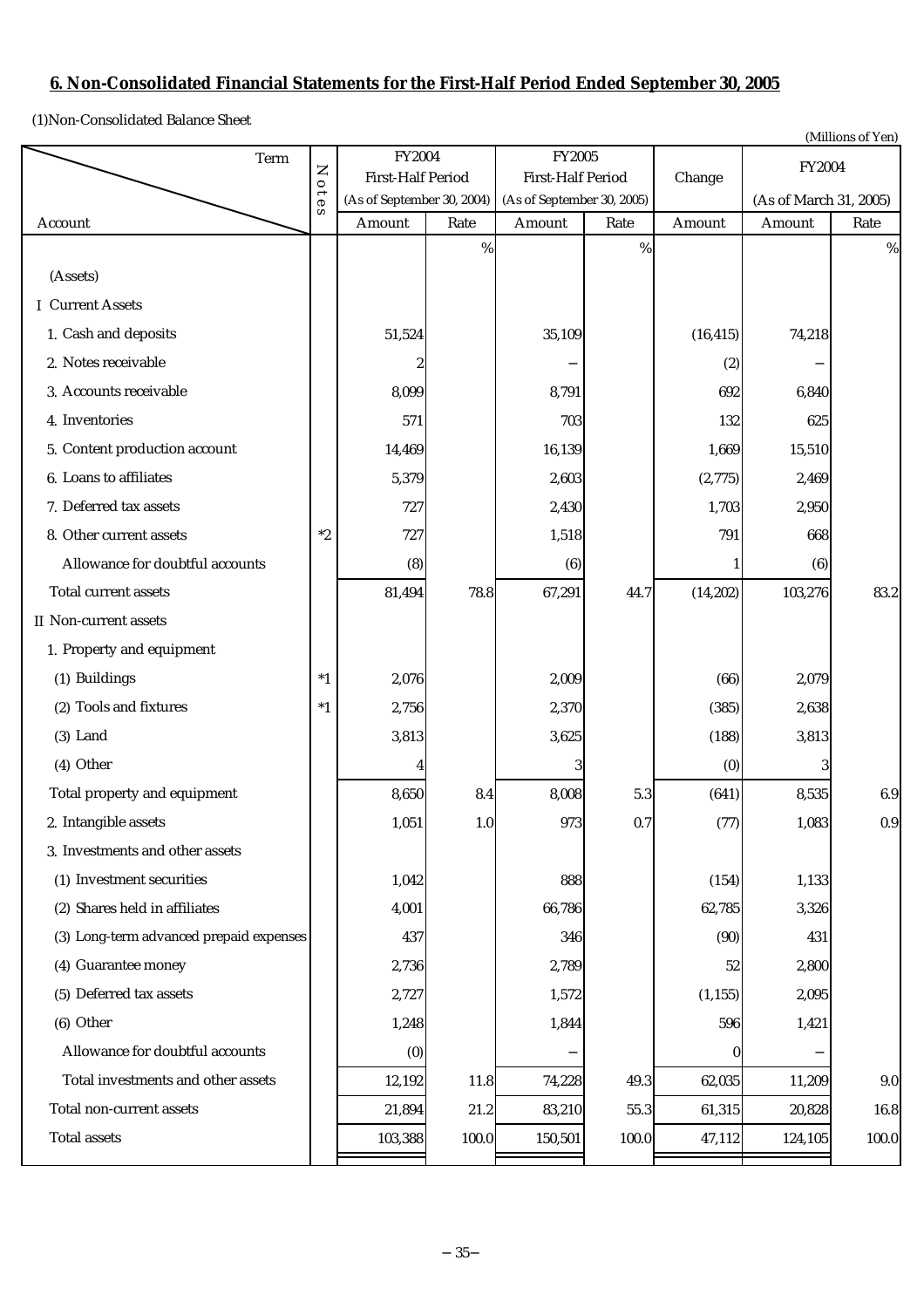## 6. Non-Consolidated Financial Statements for the First-Half Period Ended September 30, 2005

(1)Non-Consolidated Balance Sheet

(Millions of Yen)

| Account | Notes | FY2004 First-Half Period (As of September 30, 2004) | | FY2005 First-Half Period (As of September 30, 2005) | | Change | FY2004 (As of March 31, 2005) | |
|---|---|---|---|---|---|---|---|---|
| | | Amount | Rate | Amount | Rate | Amount | Amount | Rate |
| | | | % | | % | | | % |
| (Assets) | | | | | | | | |
| I Current Assets | | | | | | | | |
| 1. Cash and deposits | | 51,524 | | 35,109 | | (16,415) | 74,218 | |
| 2. Notes receivable | | 2 | | − | | (2) | − | |
| 3. Accounts receivable | | 8,099 | | 8,791 | | 692 | 6,840 | |
| 4. Inventories | | 571 | | 703 | | 132 | 625 | |
| 5. Content production account | | 14,469 | | 16,139 | | 1,669 | 15,510 | |
| 6. Loans to affiliates | | 5,379 | | 2,603 | | (2,775) | 2,469 | |
| 7. Deferred tax assets | | 727 | | 2,430 | | 1,703 | 2,950 | |
| 8. Other current assets | *2 | 727 | | 1,518 | | 791 | 668 | |
| Allowance for doubtful accounts | | (8) | | (6) | | 1 | (6) | |
| Total current assets | | 81,494 | 78.8 | 67,291 | 44.7 | (14,202) | 103,276 | 83.2 |
| II Non-current assets | | | | | | | | |
| 1. Property and equipment | | | | | | | | |
| (1) Buildings | *1 | 2,076 | | 2,009 | | (66) | 2,079 | |
| (2) Tools and fixtures | *1 | 2,756 | | 2,370 | | (385) | 2,638 | |
| (3) Land | | 3,813 | | 3,625 | | (188) | 3,813 | |
| (4) Other | | 4 | | 3 | | (0) | 3 | |
| Total property and equipment | | 8,650 | 8.4 | 8,008 | 5.3 | (641) | 8,535 | 6.9 |
| 2. Intangible assets | | 1,051 | 1.0 | 973 | 0.7 | (77) | 1,083 | 0.9 |
| 3. Investments and other assets | | | | | | | | |
| (1) Investment securities | | 1,042 | | 888 | | (154) | 1,133 | |
| (2) Shares held in affiliates | | 4,001 | | 66,786 | | 62,785 | 3,326 | |
| (3) Long-term advanced prepaid expenses | | 437 | | 346 | | (90) | 431 | |
| (4) Guarantee money | | 2,736 | | 2,789 | | 52 | 2,800 | |
| (5) Deferred tax assets | | 2,727 | | 1,572 | | (1,155) | 2,095 | |
| (6) Other | | 1,248 | | 1,844 | | 596 | 1,421 | |
| Allowance for doubtful accounts | | (0) | | − | | 0 | − | |
| Total investments and other assets | | 12,192 | 11.8 | 74,228 | 49.3 | 62,035 | 11,209 | 9.0 |
| Total non-current assets | | 21,894 | 21.2 | 83,210 | 55.3 | 61,315 | 20,828 | 16.8 |
| Total assets | | 103,388 | 100.0 | 150,501 | 100.0 | 47,112 | 124,105 | 100.0 |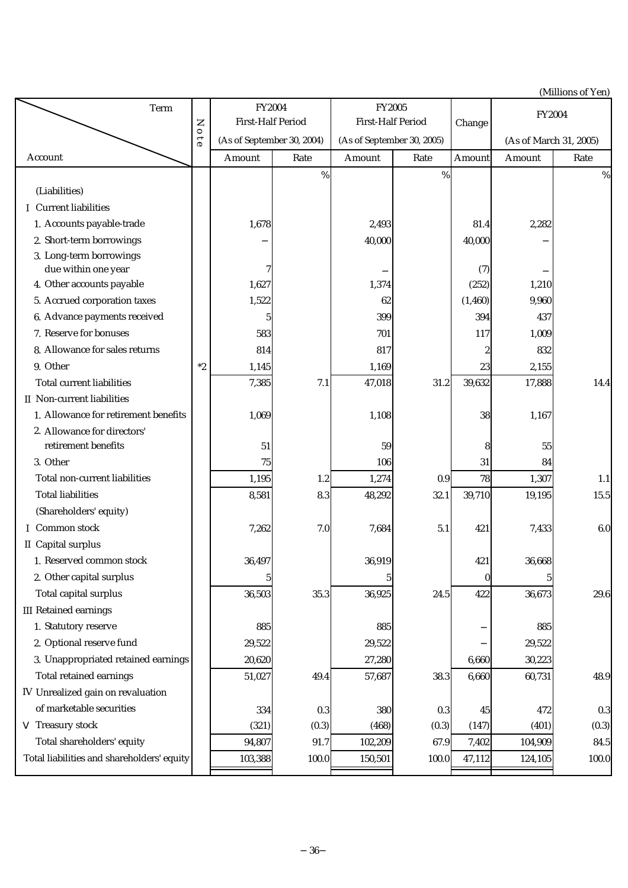(Millions of Yen)

| Account / Term | Note | FY2004 First-Half Period (As of September 30, 2004) | | FY2005 First-Half Period (As of September 30, 2005) | | Change | FY2004 (As of March 31, 2005) | |
|---|---|---|---|---|---|---|---|---|
| | | Amount | Rate | Amount | Rate | Amount | Amount | Rate |
| | | | % | | % | | | % |
| (Liabilities) | | | | | | | | |
| I Current liabilities | | | | | | | | |
| 1. Accounts payable-trade | | 1,678 | | 2,493 | | 81.4 | 2,282 | |
| 2. Short-term borrowings | | – | | 40,000 | | 40,000 | – | |
| 3. Long-term borrowings due within one year | | 7 | | – | | (7) | – | |
| 4. Other accounts payable | | 1,627 | | 1,374 | | (252) | 1,210 | |
| 5. Accrued corporation taxes | | 1,522 | | 62 | | (1,460) | 9,960 | |
| 6. Advance payments received | | 5 | | 399 | | 394 | 437 | |
| 7. Reserve for bonuses | | 583 | | 701 | | 117 | 1,009 | |
| 8. Allowance for sales returns | | 814 | | 817 | | 2 | 832 | |
| 9. Other | *2 | 1,145 | | 1,169 | | 23 | 2,155 | |
| Total current liabilities | | 7,385 | 7.1 | 47,018 | 31.2 | 39,632 | 17,888 | 14.4 |
| II Non-current liabilities | | | | | | | | |
| 1. Allowance for retirement benefits | | 1,069 | | 1,108 | | 38 | 1,167 | |
| 2. Allowance for directors' retirement benefits | | 51 | | 59 | | 8 | 55 | |
| 3. Other | | 75 | | 106 | | 31 | 84 | |
| Total non-current liabilities | | 1,195 | 1.2 | 1,274 | 0.9 | 78 | 1,307 | 1.1 |
| Total liabilities | | 8,581 | 8.3 | 48,292 | 32.1 | 39,710 | 19,195 | 15.5 |
| (Shareholders' equity) | | | | | | | | |
| I Common stock | | 7,262 | 7.0 | 7,684 | 5.1 | 421 | 7,433 | 6.0 |
| II Capital surplus | | | | | | | | |
| 1. Reserved common stock | | 36,497 | | 36,919 | | 421 | 36,668 | |
| 2. Other capital surplus | | 5 | | 5 | | 0 | 5 | |
| Total capital surplus | | 36,503 | 35.3 | 36,925 | 24.5 | 422 | 36,673 | 29.6 |
| III Retained earnings | | | | | | | | |
| 1. Statutory reserve | | 885 | | 885 | | – | 885 | |
| 2. Optional reserve fund | | 29,522 | | 29,522 | | – | 29,522 | |
| 3. Unappropriated retained earnings | | 20,620 | | 27,280 | | 6,660 | 30,223 | |
| Total retained earnings | | 51,027 | 49.4 | 57,687 | 38.3 | 6,660 | 60,731 | 48.9 |
| IV Unrealized gain on revaluation of marketable securities | | 334 | 0.3 | 380 | 0.3 | 45 | 472 | 0.3 |
| V Treasury stock | | (321) | (0.3) | (468) | (0.3) | (147) | (401) | (0.3) |
| Total shareholders' equity | | 94,807 | 91.7 | 102,209 | 67.9 | 7,402 | 104,909 | 84.5 |
| Total liabilities and shareholders' equity | | 103,388 | 100.0 | 150,501 | 100.0 | 47,112 | 124,105 | 100.0 |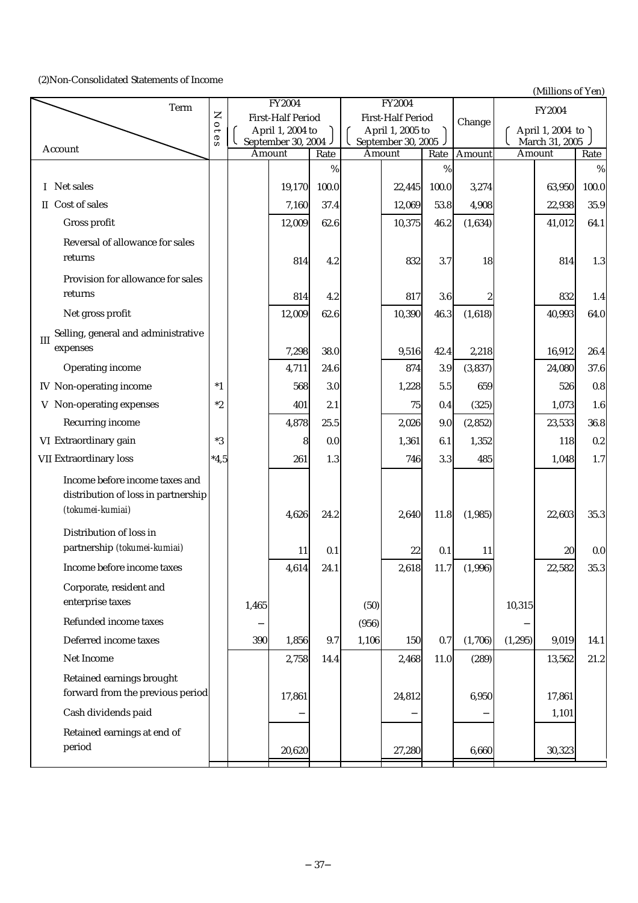(2)Non-Consolidated Statements of Income

(Millions of Yen)

| Account | Notes | FY2004 First-Half Period (April 1, 2004 to September 30, 2004) Amount | | Rate | FY2004 First-Half Period (April 1, 2005 to September 30, 2005) Amount | | Rate | Change Amount | FY2004 (April 1, 2004 to March 31, 2005) Amount | | Rate |
|---|---|---|---|---|---|---|---|---|---|---|---|
| | | | | % | | | % | | | | % |
| I Net sales | | | 19,170 | 100.0 | | 22,445 | 100.0 | 3,274 | | 63,950 | 100.0 |
| II Cost of sales | | | 7,160 | 37.4 | | 12,069 | 53.8 | 4,908 | | 22,938 | 35.9 |
| Gross profit | | | 12,009 | 62.6 | | 10,375 | 46.2 | (1,634) | | 41,012 | 64.1 |
| Reversal of allowance for sales returns | | | 814 | 4.2 | | 832 | 3.7 | 18 | | 814 | 1.3 |
| Provision for allowance for sales returns | | | 814 | 4.2 | | 817 | 3.6 | 2 | | 832 | 1.4 |
| Net gross profit | | | 12,009 | 62.6 | | 10,390 | 46.3 | (1,618) | | 40,993 | 64.0 |
| III Selling, general and administrative expenses | | | 7,298 | 38.0 | | 9,516 | 42.4 | 2,218 | | 16,912 | 26.4 |
| Operating income | | | 4,711 | 24.6 | | 874 | 3.9 | (3,837) | | 24,080 | 37.6 |
| IV Non-operating income | *1 | | 568 | 3.0 | | 1,228 | 5.5 | 659 | | 526 | 0.8 |
| V Non-operating expenses | *2 | | 401 | 2.1 | | 75 | 0.4 | (325) | | 1,073 | 1.6 |
| Recurring income | | | 4,878 | 25.5 | | 2,026 | 9.0 | (2,852) | | 23,533 | 36.8 |
| VI Extraordinary gain | *3 | | 8 | 0.0 | | 1,361 | 6.1 | 1,352 | | 118 | 0.2 |
| VII Extraordinary loss | *4,5 | | 261 | 1.3 | | 746 | 3.3 | 485 | | 1,048 | 1.7 |
| Income before income taxes and distribution of loss in partnership (*tokumei-kumiai*) | | | 4,626 | 24.2 | | 2,640 | 11.8 | (1,985) | | 22,603 | 35.3 |
| Distribution of loss in partnership (*tokumei-kumiai*) | | | 11 | 0.1 | | 22 | 0.1 | 11 | | 20 | 0.0 |
| Income before income taxes | | | 4,614 | 24.1 | | 2,618 | 11.7 | (1,996) | | 22,582 | 35.3 |
| Corporate, resident and enterprise taxes | | 1,465 | | | (50) | | | | 10,315 | | |
| Refunded income taxes | | – | | | (956) | | | | – | | |
| Deferred income taxes | | 390 | 1,856 | 9.7 | 1,106 | 150 | 0.7 | (1,706) | (1,295) | 9,019 | 14.1 |
| Net Income | | | 2,758 | 14.4 | | 2,468 | 11.0 | (289) | | 13,562 | 21.2 |
| Retained earnings brought forward from the previous period | | | 17,861 | | | 24,812 | | 6,950 | | 17,861 | |
| Cash dividends paid | | | – | | | – | | – | | 1,101 | |
| Retained earnings at end of period | | | 20,620 | | | 27,280 | | 6,660 | | 30,323 | |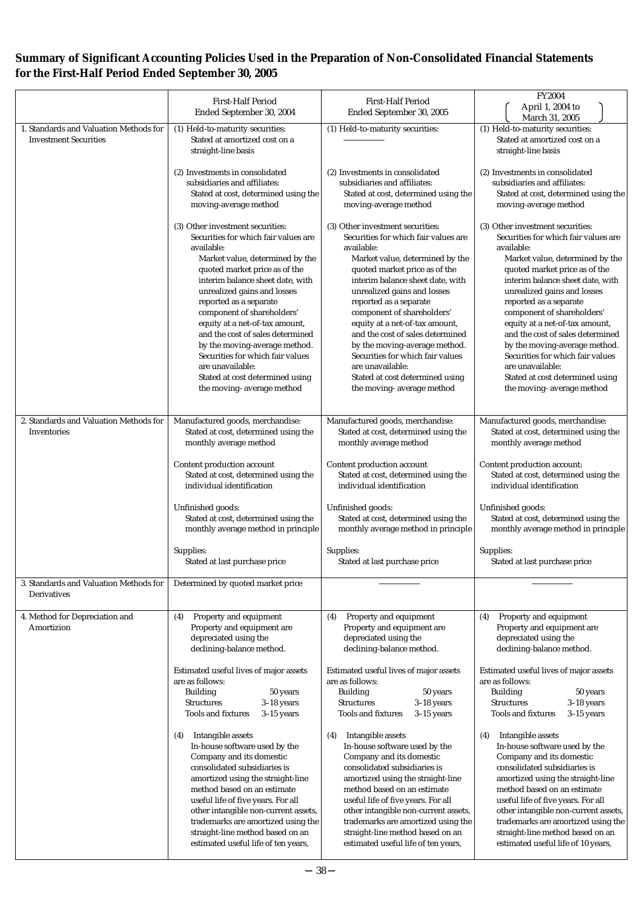## Summary of Significant Accounting Policies Used in the Preparation of Non-Consolidated Financial Statements for the First-Half Period Ended September 30, 2005

| | First-Half Period Ended September 30, 2004 | First-Half Period Ended September 30, 2005 | FY2004 (April 1, 2004 to March 31, 2005) |
|---|---|---|---|
| 1. Standards and Valuation Methods for Investment Securities | (1) Held-to-maturity securities: Stated at amortized cost on a straight-line basis<br><br>(2) Investments in consolidated subsidiaries and affiliates: Stated at cost, determined using the moving-average method<br><br>(3) Other investment securities: Securities for which fair values are available: Market value, determined by the quoted market price as of the interim balance sheet date, with unrealized gains and losses reported as a separate component of shareholders' equity at a net-of-tax amount, and the cost of sales determined by the moving-average method. Securities for which fair values are unavailable: Stated at cost determined using the moving- average method | (1) Held-to-maturity securities: ———<br><br>(2) Investments in consolidated subsidiaries and affiliates: Stated at cost, determined using the moving-average method<br><br>(3) Other investment securities: Securities for which fair values are available: Market value, determined by the quoted market price as of the interim balance sheet date, with unrealized gains and losses reported as a separate component of shareholders' equity at a net-of-tax amount, and the cost of sales determined by the moving-average method. Securities for which fair values are unavailable: Stated at cost determined using the moving- average method | (1) Held-to-maturity securities: Stated at amortized cost on a straight-line basis<br><br>(2) Investments in consolidated subsidiaries and affiliates: Stated at cost, determined using the moving-average method<br><br>(3) Other investment securities: Securities for which fair values are available: Market value, determined by the quoted market price as of the interim balance sheet date, with unrealized gains and losses reported as a separate component of shareholders' equity at a net-of-tax amount, and the cost of sales determined by the moving-average method. Securities for which fair values are unavailable: Stated at cost determined using the moving- average method |
| 2. Standards and Valuation Methods for Inventories | Manufactured goods, merchandise: Stated at cost, determined using the monthly average method<br><br>Content production account Stated at cost, determined using the individual identification<br><br>Unfinished goods: Stated at cost, determined using the monthly average method in principle<br><br>Supplies: Stated at last purchase price | Manufactured goods, merchandise: Stated at cost, determined using the monthly average method<br><br>Content production account Stated at cost, determined using the individual identification<br><br>Unfinished goods: Stated at cost, determined using the monthly average method in principle<br><br>Supplies: Stated at last purchase price | Manufactured goods, merchandise: Stated at cost, determined using the monthly average method<br><br>Content production account: Stated at cost, determined using the individual identification<br><br>Unfinished goods: Stated at cost, determined using the monthly average method in principle<br><br>Supplies: Stated at last purchase price |
| 3. Standards and Valuation Methods for Derivatives | Determined by quoted market price | ——— | ——— |
| 4. Method for Depreciation and Amortizion | (4) Property and equipment Property and equipment are depreciated using the declining-balance method.<br><br>Estimated useful lives of major assets are as follows:<br>Building 50 years<br>Structures 3–18 years<br>Tools and fixtures 3–15 years<br><br>(4) Intangible assets In-house software used by the Company and its domestic consolidated subsidiaries is amortized using the straight-line method based on an estimate useful life of five years. For all other intangible non-current assets, trademarks are amortized using the straight-line method based on an estimated useful life of ten years, | (4) Property and equipment Property and equipment are depreciated using the declining-balance method.<br><br>Estimated useful lives of major assets are as follows:<br>Building 50 years<br>Structures 3–18 years<br>Tools and fixtures 3–15 years<br><br>(4) Intangible assets In-house software used by the Company and its domestic consolidated subsidiaries is amortized using the straight-line method based on an estimate useful life of five years. For all other intangible non-current assets, trademarks are amortized using the straight-line method based on an estimated useful life of ten years, | (4) Property and equipment Property and equipment are depreciated using the declining-balance method.<br><br>Estimated useful lives of major assets are as follows:<br>Building 50 years<br>Structures 3–18 years<br>Tools and fixtures 3–15 years<br><br>(4) Intangible assets In-house software used by the Company and its domestic consolidated subsidiaries is amortized using the straight-line method based on an estimate useful life of five years. For all other intangible non-current assets, trademarks are amortized using the straight-line method based on an estimated useful life of 10 years, |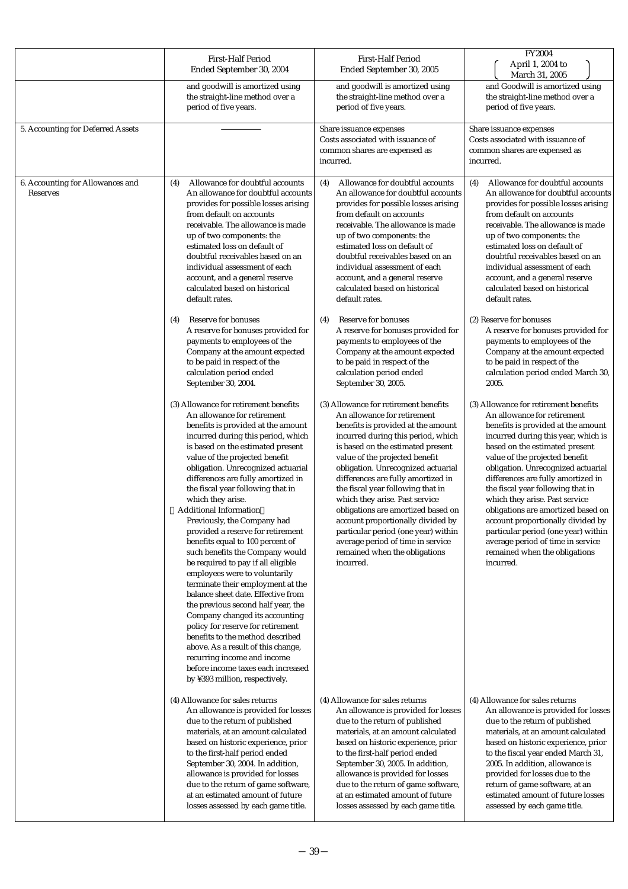| | First-Half Period Ended September 30, 2004 | First-Half Period Ended September 30, 2005 | FY2004 (April 1, 2004 to March 31, 2005) |
|---|---|---|---|
| | and goodwill is amortized using the straight-line method over a period of five years. | and goodwill is amortized using the straight-line method over a period of five years. | and Goodwill is amortized using the straight-line method over a period of five years. |
| 5. Accounting for Deferred Assets | ———— | Share issuance expenses<br>Costs associated with issuance of common shares are expensed as incurred. | Share issuance expenses<br>Costs associated with issuance of common shares are expensed as incurred. |
| 6. Accounting for Allowances and Reserves | (4) Allowance for doubtful accounts<br>An allowance for doubtful accounts provides for possible losses arising from default on accounts receivable. The allowance is made up of two components: the estimated loss on default of doubtful receivables based on an individual assessment of each account, and a general reserve calculated based on historical default rates.<br><br>(4) Reserve for bonuses<br>A reserve for bonuses provided for payments to employees of the Company at the amount expected to be paid in respect of the calculation period ended September 30, 2004.<br><br>(3) Allowance for retirement benefits<br>An allowance for retirement benefits is provided at the amount incurred during this period, which is based on the estimated present value of the projected benefit obligation. Unrecognized actuarial differences are fully amortized in the fiscal year following that in which they arise.<br>Additional Information<br>Previously, the Company had provided a reserve for retirement benefits equal to 100 percent of such benefits the Company would be required to pay if all eligible employees were to voluntarily terminate their employment at the balance sheet date. Effective from the previous second half year, the Company changed its accounting policy for reserve for retirement benefits to the method described above. As a result of this change, recurring income and income before income taxes each increased by ¥393 million, respectively.<br><br>(4) Allowance for sales returns<br>An allowance is provided for losses due to the return of published materials, at an amount calculated based on historic experience, prior to the first-half period ended September 30, 2004. In addition, allowance is provided for losses due to the return of game software, at an estimated amount of future losses assessed by each game title. | (4) Allowance for doubtful accounts<br>An allowance for doubtful accounts provides for possible losses arising from default on accounts receivable. The allowance is made up of two components: the estimated loss on default of doubtful receivables based on an individual assessment of each account, and a general reserve calculated based on historical default rates.<br><br>(4) Reserve for bonuses<br>A reserve for bonuses provided for payments to employees of the Company at the amount expected to be paid in respect of the calculation period ended September 30, 2005.<br><br>(3) Allowance for retirement benefits<br>An allowance for retirement benefits is provided at the amount incurred during this period, which is based on the estimated present value of the projected benefit obligation. Unrecognized actuarial differences are fully amortized in the fiscal year following that in which they arise. Past service obligations are amortized based on account proportionally divided by particular period (one year) within average period of time in service remained when the obligations incurred.<br><br>(4) Allowance for sales returns<br>An allowance is provided for losses due to the return of published materials, at an amount calculated based on historic experience, prior to the first-half period ended September 30, 2005. In addition, allowance is provided for losses due to the return of game software, at an estimated amount of future losses assessed by each game title. | (4) Allowance for doubtful accounts<br>An allowance for doubtful accounts provides for possible losses arising from default on accounts receivable. The allowance is made up of two components: the estimated loss on default of doubtful receivables based on an individual assessment of each account, and a general reserve calculated based on historical default rates.<br><br>(2) Reserve for bonuses<br>A reserve for bonuses provided for payments to employees of the Company at the amount expected to be paid in respect of the calculation period ended March 30, 2005.<br><br>(3) Allowance for retirement benefits<br>An allowance for retirement benefits is provided at the amount incurred during this year, which is based on the estimated present value of the projected benefit obligation. Unrecognized actuarial differences are fully amortized in the fiscal year following that in which they arise. Past service obligations are amortized based on account proportionally divided by particular period (one year) within average period of time in service remained when the obligations incurred.<br><br>(4) Allowance for sales returns<br>An allowance is provided for losses due to the return of published materials, at an amount calculated based on historic experience, prior to the fiscal year ended March 31, 2005. In addition, allowance is provided for losses due to the return of game software, at an estimated amount of future losses assessed by each game title. |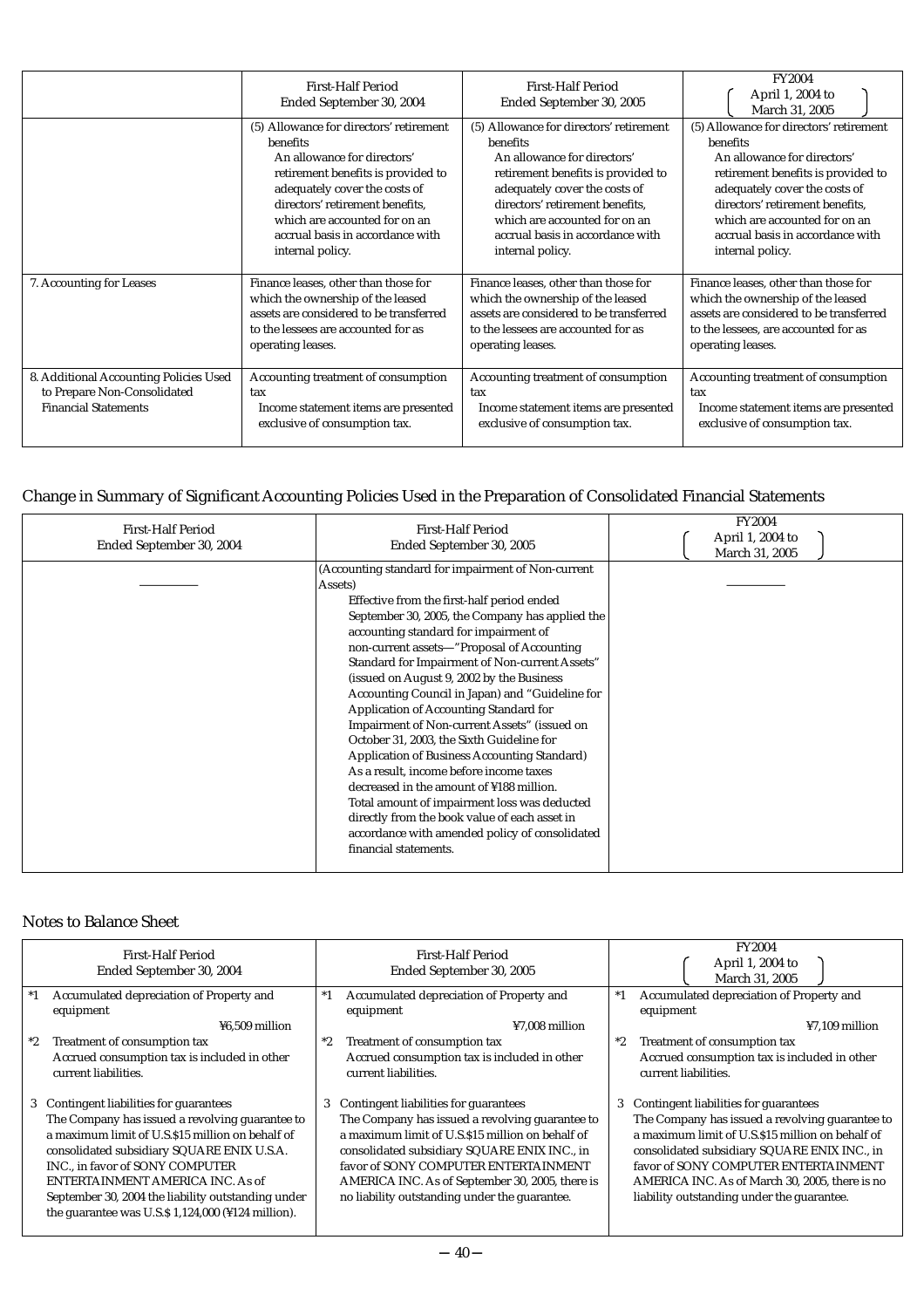| | First-Half Period Ended September 30, 2004 | First-Half Period Ended September 30, 2005 | FY2004 (April 1, 2004 to March 31, 2005) |
|---|---|---|---|
| | (5) Allowance for directors' retirement benefits<br>An allowance for directors' retirement benefits is provided to adequately cover the costs of directors' retirement benefits, which are accounted for on an accrual basis in accordance with internal policy. | (5) Allowance for directors' retirement benefits<br>An allowance for directors' retirement benefits is provided to adequately cover the costs of directors' retirement benefits, which are accounted for on an accrual basis in accordance with internal policy. | (5) Allowance for directors' retirement benefits<br>An allowance for directors' retirement benefits is provided to adequately cover the costs of directors' retirement benefits, which are accounted for on an accrual basis in accordance with internal policy. |
| 7. Accounting for Leases | Finance leases, other than those for which the ownership of the leased assets are considered to be transferred to the lessees are accounted for as operating leases. | Finance leases, other than those for which the ownership of the leased assets are considered to be transferred to the lessees are accounted for as operating leases. | Finance leases, other than those for which the ownership of the leased assets are considered to be transferred to the lessees, are accounted for as operating leases. |
| 8. Additional Accounting Policies Used to Prepare Non-Consolidated Financial Statements | Accounting treatment of consumption tax<br>Income statement items are presented exclusive of consumption tax. | Accounting treatment of consumption tax<br>Income statement items are presented exclusive of consumption tax. | Accounting treatment of consumption tax<br>Income statement items are presented exclusive of consumption tax. |

## Change in Summary of Significant Accounting Policies Used in the Preparation of Consolidated Financial Statements

| First-Half Period Ended September 30, 2004 | First-Half Period Ended September 30, 2005 | FY2004 (April 1, 2004 to March 31, 2005) |
|---|---|---|
| ――――― | (Accounting standard for impairment of Non-current Assets)<br>Effective from the first-half period ended September 30, 2005, the Company has applied the accounting standard for impairment of non-current assets—"Proposal of Accounting Standard for Impairment of Non-current Assets" (issued on August 9, 2002 by the Business Accounting Council in Japan) and "Guideline for Application of Accounting Standard for Impairment of Non-current Assets" (issued on October 31, 2003, the Sixth Guideline for Application of Business Accounting Standard) As a result, income before income taxes decreased in the amount of ¥188 million. Total amount of impairment loss was deducted directly from the book value of each asset in accordance with amended policy of consolidated financial statements. | ――――― |

## Notes to Balance Sheet

| First-Half Period Ended September 30, 2004 | First-Half Period Ended September 30, 2005 | FY2004 (April 1, 2004 to March 31, 2005) |
|---|---|---|
| *1 Accumulated depreciation of Property and equipment<br>¥6,509 million | *1 Accumulated depreciation of Property and equipment<br>¥7,008 million | *1 Accumulated depreciation of Property and equipment<br>¥7,109 million |
| *2 Treatment of consumption tax<br>Accrued consumption tax is included in other current liabilities. | *2 Treatment of consumption tax<br>Accrued consumption tax is included in other current liabilities. | *2 Treatment of consumption tax<br>Accrued consumption tax is included in other current liabilities. |
| 3 Contingent liabilities for guarantees<br>The Company has issued a revolving guarantee to a maximum limit of U.S.$15 million on behalf of consolidated subsidiary SQUARE ENIX U.S.A. INC., in favor of SONY COMPUTER ENTERTAINMENT AMERICA INC. As of September 30, 2004 the liability outstanding under the guarantee was U.S.$ 1,124,000 (¥124 million). | 3 Contingent liabilities for guarantees<br>The Company has issued a revolving guarantee to a maximum limit of U.S.$15 million on behalf of consolidated subsidiary SQUARE ENIX INC., in favor of SONY COMPUTER ENTERTAINMENT AMERICA INC. As of September 30, 2005, there is no liability outstanding under the guarantee. | 3 Contingent liabilities for guarantees<br>The Company has issued a revolving guarantee to a maximum limit of U.S.$15 million on behalf of consolidated subsidiary SQUARE ENIX INC., in favor of SONY COMPUTER ENTERTAINMENT AMERICA INC. As of March 30, 2005, there is no liability outstanding under the guarantee. |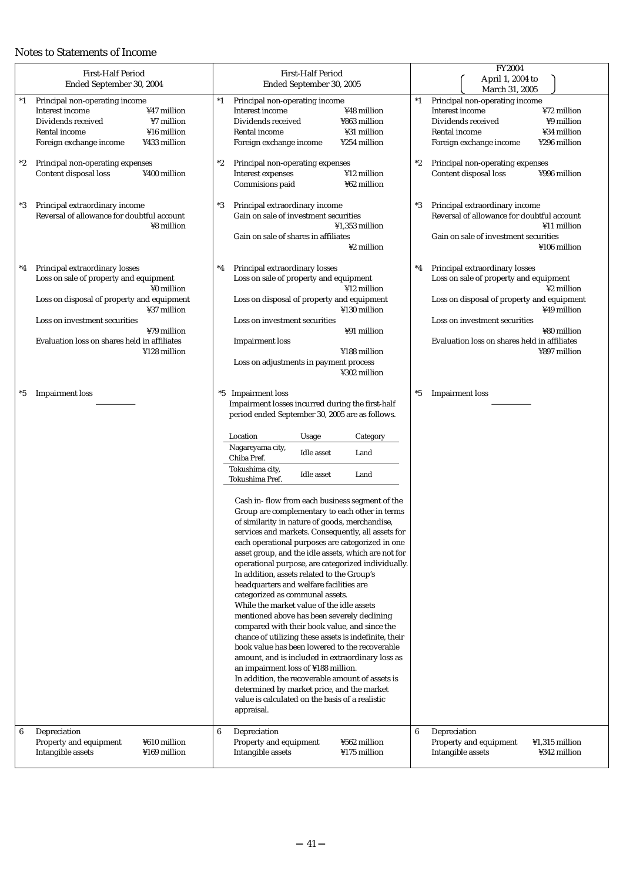## Notes to Statements of Income

| First-Half Period Ended September 30, 2004 | First-Half Period Ended September 30, 2005 | FY2004 (April 1, 2004 to March 31, 2005) |
|---|---|---|
| *1 Principal non-operating income<br>Interest income ¥47 million<br>Dividends received ¥7 million<br>Rental income ¥16 million<br>Foreign exchange income ¥433 million | *1 Principal non-operating income<br>Interest income ¥48 million<br>Dividends received ¥863 million<br>Rental income ¥31 million<br>Foreign exchange income ¥254 million | *1 Principal non-operating income<br>Interest income ¥72 million<br>Dividends received ¥9 million<br>Rental income ¥34 million<br>Foreign exchange income ¥296 million |
| *2 Principal non-operating expenses<br>Content disposal loss ¥400 million | *2 Principal non-operating expenses<br>Interest expenses ¥12 million<br>Commisions paid ¥62 million | *2 Principal non-operating expenses<br>Content disposal loss ¥996 million |
| *3 Principal extraordinary income<br>Reversal of allowance for doubtful account ¥8 million | *3 Principal extraordinary income<br>Gain on sale of investment securities ¥1,353 million<br>Gain on sale of shares in affiliates ¥2 million | *3 Principal extraordinary income<br>Reversal of allowance for doubtful account ¥11 million<br>Gain on sale of investment securities ¥106 million |
| *4 Principal extraordinary losses<br>Loss on sale of property and equipment ¥0 million<br>Loss on disposal of property and equipment ¥37 million<br>Loss on investment securities ¥79 million<br>Evaluation loss on shares held in affiliates ¥128 million | *4 Principal extraordinary losses<br>Loss on sale of property and equipment ¥12 million<br>Loss on disposal of property and equipment ¥130 million<br>Loss on investment securities ¥91 million<br>Impairment loss ¥188 million<br>Loss on adjustments in payment process ¥302 million | *4 Principal extraordinary losses<br>Loss on sale of property and equipment ¥2 million<br>Loss on disposal of property and equipment ¥49 million<br>Loss on investment securities ¥80 million<br>Evaluation loss on shares held in affiliates ¥897 million |
| *5 Impairment loss<br>――― | *5 Impairment loss<br>Impairment losses incurred during the first-half period ended September 30, 2005 are as follows.<br><br>Location / Usage / Category<br>Nagareyama city, Chiba Pref. / Idle asset / Land<br>Tokushima city, Tokushima Pref. / Idle asset / Land<br><br>Cash in- flow from each business segment of the Group are complementary to each other in terms of similarity in nature of goods, merchandise, services and markets. Consequently, all assets for each operational purposes are categorized in one asset group, and the idle assets, which are not for operational purpose, are categorized individually. In addition, assets related to the Group's headquarters and welfare facilities are categorized as communal assets.<br>While the market value of the idle assets mentioned above has been severely declining compared with their book value, and since the chance of utilizing these assets is indefinite, their book value has been lowered to the recoverable amount, and is included in extraordinary loss as an impairment loss of ¥188 million.<br>In addition, the recoverable amount of assets is determined by market price, and the market value is calculated on the basis of a realistic appraisal. | *5 Impairment loss<br>――― |
| 6 Depreciation<br>Property and equipment ¥610 million<br>Intangible assets ¥169 million | 6 Depreciation<br>Property and equipment ¥562 million<br>Intangible assets ¥175 million | 6 Depreciation<br>Property and equipment ¥1,315 million<br>Intangible assets ¥342 million |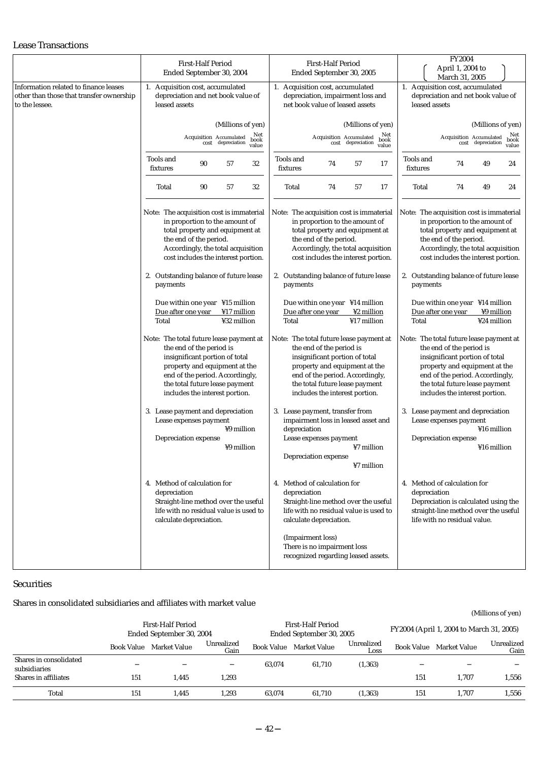## Lease Transactions

| | First-Half Period Ended September 30, 2004 | First-Half Period Ended September 30, 2005 | FY2004 (April 1, 2004 to March 31, 2005) |
|---|---|---|---|
| Information related to finance leases other than those that transfer ownership to the lessee. | 1. Acquisition cost, accumulated depreciation and net book value of leased assets | 1. Acquisition cost, accumulated depreciation, impairment loss and net book value of leased assets | 1. Acquisition cost, accumulated depreciation and net book value of leased assets |

(Millions of yen)

| Period | Item | Acquisition cost | Accumulated depreciation | Net book value |
|---|---|---|---|---|
| First-Half Period Ended September 30, 2004 | Tools and fixtures | 90 | 57 | 32 |
| | Total | 90 | 57 | 32 |
| First-Half Period Ended September 30, 2005 | Tools and fixtures | 74 | 57 | 17 |
| | Total | 74 | 57 | 17 |
| FY2004 | Tools and fixtures | 74 | 49 | 24 |
| | Total | 74 | 49 | 24 |

**First-Half Period Ended September 30, 2004**

Note: The acquisition cost is immaterial in proportion to the amount of total property and equipment at the end of the period. Accordingly, the total acquisition cost includes the interest portion.

2. Outstanding balance of future lease payments

Due within one year ¥15 million
Due after one year ¥17 million
Total ¥32 million

Note: The total future lease payment at the end of the period is insignificant portion of total property and equipment at the end of the period. Accordingly, the total future lease payment includes the interest portion.

3. Lease payment and depreciation
Lease expenses payment ¥9 million
Depreciation expense ¥9 million

4. Method of calculation for depreciation
Straight-line method over the useful life with no residual value is used to calculate depreciation.

**First-Half Period Ended September 30, 2005**

Note: The acquisition cost is immaterial in proportion to the amount of total property and equipment at the end of the period. Accordingly, the total acquisition cost includes the interest portion.

2. Outstanding balance of future lease payments

Due within one year ¥14 million
Due after one year ¥2 million
Total ¥17 million

Note: The total future lease payment at the end of the period is insignificant portion of total property and equipment at the end of the period. Accordingly, the total future lease payment includes the interest portion.

3. Lease payment, transfer from impairment loss in leased asset and depreciation
Lease expenses payment ¥7 million
Depreciation expense ¥7 million

4. Method of calculation for depreciation
Straight-line method over the useful life with no residual value is used to calculate depreciation.

(Impairment loss)
There is no impairment loss recognized regarding leased assets.

**FY2004 (April 1, 2004 to March 31, 2005)**

Note: The acquisition cost is immaterial in proportion to the amount of total property and equipment at the end of the period. Accordingly, the total acquisition cost includes the interest portion.

2. Outstanding balance of future lease payments

Due within one year ¥14 million
Due after one year ¥9 million
Total ¥24 million

Note: The total future lease payment at the end of the period is insignificant portion of total property and equipment at the end of the period. Accordingly, the total future lease payment includes the interest portion.

3. Lease payment and depreciation
Lease expenses payment ¥16 million
Depreciation expense ¥16 million

4. Method of calculation for depreciation
Depreciation is calculated using the straight-line method over the useful life with no residual value.

## Securities

### Shares in consolidated subsidiaries and affiliates with market value

(Millions of yen)

| | First-Half Period Ended September 30, 2004 | | | First-Half Period Ended September 30, 2005 | | | FY2004 (April 1, 2004 to March 31, 2005) | | |
|---|---|---|---|---|---|---|---|---|---|
| | Book Value | Market Value | Unrealized Gain | Book Value | Market Value | Unrealized Loss | Book Value | Market Value | Unrealized Gain |
| Shares in consolidated subsidiaries | – | – | – | 63,074 | 61,710 | (1,363) | – | – | – |
| Shares in affiliates | 151 | 1,445 | 1,293 | | | | 151 | 1,707 | 1,556 |
| Total | 151 | 1,445 | 1,293 | 63,074 | 61,710 | (1,363) | 151 | 1,707 | 1,556 |